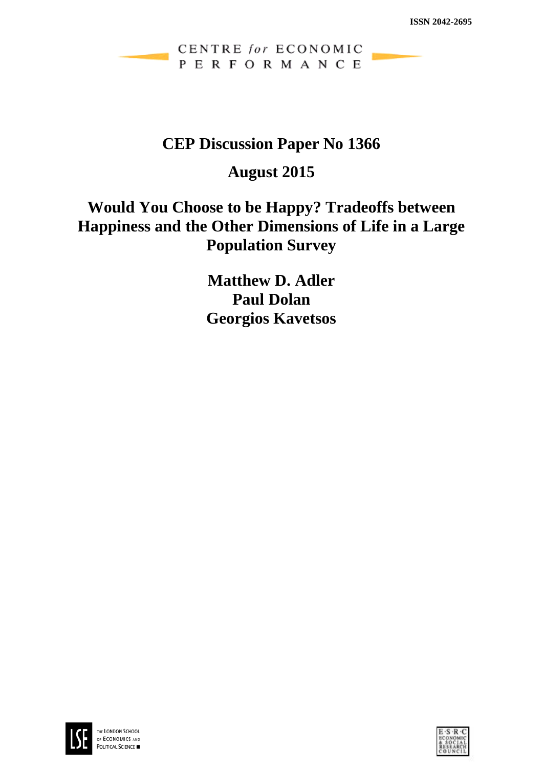ISSN 2042-2695

CENTRE *for* ECONOMIC PERFORMANCE

# CEP Discussion Paper No 1366

## August 2015

# Would You Choose to be Happy? Tradeoffs between Happiness and the Other Dimensions of Life in a Large Population Survey

**Matthew D. Adler**
**Paul Dolan**
**Georgios Kavetsos**

THE LONDON SCHOOL OF ECONOMICS AND POLITICAL SCIENCE

E·S·R·C ECONOMIC & SOCIAL RESEARCH COUNCIL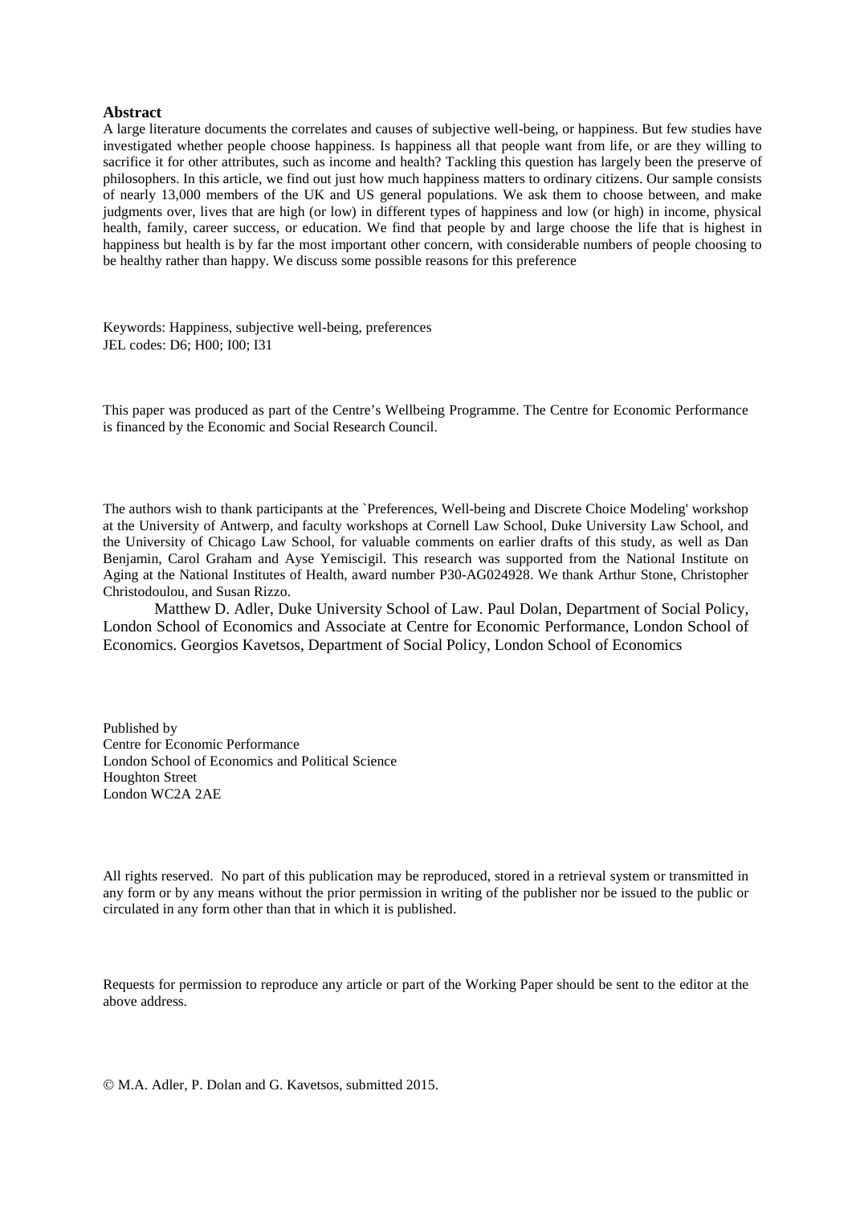## Abstract

A large literature documents the correlates and causes of subjective well-being, or happiness. But few studies have investigated whether people choose happiness. Is happiness all that people want from life, or are they willing to sacrifice it for other attributes, such as income and health? Tackling this question has largely been the preserve of philosophers. In this article, we find out just how much happiness matters to ordinary citizens. Our sample consists of nearly 13,000 members of the UK and US general populations. We ask them to choose between, and make judgments over, lives that are high (or low) in different types of happiness and low (or high) in income, physical health, family, career success, or education. We find that people by and large choose the life that is highest in happiness but health is by far the most important other concern, with considerable numbers of people choosing to be healthy rather than happy. We discuss some possible reasons for this preference

Keywords: Happiness, subjective well-being, preferences
JEL codes: D6; H00; I00; I31

This paper was produced as part of the Centre's Wellbeing Programme. The Centre for Economic Performance is financed by the Economic and Social Research Council.

The authors wish to thank participants at the `Preferences, Well-being and Discrete Choice Modeling' workshop at the University of Antwerp, and faculty workshops at Cornell Law School, Duke University Law School, and the University of Chicago Law School, for valuable comments on earlier drafts of this study, as well as Dan Benjamin, Carol Graham and Ayse Yemiscigil. This research was supported from the National Institute on Aging at the National Institutes of Health, award number P30-AG024928. We thank Arthur Stone, Christopher Christodoulou, and Susan Rizzo.

Matthew D. Adler, Duke University School of Law. Paul Dolan, Department of Social Policy, London School of Economics and Associate at Centre for Economic Performance, London School of Economics. Georgios Kavetsos, Department of Social Policy, London School of Economics

Published by
Centre for Economic Performance
London School of Economics and Political Science
Houghton Street
London WC2A 2AE

All rights reserved. No part of this publication may be reproduced, stored in a retrieval system or transmitted in any form or by any means without the prior permission in writing of the publisher nor be issued to the public or circulated in any form other than that in which it is published.

Requests for permission to reproduce any article or part of the Working Paper should be sent to the editor at the above address.

© M.A. Adler, P. Dolan and G. Kavetsos, submitted 2015.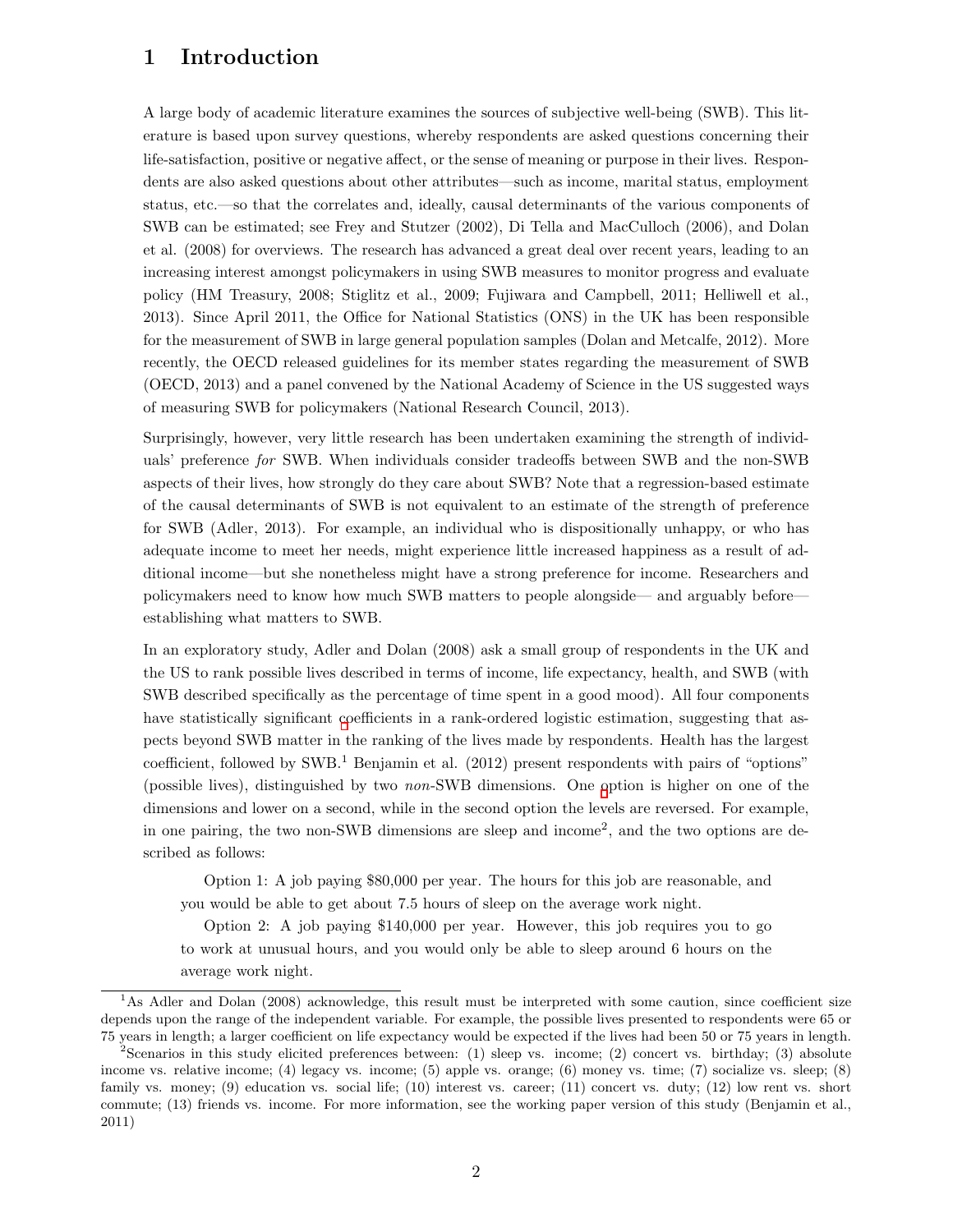# 1 Introduction

A large body of academic literature examines the sources of subjective well-being (SWB). This literature is based upon survey questions, whereby respondents are asked questions concerning their life-satisfaction, positive or negative affect, or the sense of meaning or purpose in their lives. Respondents are also asked questions about other attributes—such as income, marital status, employment status, etc.—so that the correlates and, ideally, causal determinants of the various components of SWB can be estimated; see Frey and Stutzer (2002), Di Tella and MacCulloch (2006), and Dolan et al. (2008) for overviews. The research has advanced a great deal over recent years, leading to an increasing interest amongst policymakers in using SWB measures to monitor progress and evaluate policy (HM Treasury, 2008; Stiglitz et al., 2009; Fujiwara and Campbell, 2011; Helliwell et al., 2013). Since April 2011, the Office for National Statistics (ONS) in the UK has been responsible for the measurement of SWB in large general population samples (Dolan and Metcalfe, 2012). More recently, the OECD released guidelines for its member states regarding the measurement of SWB (OECD, 2013) and a panel convened by the National Academy of Science in the US suggested ways of measuring SWB for policymakers (National Research Council, 2013).

Surprisingly, however, very little research has been undertaken examining the strength of individuals' preference *for* SWB. When individuals consider tradeoffs between SWB and the non-SWB aspects of their lives, how strongly do they care about SWB? Note that a regression-based estimate of the causal determinants of SWB is not equivalent to an estimate of the strength of preference for SWB (Adler, 2013). For example, an individual who is dispositionally unhappy, or who has adequate income to meet her needs, might experience little increased happiness as a result of additional income—but she nonetheless might have a strong preference for income. Researchers and policymakers need to know how much SWB matters to people alongside— and arguably before— establishing what matters to SWB.

In an exploratory study, Adler and Dolan (2008) ask a small group of respondents in the UK and the US to rank possible lives described in terms of income, life expectancy, health, and SWB (with SWB described specifically as the percentage of time spent in a good mood). All four components have statistically significant coefficients in a rank-ordered logistic estimation, suggesting that aspects beyond SWB matter in the ranking of the lives made by respondents. Health has the largest coefficient, followed by SWB.[1] Benjamin et al. (2012) present respondents with pairs of "options" (possible lives), distinguished by two *non*-SWB dimensions. One option is higher on one of the dimensions and lower on a second, while in the second option the levels are reversed. For example, in one pairing, the two non-SWB dimensions are sleep and income[2], and the two options are described as follows:

> Option 1: A job paying $80,000 per year. The hours for this job are reasonable, and you would be able to get about 7.5 hours of sleep on the average work night.
>
> Option 2: A job paying $140,000 per year. However, this job requires you to go to work at unusual hours, and you would only be able to sleep around 6 hours on the average work night.

[1] As Adler and Dolan (2008) acknowledge, this result must be interpreted with some caution, since coefficient size depends upon the range of the independent variable. For example, the possible lives presented to respondents were 65 or 75 years in length; a larger coefficient on life expectancy would be expected if the lives had been 50 or 75 years in length.

[2] Scenarios in this study elicited preferences between: (1) sleep vs. income; (2) concert vs. birthday; (3) absolute income vs. relative income; (4) legacy vs. income; (5) apple vs. orange; (6) money vs. time; (7) socialize vs. sleep; (8) family vs. money; (9) education vs. social life; (10) interest vs. career; (11) concert vs. duty; (12) low rent vs. short commute; (13) friends vs. income. For more information, see the working paper version of this study (Benjamin et al., 2011)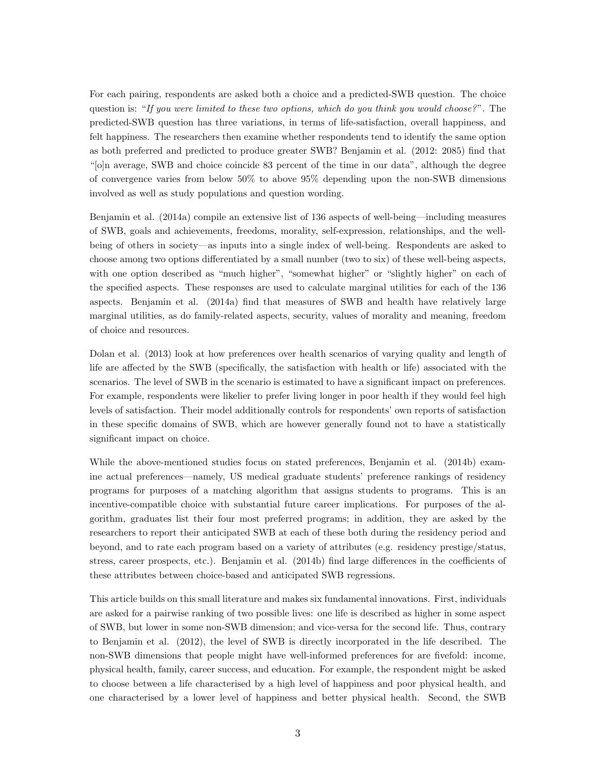For each pairing, respondents are asked both a choice and a predicted-SWB question. The choice question is: "*If you were limited to these two options, which do you think you would choose?*". The predicted-SWB question has three variations, in terms of life-satisfaction, overall happiness, and felt happiness. The researchers then examine whether respondents tend to identify the same option as both preferred and predicted to produce greater SWB? Benjamin et al. (2012: 2085) find that "[o]n average, SWB and choice coincide 83 percent of the time in our data", although the degree of convergence varies from below 50% to above 95% depending upon the non-SWB dimensions involved as well as study populations and question wording.

Benjamin et al. (2014a) compile an extensive list of 136 aspects of well-being—including measures of SWB, goals and achievements, freedoms, morality, self-expression, relationships, and the well-being of others in society—as inputs into a single index of well-being. Respondents are asked to choose among two options differentiated by a small number (two to six) of these well-being aspects, with one option described as "much higher", "somewhat higher" or "slightly higher" on each of the specified aspects. These responses are used to calculate marginal utilities for each of the 136 aspects. Benjamin et al. (2014a) find that measures of SWB and health have relatively large marginal utilities, as do family-related aspects, security, values of morality and meaning, freedom of choice and resources.

Dolan et al. (2013) look at how preferences over health scenarios of varying quality and length of life are affected by the SWB (specifically, the satisfaction with health or life) associated with the scenarios. The level of SWB in the scenario is estimated to have a significant impact on preferences. For example, respondents were likelier to prefer living longer in poor health if they would feel high levels of satisfaction. Their model additionally controls for respondents' own reports of satisfaction in these specific domains of SWB, which are however generally found not to have a statistically significant impact on choice.

While the above-mentioned studies focus on stated preferences, Benjamin et al. (2014b) examine actual preferences—namely, US medical graduate students' preference rankings of residency programs for purposes of a matching algorithm that assigns students to programs. This is an incentive-compatible choice with substantial future career implications. For purposes of the algorithm, graduates list their four most preferred programs; in addition, they are asked by the researchers to report their anticipated SWB at each of these both during the residency period and beyond, and to rate each program based on a variety of attributes (e.g. residency prestige/status, stress, career prospects, etc.). Benjamin et al. (2014b) find large differences in the coefficients of these attributes between choice-based and anticipated SWB regressions.

This article builds on this small literature and makes six fundamental innovations. First, individuals are asked for a pairwise ranking of two possible lives: one life is described as higher in some aspect of SWB, but lower in some non-SWB dimension; and vice-versa for the second life. Thus, contrary to Benjamin et al. (2012), the level of SWB is directly incorporated in the life described. The non-SWB dimensions that people might have well-informed preferences for are fivefold: income, physical health, family, career success, and education. For example, the respondent might be asked to choose between a life characterised by a high level of happiness and poor physical health, and one characterised by a lower level of happiness and better physical health. Second, the SWB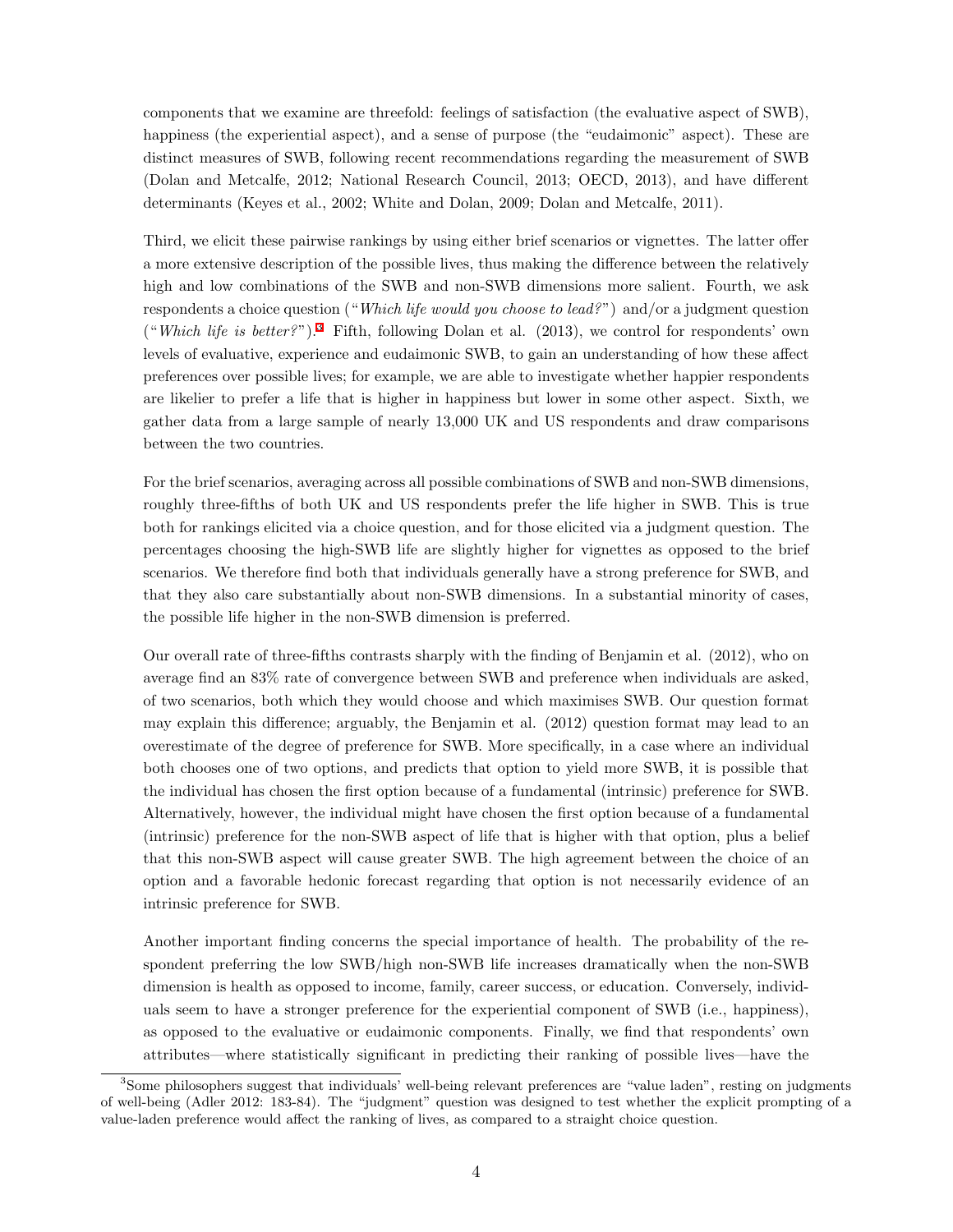components that we examine are threefold: feelings of satisfaction (the evaluative aspect of SWB), happiness (the experiential aspect), and a sense of purpose (the "eudaimonic" aspect). These are distinct measures of SWB, following recent recommendations regarding the measurement of SWB (Dolan and Metcalfe, 2012; National Research Council, 2013; OECD, 2013), and have different determinants (Keyes et al., 2002; White and Dolan, 2009; Dolan and Metcalfe, 2011).

Third, we elicit these pairwise rankings by using either brief scenarios or vignettes. The latter offer a more extensive description of the possible lives, thus making the difference between the relatively high and low combinations of the SWB and non-SWB dimensions more salient. Fourth, we ask respondents a choice question ("*Which life would you choose to lead?*") and/or a judgment question ("*Which life is better?*").[3] Fifth, following Dolan et al. (2013), we control for respondents' own levels of evaluative, experience and eudaimonic SWB, to gain an understanding of how these affect preferences over possible lives; for example, we are able to investigate whether happier respondents are likelier to prefer a life that is higher in happiness but lower in some other aspect. Sixth, we gather data from a large sample of nearly 13,000 UK and US respondents and draw comparisons between the two countries.

For the brief scenarios, averaging across all possible combinations of SWB and non-SWB dimensions, roughly three-fifths of both UK and US respondents prefer the life higher in SWB. This is true both for rankings elicited via a choice question, and for those elicited via a judgment question. The percentages choosing the high-SWB life are slightly higher for vignettes as opposed to the brief scenarios. We therefore find both that individuals generally have a strong preference for SWB, and that they also care substantially about non-SWB dimensions. In a substantial minority of cases, the possible life higher in the non-SWB dimension is preferred.

Our overall rate of three-fifths contrasts sharply with the finding of Benjamin et al. (2012), who on average find an 83% rate of convergence between SWB and preference when individuals are asked, of two scenarios, both which they would choose and which maximises SWB. Our question format may explain this difference; arguably, the Benjamin et al. (2012) question format may lead to an overestimate of the degree of preference for SWB. More specifically, in a case where an individual both chooses one of two options, and predicts that option to yield more SWB, it is possible that the individual has chosen the first option because of a fundamental (intrinsic) preference for SWB. Alternatively, however, the individual might have chosen the first option because of a fundamental (intrinsic) preference for the non-SWB aspect of life that is higher with that option, plus a belief that this non-SWB aspect will cause greater SWB. The high agreement between the choice of an option and a favorable hedonic forecast regarding that option is not necessarily evidence of an intrinsic preference for SWB.

Another important finding concerns the special importance of health. The probability of the respondent preferring the low SWB/high non-SWB life increases dramatically when the non-SWB dimension is health as opposed to income, family, career success, or education. Conversely, individuals seem to have a stronger preference for the experiential component of SWB (i.e., happiness), as opposed to the evaluative or eudaimonic components. Finally, we find that respondents' own attributes—where statistically significant in predicting their ranking of possible lives—have the

[3] Some philosophers suggest that individuals' well-being relevant preferences are "value laden", resting on judgments of well-being (Adler 2012: 183-84). The "judgment" question was designed to test whether the explicit prompting of a value-laden preference would affect the ranking of lives, as compared to a straight choice question.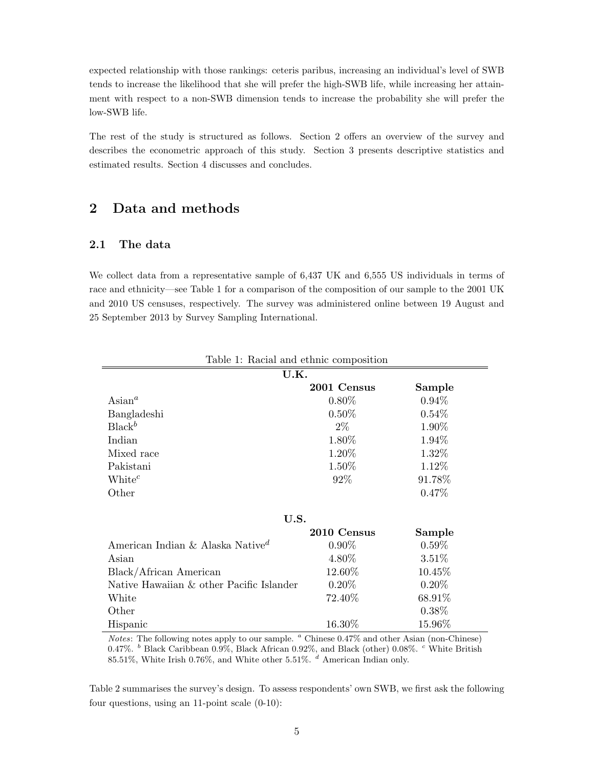expected relationship with those rankings: ceteris paribus, increasing an individual's level of SWB tends to increase the likelihood that she will prefer the high-SWB life, while increasing her attainment with respect to a non-SWB dimension tends to increase the probability she will prefer the low-SWB life.

The rest of the study is structured as follows. Section 2 offers an overview of the survey and describes the econometric approach of this study. Section 3 presents descriptive statistics and estimated results. Section 4 discusses and concludes.

## 2 Data and methods

### 2.1 The data

We collect data from a representative sample of 6,437 UK and 6,555 US individuals in terms of race and ethnicity—see Table 1 for a comparison of the composition of our sample to the 2001 UK and 2010 US censuses, respectively. The survey was administered online between 19 August and 25 September 2013 by Survey Sampling International.

Table 1: Racial and ethnic composition

| | | |
|---|---|---|
| **U.K.** | | |
| | **2001 Census** | **Sample** |
| Asian[a] | 0.80% | 0.94% |
| Bangladeshi | 0.50% | 0.54% |
| Black[b] | 2% | 1.90% |
| Indian | 1.80% | 1.94% |
| Mixed race | 1.20% | 1.32% |
| Pakistani | 1.50% | 1.12% |
| White[c] | 92% | 91.78% |
| Other | | 0.47% |
| **U.S.** | | |
| | **2010 Census** | **Sample** |
| American Indian & Alaska Native[d] | 0.90% | 0.59% |
| Asian | 4.80% | 3.51% |
| Black/African American | 12.60% | 10.45% |
| Native Hawaiian & other Pacific Islander | 0.20% | 0.20% |
| White | 72.40% | 68.91% |
| Other | | 0.38% |
| Hispanic | 16.30% | 15.96% |

*Notes*: The following notes apply to our sample. [a] Chinese 0.47% and other Asian (non-Chinese) 0.47%. [b] Black Caribbean 0.9%, Black African 0.92%, and Black (other) 0.08%. [c] White British 85.51%, White Irish 0.76%, and White other 5.51%. [d] American Indian only.

Table 2 summarises the survey's design. To assess respondents' own SWB, we first ask the following four questions, using an 11-point scale (0-10):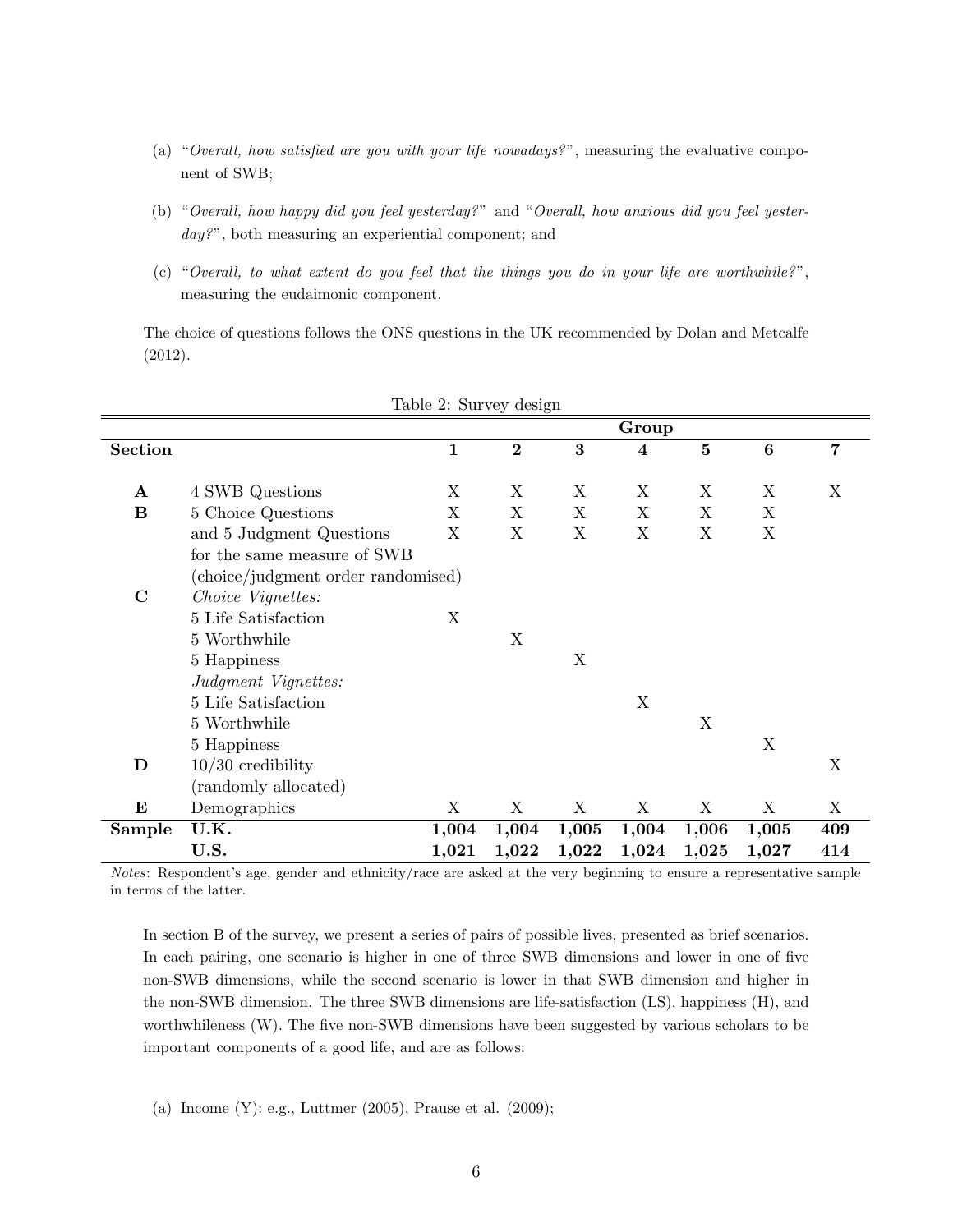(a) "*Overall, how satisfied are you with your life nowadays?*", measuring the evaluative component of SWB;

(b) "*Overall, how happy did you feel yesterday?*" and "*Overall, how anxious did you feel yesterday?*", both measuring an experiential component; and

(c) "*Overall, to what extent do you feel that the things you do in your life are worthwhile?*", measuring the eudaimonic component.

The choice of questions follows the ONS questions in the UK recommended by Dolan and Metcalfe (2012).

Table 2: Survey design

| | | Group | | | | | | |
|---|---|---|---|---|---|---|---|---|
| **Section** | | **1** | **2** | **3** | **4** | **5** | **6** | **7** |
| **A** | 4 SWB Questions | X | X | X | X | X | X | X |
| **B** | 5 Choice Questions | X | X | X | X | X | X | |
| | and 5 Judgment Questions | X | X | X | X | X | X | |
| | for the same measure of SWB | | | | | | | |
| | (choice/judgment order randomised) | | | | | | | |
| **C** | *Choice Vignettes:* | | | | | | | |
| | 5 Life Satisfaction | X | | | | | | |
| | 5 Worthwhile | | X | | | | | |
| | 5 Happiness | | | X | | | | |
| | *Judgment Vignettes:* | | | | | | | |
| | 5 Life Satisfaction | | | | X | | | |
| | 5 Worthwhile | | | | | X | | |
| | 5 Happiness | | | | | | X | |
| **D** | 10/30 credibility | | | | | | | X |
| | (randomly allocated) | | | | | | | |
| **E** | Demographics | X | X | X | X | X | X | X |
| **Sample** | **U.K.** | **1,004** | **1,004** | **1,005** | **1,004** | **1,006** | **1,005** | **409** |
| | **U.S.** | **1,021** | **1,022** | **1,022** | **1,024** | **1,025** | **1,027** | **414** |

*Notes*: Respondent's age, gender and ethnicity/race are asked at the very beginning to ensure a representative sample in terms of the latter.

In section B of the survey, we present a series of pairs of possible lives, presented as brief scenarios. In each pairing, one scenario is higher in one of three SWB dimensions and lower in one of five non-SWB dimensions, while the second scenario is lower in that SWB dimension and higher in the non-SWB dimension. The three SWB dimensions are life-satisfaction (LS), happiness (H), and worthwhileness (W). The five non-SWB dimensions have been suggested by various scholars to be important components of a good life, and are as follows:

(a) Income (Y): e.g., Luttmer (2005), Prause et al. (2009);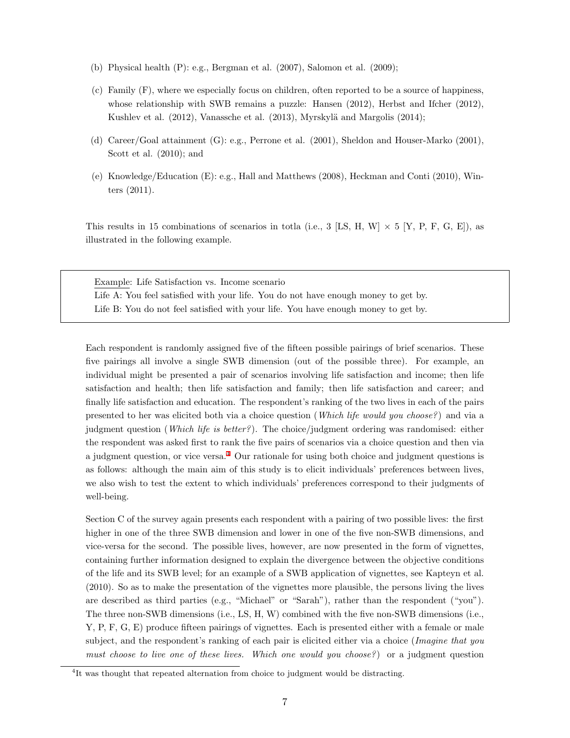(b) Physical health (P): e.g., Bergman et al. (2007), Salomon et al. (2009);

(c) Family (F), where we especially focus on children, often reported to be a source of happiness, whose relationship with SWB remains a puzzle: Hansen (2012), Herbst and Ifcher (2012), Kushlev et al. (2012), Vanassche et al. (2013), Myrskylä and Margolis (2014);

(d) Career/Goal attainment (G): e.g., Perrone et al. (2001), Sheldon and Houser-Marko (2001), Scott et al. (2010); and

(e) Knowledge/Education (E): e.g., Hall and Matthews (2008), Heckman and Conti (2010), Winters (2011).

This results in 15 combinations of scenarios in totla (i.e., 3 [LS, H, W] × 5 [Y, P, F, G, E]), as illustrated in the following example.

> Example: Life Satisfaction vs. Income scenario
> Life A: You feel satisfied with your life. You do not have enough money to get by.
> Life B: You do not feel satisfied with your life. You have enough money to get by.

Each respondent is randomly assigned five of the fifteen possible pairings of brief scenarios. These five pairings all involve a single SWB dimension (out of the possible three). For example, an individual might be presented a pair of scenarios involving life satisfaction and income; then life satisfaction and health; then life satisfaction and family; then life satisfaction and career; and finally life satisfaction and education. The respondent's ranking of the two lives in each of the pairs presented to her was elicited both via a choice question (*Which life would you choose?*) and via a judgment question (*Which life is better?*). The choice/judgment ordering was randomised: either the respondent was asked first to rank the five pairs of scenarios via a choice question and then via a judgment question, or vice versa.[4] Our rationale for using both choice and judgment questions is as follows: although the main aim of this study is to elicit individuals' preferences between lives, we also wish to test the extent to which individuals' preferences correspond to their judgments of well-being.

Section C of the survey again presents each respondent with a pairing of two possible lives: the first higher in one of the three SWB dimension and lower in one of the five non-SWB dimensions, and vice-versa for the second. The possible lives, however, are now presented in the form of vignettes, containing further information designed to explain the divergence between the objective conditions of the life and its SWB level; for an example of a SWB application of vignettes, see Kapteyn et al. (2010). So as to make the presentation of the vignettes more plausible, the persons living the lives are described as third parties (e.g., "Michael" or "Sarah"), rather than the respondent ("you"). The three non-SWB dimensions (i.e., LS, H, W) combined with the five non-SWB dimensions (i.e., Y, P, F, G, E) produce fifteen pairings of vignettes. Each is presented either with a female or male subject, and the respondent's ranking of each pair is elicited either via a choice (*Imagine that you must choose to live one of these lives. Which one would you choose?*) or a judgment question

[4] It was thought that repeated alternation from choice to judgment would be distracting.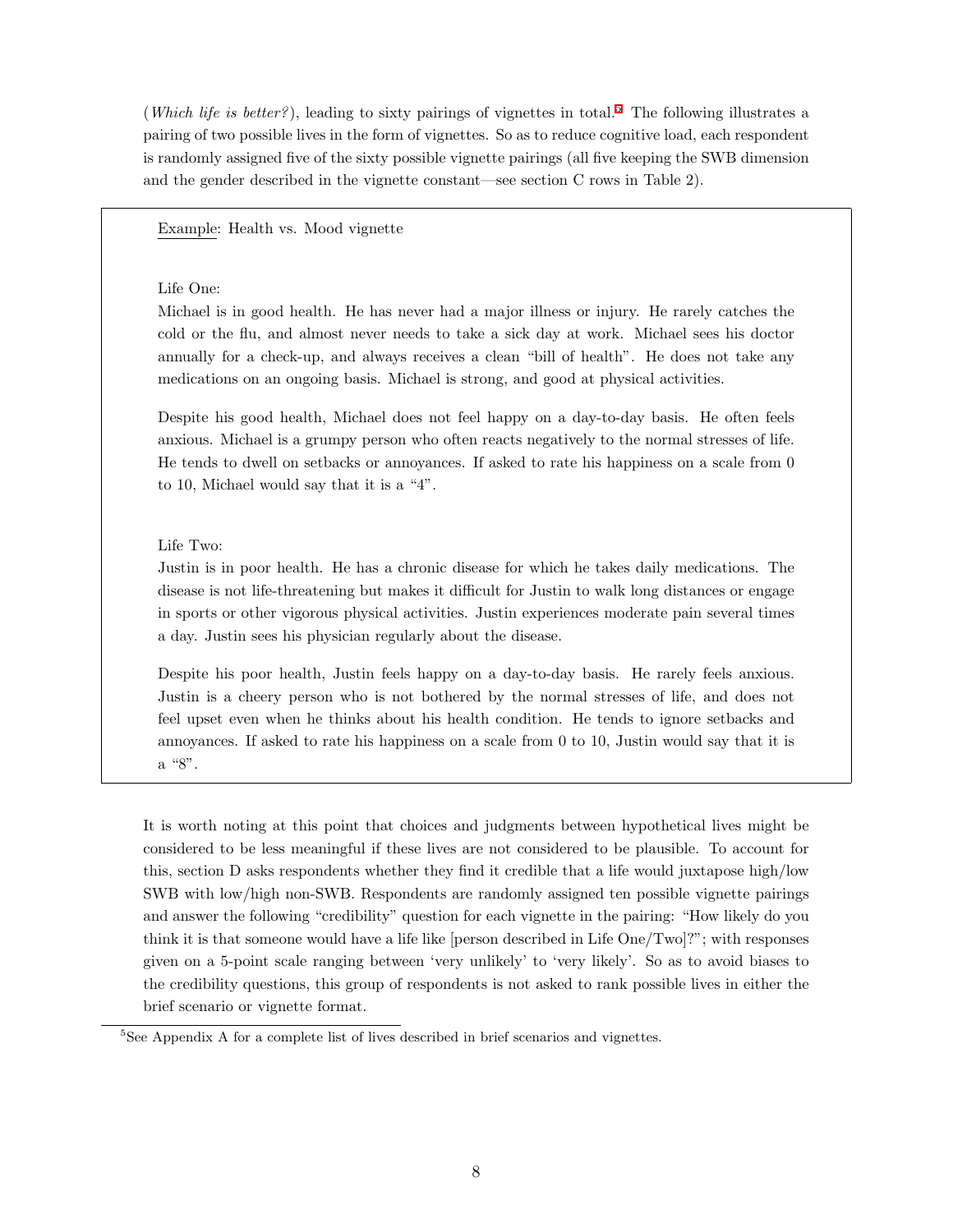(*Which life is better?*), leading to sixty pairings of vignettes in total.[5] The following illustrates a pairing of two possible lives in the form of vignettes. So as to reduce cognitive load, each respondent is randomly assigned five of the sixty possible vignette pairings (all five keeping the SWB dimension and the gender described in the vignette constant—see section C rows in Table 2).

> Example: Health vs. Mood vignette
>
> Life One:
> Michael is in good health. He has never had a major illness or injury. He rarely catches the cold or the flu, and almost never needs to take a sick day at work. Michael sees his doctor annually for a check-up, and always receives a clean "bill of health". He does not take any medications on an ongoing basis. Michael is strong, and good at physical activities.
>
> Despite his good health, Michael does not feel happy on a day-to-day basis. He often feels anxious. Michael is a grumpy person who often reacts negatively to the normal stresses of life. He tends to dwell on setbacks or annoyances. If asked to rate his happiness on a scale from 0 to 10, Michael would say that it is a "4".
>
> Life Two:
> Justin is in poor health. He has a chronic disease for which he takes daily medications. The disease is not life-threatening but makes it difficult for Justin to walk long distances or engage in sports or other vigorous physical activities. Justin experiences moderate pain several times a day. Justin sees his physician regularly about the disease.
>
> Despite his poor health, Justin feels happy on a day-to-day basis. He rarely feels anxious. Justin is a cheery person who is not bothered by the normal stresses of life, and does not feel upset even when he thinks about his health condition. He tends to ignore setbacks and annoyances. If asked to rate his happiness on a scale from 0 to 10, Justin would say that it is a "8".

It is worth noting at this point that choices and judgments between hypothetical lives might be considered to be less meaningful if these lives are not considered to be plausible. To account for this, section D asks respondents whether they find it credible that a life would juxtapose high/low SWB with low/high non-SWB. Respondents are randomly assigned ten possible vignette pairings and answer the following "credibility" question for each vignette in the pairing: "How likely do you think it is that someone would have a life like [person described in Life One/Two]?"; with responses given on a 5-point scale ranging between 'very unlikely' to 'very likely'. So as to avoid biases to the credibility questions, this group of respondents is not asked to rank possible lives in either the brief scenario or vignette format.

[5] See Appendix A for a complete list of lives described in brief scenarios and vignettes.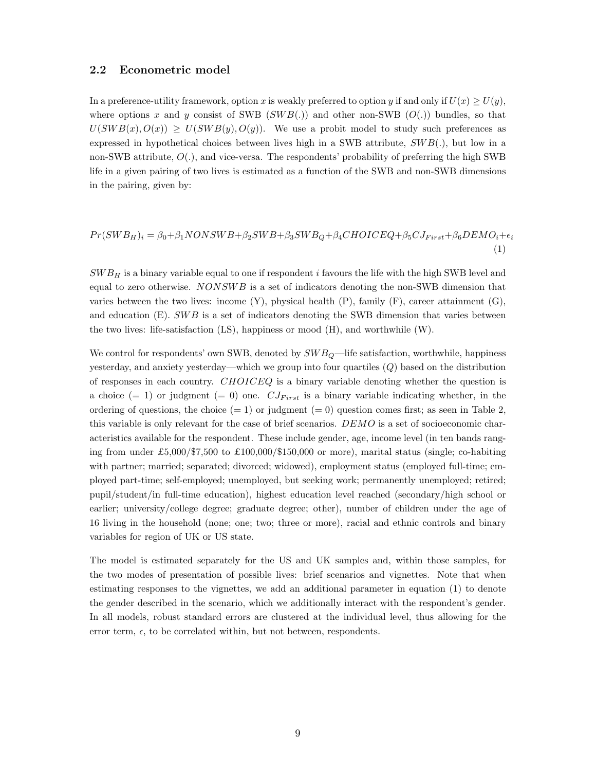### 2.2 Econometric model

In a preference-utility framework, option $x$ is weakly preferred to option $y$ if and only if $U(x) \geq U(y)$, where options $x$ and $y$ consist of SWB ($SWB(.)$) and other non-SWB ($O(.)$) bundles, so that $U(SWB(x), O(x)) \geq U(SWB(y), O(y))$. We use a probit model to study such preferences as expressed in hypothetical choices between lives high in a SWB attribute, $SWB(.)$, but low in a non-SWB attribute, $O(.)$, and vice-versa. The respondents' probability of preferring the high SWB life in a given pairing of two lives is estimated as a function of the SWB and non-SWB dimensions in the pairing, given by:

$$Pr(SWB_H)_i = \beta_0 + \beta_1 NONSWB + \beta_2 SWB + \beta_3 SWB_Q + \beta_4 CHOICEQ + \beta_5 CJ_{First} + \beta_6 DEMO_i + \epsilon_i \quad (1)$$

$SWB_H$ is a binary variable equal to one if respondent $i$ favours the life with the high SWB level and equal to zero otherwise. $NONSWB$ is a set of indicators denoting the non-SWB dimension that varies between the two lives: income (Y), physical health (P), family (F), career attainment (G), and education (E). $SWB$ is a set of indicators denoting the SWB dimension that varies between the two lives: life-satisfaction (LS), happiness or mood (H), and worthwhile (W).

We control for respondents' own SWB, denoted by $SWB_Q$—life satisfaction, worthwhile, happiness yesterday, and anxiety yesterday—which we group into four quartiles ($Q$) based on the distribution of responses in each country. $CHOICEQ$ is a binary variable denoting whether the question is a choice (= 1) or judgment (= 0) one. $CJ_{First}$ is a binary variable indicating whether, in the ordering of questions, the choice (= 1) or judgment (= 0) question comes first; as seen in Table 2, this variable is only relevant for the case of brief scenarios. $DEMO$ is a set of socioeconomic characteristics available for the respondent. These include gender, age, income level (in ten bands ranging from under £5,000/$7,500 to £100,000/$150,000 or more), marital status (single; co-habiting with partner; married; separated; divorced; widowed), employment status (employed full-time; employed part-time; self-employed; unemployed, but seeking work; permanently unemployed; retired; pupil/student/in full-time education), highest education level reached (secondary/high school or earlier; university/college degree; graduate degree; other), number of children under the age of 16 living in the household (none; one; two; three or more), racial and ethnic controls and binary variables for region of UK or US state.

The model is estimated separately for the US and UK samples and, within those samples, for the two modes of presentation of possible lives: brief scenarios and vignettes. Note that when estimating responses to the vignettes, we add an additional parameter in equation (1) to denote the gender described in the scenario, which we additionally interact with the respondent's gender. In all models, robust standard errors are clustered at the individual level, thus allowing for the error term, $\epsilon$, to be correlated within, but not between, respondents.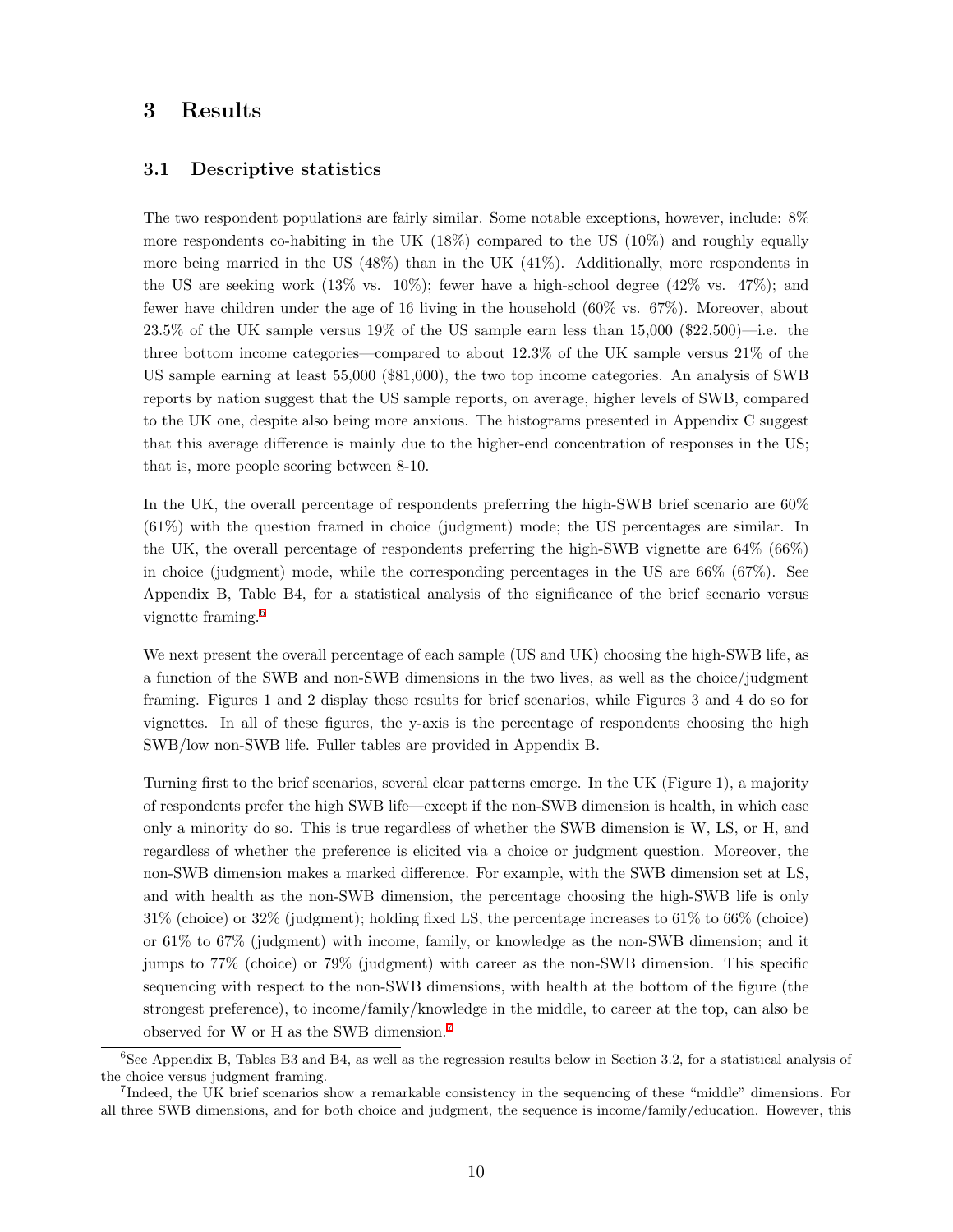# 3 Results

## 3.1 Descriptive statistics

The two respondent populations are fairly similar. Some notable exceptions, however, include: 8% more respondents co-habiting in the UK (18%) compared to the US (10%) and roughly equally more being married in the US (48%) than in the UK (41%). Additionally, more respondents in the US are seeking work (13% vs. 10%); fewer have a high-school degree (42% vs. 47%); and fewer have children under the age of 16 living in the household (60% vs. 67%). Moreover, about 23.5% of the UK sample versus 19% of the US sample earn less than 15,000 ($22,500)—i.e. the three bottom income categories—compared to about 12.3% of the UK sample versus 21% of the US sample earning at least 55,000 ($81,000), the two top income categories. An analysis of SWB reports by nation suggest that the US sample reports, on average, higher levels of SWB, compared to the UK one, despite also being more anxious. The histograms presented in Appendix C suggest that this average difference is mainly due to the higher-end concentration of responses in the US; that is, more people scoring between 8-10.

In the UK, the overall percentage of respondents preferring the high-SWB brief scenario are 60% (61%) with the question framed in choice (judgment) mode; the US percentages are similar. In the UK, the overall percentage of respondents preferring the high-SWB vignette are 64% (66%) in choice (judgment) mode, while the corresponding percentages in the US are 66% (67%). See Appendix B, Table B4, for a statistical analysis of the significance of the brief scenario versus vignette framing.[6]

We next present the overall percentage of each sample (US and UK) choosing the high-SWB life, as a function of the SWB and non-SWB dimensions in the two lives, as well as the choice/judgment framing. Figures 1 and 2 display these results for brief scenarios, while Figures 3 and 4 do so for vignettes. In all of these figures, the y-axis is the percentage of respondents choosing the high SWB/low non-SWB life. Fuller tables are provided in Appendix B.

Turning first to the brief scenarios, several clear patterns emerge. In the UK (Figure 1), a majority of respondents prefer the high SWB life—except if the non-SWB dimension is health, in which case only a minority do so. This is true regardless of whether the SWB dimension is W, LS, or H, and regardless of whether the preference is elicited via a choice or judgment question. Moreover, the non-SWB dimension makes a marked difference. For example, with the SWB dimension set at LS, and with health as the non-SWB dimension, the percentage choosing the high-SWB life is only 31% (choice) or 32% (judgment); holding fixed LS, the percentage increases to 61% to 66% (choice) or 61% to 67% (judgment) with income, family, or knowledge as the non-SWB dimension; and it jumps to 77% (choice) or 79% (judgment) with career as the non-SWB dimension. This specific sequencing with respect to the non-SWB dimensions, with health at the bottom of the figure (the strongest preference), to income/family/knowledge in the middle, to career at the top, can also be observed for W or H as the SWB dimension.[7]

[6] See Appendix B, Tables B3 and B4, as well as the regression results below in Section 3.2, for a statistical analysis of the choice versus judgment framing.

[7] Indeed, the UK brief scenarios show a remarkable consistency in the sequencing of these "middle" dimensions. For all three SWB dimensions, and for both choice and judgment, the sequence is income/family/education. However, this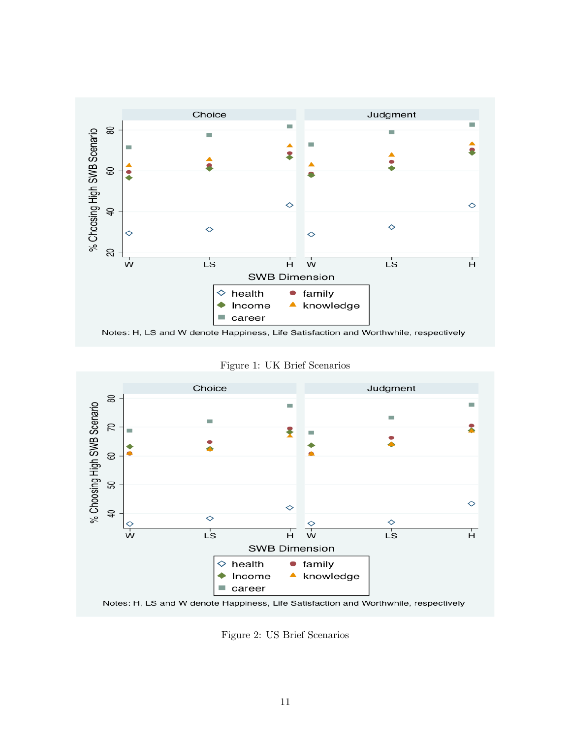Figure 1: UK Brief Scenarios

Figure 2: US Brief Scenarios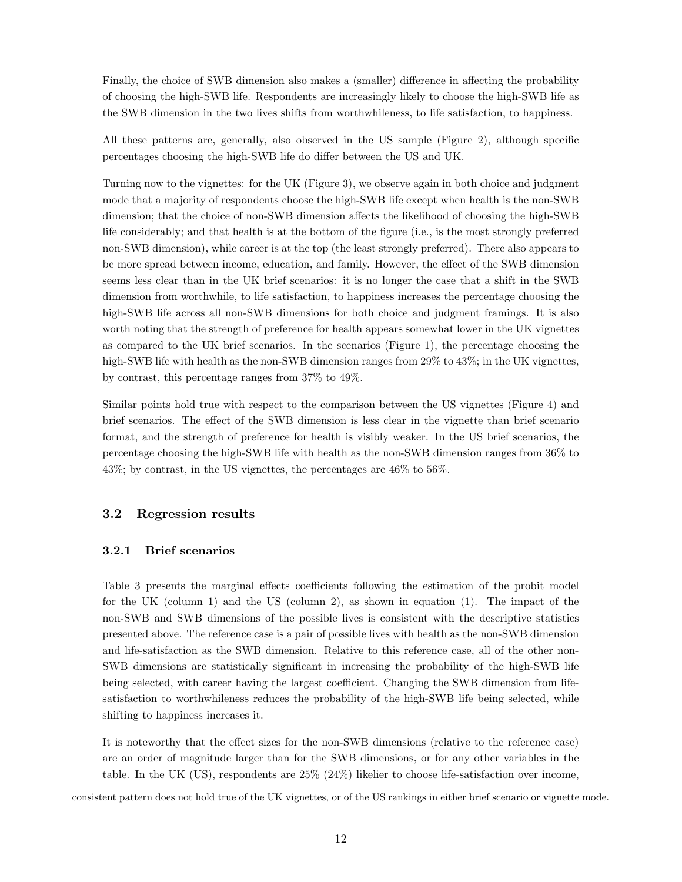Finally, the choice of SWB dimension also makes a (smaller) difference in affecting the probability of choosing the high-SWB life. Respondents are increasingly likely to choose the high-SWB life as the SWB dimension in the two lives shifts from worthwhileness, to life satisfaction, to happiness.

All these patterns are, generally, also observed in the US sample (Figure 2), although specific percentages choosing the high-SWB life do differ between the US and UK.

Turning now to the vignettes: for the UK (Figure 3), we observe again in both choice and judgment mode that a majority of respondents choose the high-SWB life except when health is the non-SWB dimension; that the choice of non-SWB dimension affects the likelihood of choosing the high-SWB life considerably; and that health is at the bottom of the figure (i.e., is the most strongly preferred non-SWB dimension), while career is at the top (the least strongly preferred). There also appears to be more spread between income, education, and family. However, the effect of the SWB dimension seems less clear than in the UK brief scenarios: it is no longer the case that a shift in the SWB dimension from worthwhile, to life satisfaction, to happiness increases the percentage choosing the high-SWB life across all non-SWB dimensions for both choice and judgment framings. It is also worth noting that the strength of preference for health appears somewhat lower in the UK vignettes as compared to the UK brief scenarios. In the scenarios (Figure 1), the percentage choosing the high-SWB life with health as the non-SWB dimension ranges from 29% to 43%; in the UK vignettes, by contrast, this percentage ranges from 37% to 49%.

Similar points hold true with respect to the comparison between the US vignettes (Figure 4) and brief scenarios. The effect of the SWB dimension is less clear in the vignette than brief scenario format, and the strength of preference for health is visibly weaker. In the US brief scenarios, the percentage choosing the high-SWB life with health as the non-SWB dimension ranges from 36% to 43%; by contrast, in the US vignettes, the percentages are 46% to 56%.

## 3.2 Regression results

### 3.2.1 Brief scenarios

Table 3 presents the marginal effects coefficients following the estimation of the probit model for the UK (column 1) and the US (column 2), as shown in equation (1). The impact of the non-SWB and SWB dimensions of the possible lives is consistent with the descriptive statistics presented above. The reference case is a pair of possible lives with health as the non-SWB dimension and life-satisfaction as the SWB dimension. Relative to this reference case, all of the other non-SWB dimensions are statistically significant in increasing the probability of the high-SWB life being selected, with career having the largest coefficient. Changing the SWB dimension from life-satisfaction to worthwhileness reduces the probability of the high-SWB life being selected, while shifting to happiness increases it.

It is noteworthy that the effect sizes for the non-SWB dimensions (relative to the reference case) are an order of magnitude larger than for the SWB dimensions, or for any other variables in the table. In the UK (US), respondents are 25% (24%) likelier to choose life-satisfaction over income,

consistent pattern does not hold true of the UK vignettes, or of the US rankings in either brief scenario or vignette mode.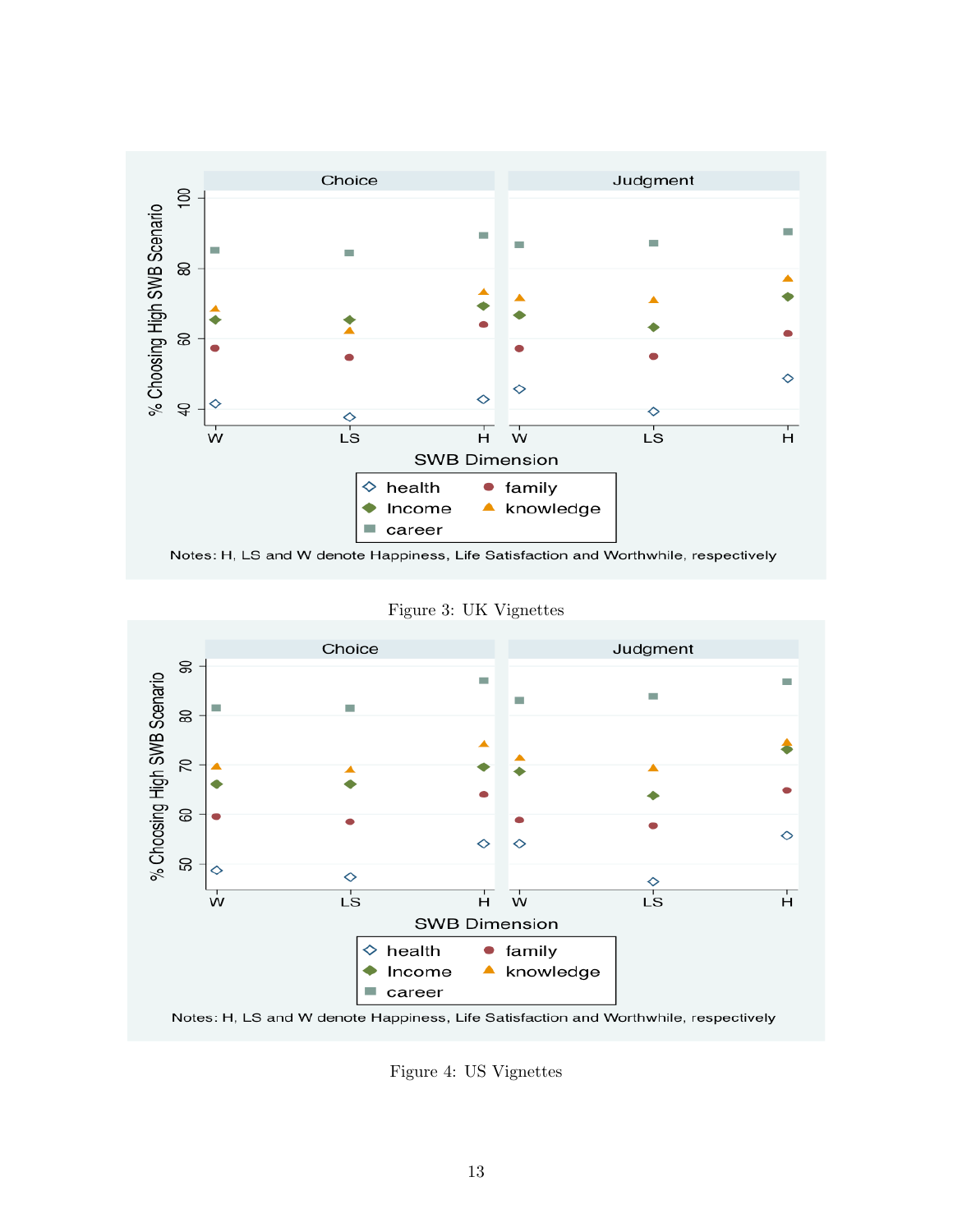Figure 3: UK Vignettes

Figure 4: US Vignettes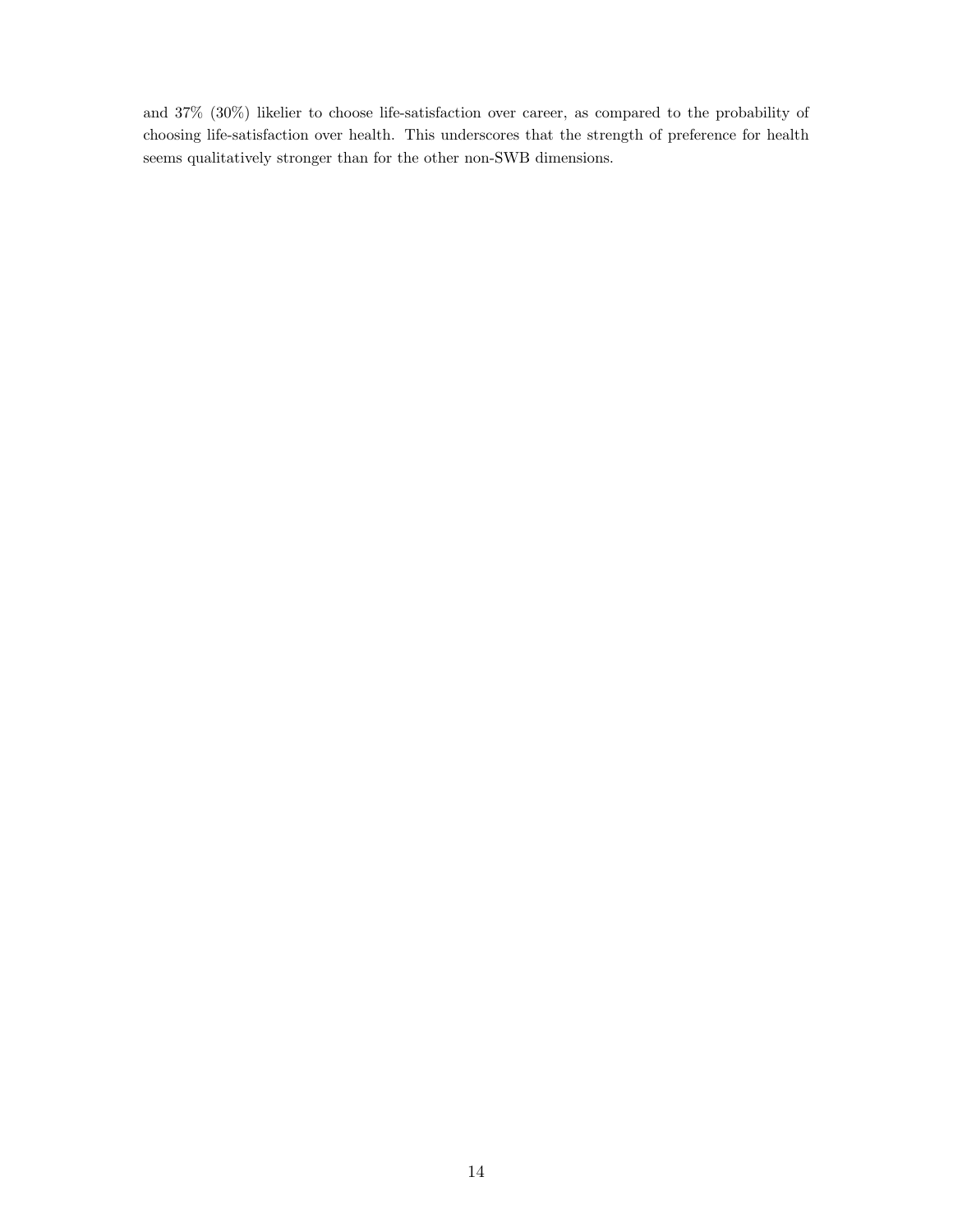and 37% (30%) likelier to choose life-satisfaction over career, as compared to the probability of choosing life-satisfaction over health. This underscores that the strength of preference for health seems qualitatively stronger than for the other non-SWB dimensions.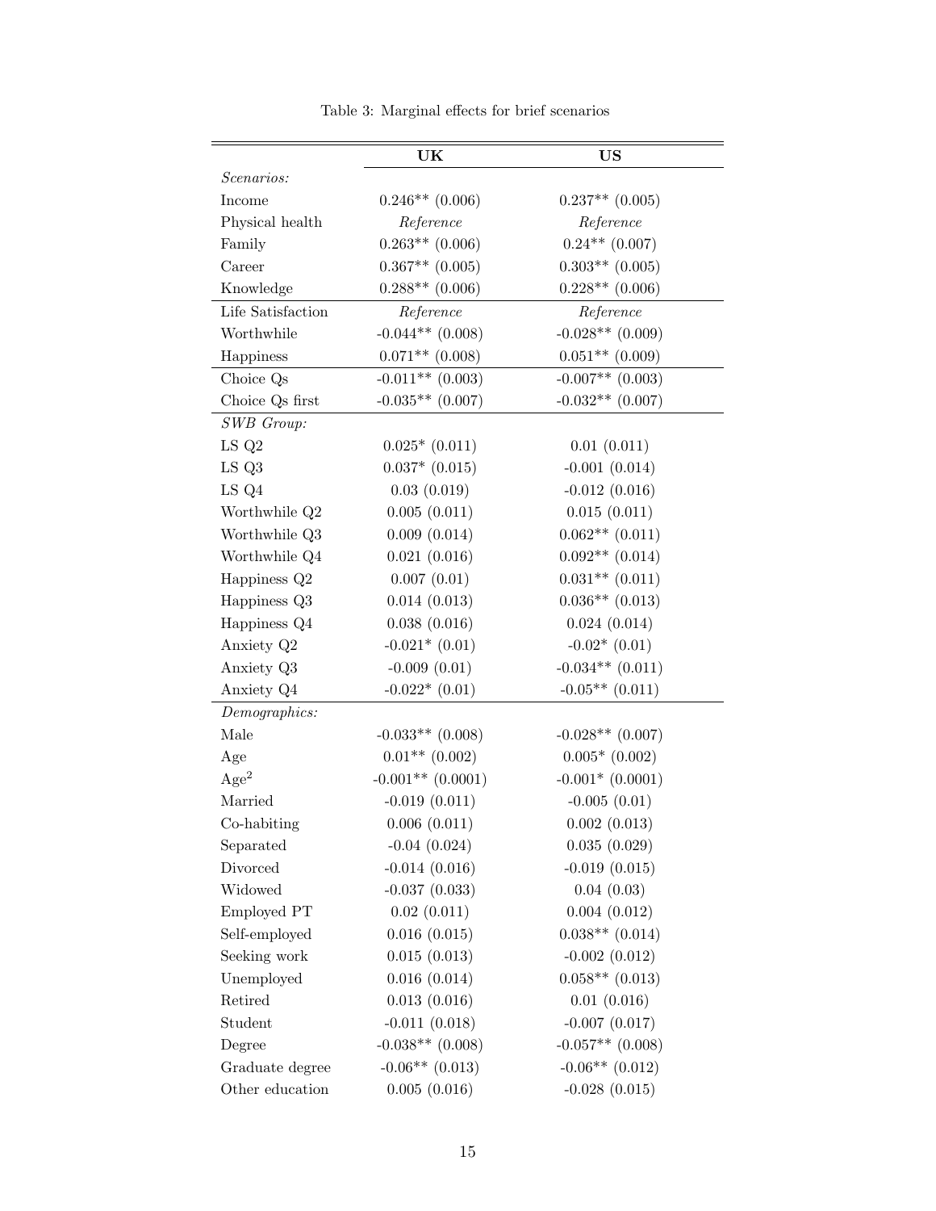Table 3: Marginal effects for brief scenarios

| | UK | US |
|---|---|---|
| *Scenarios:* | | |
| Income | 0.246** (0.006) | 0.237** (0.005) |
| Physical health | *Reference* | *Reference* |
| Family | 0.263** (0.006) | 0.24** (0.007) |
| Career | 0.367** (0.005) | 0.303** (0.005) |
| Knowledge | 0.288** (0.006) | 0.228** (0.006) |
| Life Satisfaction | *Reference* | *Reference* |
| Worthwhile | -0.044** (0.008) | -0.028** (0.009) |
| Happiness | 0.071** (0.008) | 0.051** (0.009) |
| Choice Qs | -0.011** (0.003) | -0.007** (0.003) |
| Choice Qs first | -0.035** (0.007) | -0.032** (0.007) |
| *SWB Group:* | | |
| LS Q2 | 0.025* (0.011) | 0.01 (0.011) |
| LS Q3 | 0.037* (0.015) | -0.001 (0.014) |
| LS Q4 | 0.03 (0.019) | -0.012 (0.016) |
| Worthwhile Q2 | 0.005 (0.011) | 0.015 (0.011) |
| Worthwhile Q3 | 0.009 (0.014) | 0.062** (0.011) |
| Worthwhile Q4 | 0.021 (0.016) | 0.092** (0.014) |
| Happiness Q2 | 0.007 (0.01) | 0.031** (0.011) |
| Happiness Q3 | 0.014 (0.013) | 0.036** (0.013) |
| Happiness Q4 | 0.038 (0.016) | 0.024 (0.014) |
| Anxiety Q2 | -0.021* (0.01) | -0.02* (0.01) |
| Anxiety Q3 | -0.009 (0.01) | -0.034** (0.011) |
| Anxiety Q4 | -0.022* (0.01) | -0.05** (0.011) |
| *Demographics:* | | |
| Male | -0.033** (0.008) | -0.028** (0.007) |
| Age | 0.01** (0.002) | 0.005* (0.002) |
| $\text{Age}^2$ | -0.001** (0.0001) | -0.001* (0.0001) |
| Married | -0.019 (0.011) | -0.005 (0.01) |
| Co-habiting | 0.006 (0.011) | 0.002 (0.013) |
| Separated | -0.04 (0.024) | 0.035 (0.029) |
| Divorced | -0.014 (0.016) | -0.019 (0.015) |
| Widowed | -0.037 (0.033) | 0.04 (0.03) |
| Employed PT | 0.02 (0.011) | 0.004 (0.012) |
| Self-employed | 0.016 (0.015) | 0.038** (0.014) |
| Seeking work | 0.015 (0.013) | -0.002 (0.012) |
| Unemployed | 0.016 (0.014) | 0.058** (0.013) |
| Retired | 0.013 (0.016) | 0.01 (0.016) |
| Student | -0.011 (0.018) | -0.007 (0.017) |
| Degree | -0.038** (0.008) | -0.057** (0.008) |
| Graduate degree | -0.06** (0.013) | -0.06** (0.012) |
| Other education | 0.005 (0.016) | -0.028 (0.015) |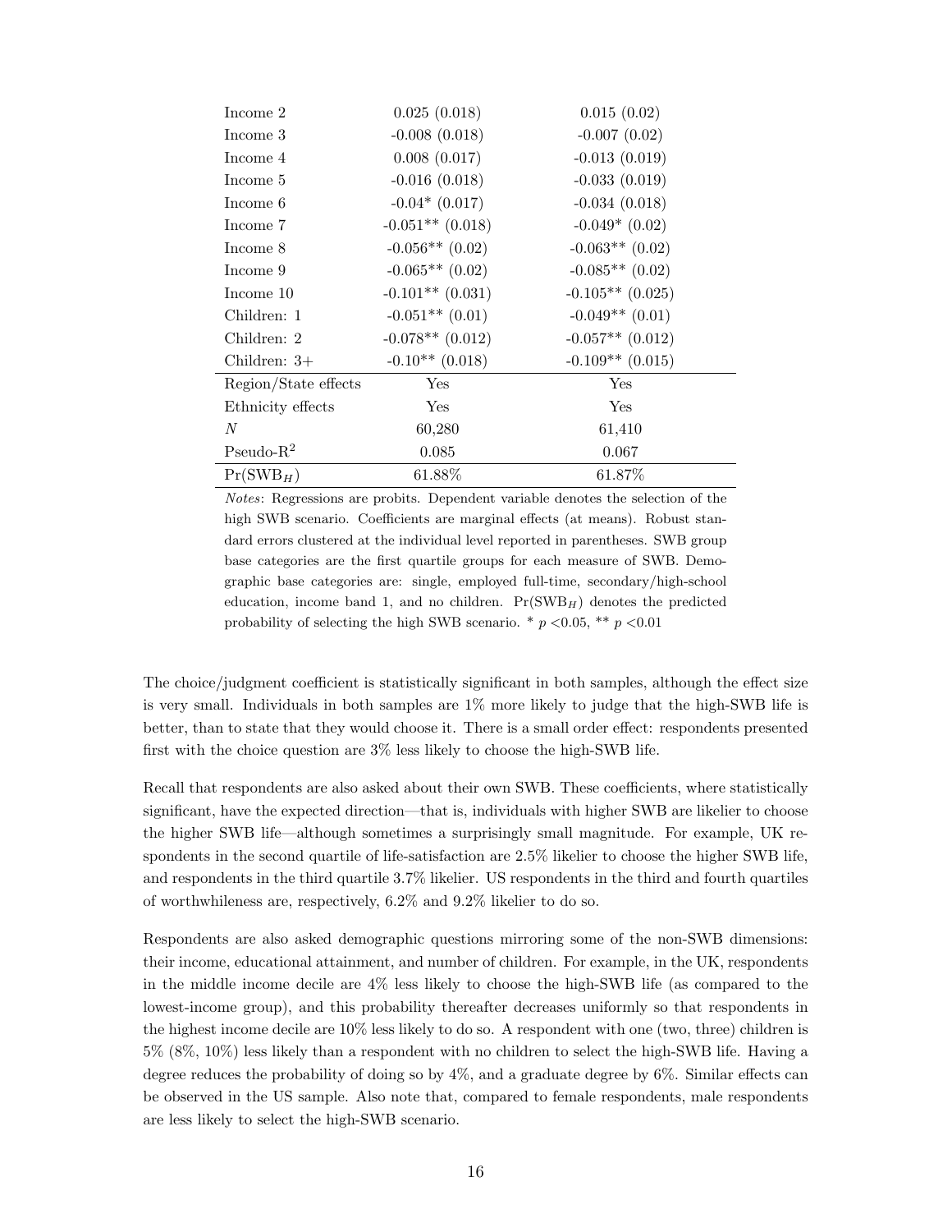| | | |
|---|---|---|
| Income 2 | 0.025 (0.018) | 0.015 (0.02) |
| Income 3 | -0.008 (0.018) | -0.007 (0.02) |
| Income 4 | 0.008 (0.017) | -0.013 (0.019) |
| Income 5 | -0.016 (0.018) | -0.033 (0.019) |
| Income 6 | -0.04* (0.017) | -0.034 (0.018) |
| Income 7 | -0.051** (0.018) | -0.049* (0.02) |
| Income 8 | -0.056** (0.02) | -0.063** (0.02) |
| Income 9 | -0.065** (0.02) | -0.085** (0.02) |
| Income 10 | -0.101** (0.031) | -0.105** (0.025) |
| Children: 1 | -0.051** (0.01) | -0.049** (0.01) |
| Children: 2 | -0.078** (0.012) | -0.057** (0.012) |
| Children: 3+ | -0.10** (0.018) | -0.109** (0.015) |
| Region/State effects | Yes | Yes |
| Ethnicity effects | Yes | Yes |
| $N$ | 60,280 | 61,410 |
| Pseudo-$R^2$ | 0.085 | 0.067 |
| $\Pr(\text{SWB}_H)$ | 61.88% | 61.87% |

*Notes*: Regressions are probits. Dependent variable denotes the selection of the high SWB scenario. Coefficients are marginal effects (at means). Robust standard errors clustered at the individual level reported in parentheses. SWB group base categories are the first quartile groups for each measure of SWB. Demographic base categories are: single, employed full-time, secondary/high-school education, income band 1, and no children. $\Pr(\text{SWB}_H)$ denotes the predicted probability of selecting the high SWB scenario. * $p<0.05$, ** $p<0.01$

The choice/judgment coefficient is statistically significant in both samples, although the effect size is very small. Individuals in both samples are 1% more likely to judge that the high-SWB life is better, than to state that they would choose it. There is a small order effect: respondents presented first with the choice question are 3% less likely to choose the high-SWB life.

Recall that respondents are also asked about their own SWB. These coefficients, where statistically significant, have the expected direction—that is, individuals with higher SWB are likelier to choose the higher SWB life—although sometimes a surprisingly small magnitude. For example, UK respondents in the second quartile of life-satisfaction are 2.5% likelier to choose the higher SWB life, and respondents in the third quartile 3.7% likelier. US respondents in the third and fourth quartiles of worthwhileness are, respectively, 6.2% and 9.2% likelier to do so.

Respondents are also asked demographic questions mirroring some of the non-SWB dimensions: their income, educational attainment, and number of children. For example, in the UK, respondents in the middle income decile are 4% less likely to choose the high-SWB life (as compared to the lowest-income group), and this probability thereafter decreases uniformly so that respondents in the highest income decile are 10% less likely to do so. A respondent with one (two, three) children is 5% (8%, 10%) less likely than a respondent with no children to select the high-SWB life. Having a degree reduces the probability of doing so by 4%, and a graduate degree by 6%. Similar effects can be observed in the US sample. Also note that, compared to female respondents, male respondents are less likely to select the high-SWB scenario.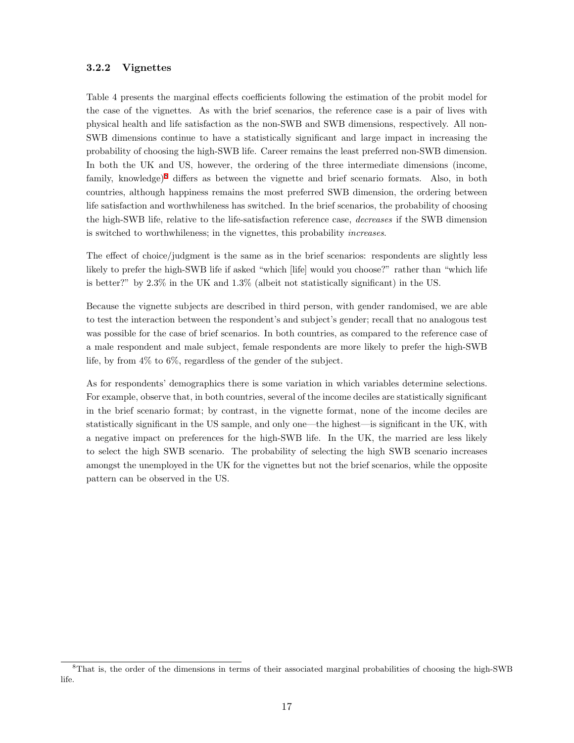### 3.2.2 Vignettes

Table 4 presents the marginal effects coefficients following the estimation of the probit model for the case of the vignettes. As with the brief scenarios, the reference case is a pair of lives with physical health and life satisfaction as the non-SWB and SWB dimensions, respectively. All non-SWB dimensions continue to have a statistically significant and large impact in increasing the probability of choosing the high-SWB life. Career remains the least preferred non-SWB dimension. In both the UK and US, however, the ordering of the three intermediate dimensions (income, family, knowledge)[8] differs as between the vignette and brief scenario formats. Also, in both countries, although happiness remains the most preferred SWB dimension, the ordering between life satisfaction and worthwhileness has switched. In the brief scenarios, the probability of choosing the high-SWB life, relative to the life-satisfaction reference case, *decreases* if the SWB dimension is switched to worthwhileness; in the vignettes, this probability *increases*.

The effect of choice/judgment is the same as in the brief scenarios: respondents are slightly less likely to prefer the high-SWB life if asked "which [life] would you choose?" rather than "which life is better?" by 2.3% in the UK and 1.3% (albeit not statistically significant) in the US.

Because the vignette subjects are described in third person, with gender randomised, we are able to test the interaction between the respondent's and subject's gender; recall that no analogous test was possible for the case of brief scenarios. In both countries, as compared to the reference case of a male respondent and male subject, female respondents are more likely to prefer the high-SWB life, by from 4% to 6%, regardless of the gender of the subject.

As for respondents' demographics there is some variation in which variables determine selections. For example, observe that, in both countries, several of the income deciles are statistically significant in the brief scenario format; by contrast, in the vignette format, none of the income deciles are statistically significant in the US sample, and only one—the highest—is significant in the UK, with a negative impact on preferences for the high-SWB life. In the UK, the married are less likely to select the high SWB scenario. The probability of selecting the high SWB scenario increases amongst the unemployed in the UK for the vignettes but not the brief scenarios, while the opposite pattern can be observed in the US.

[8] That is, the order of the dimensions in terms of their associated marginal probabilities of choosing the high-SWB life.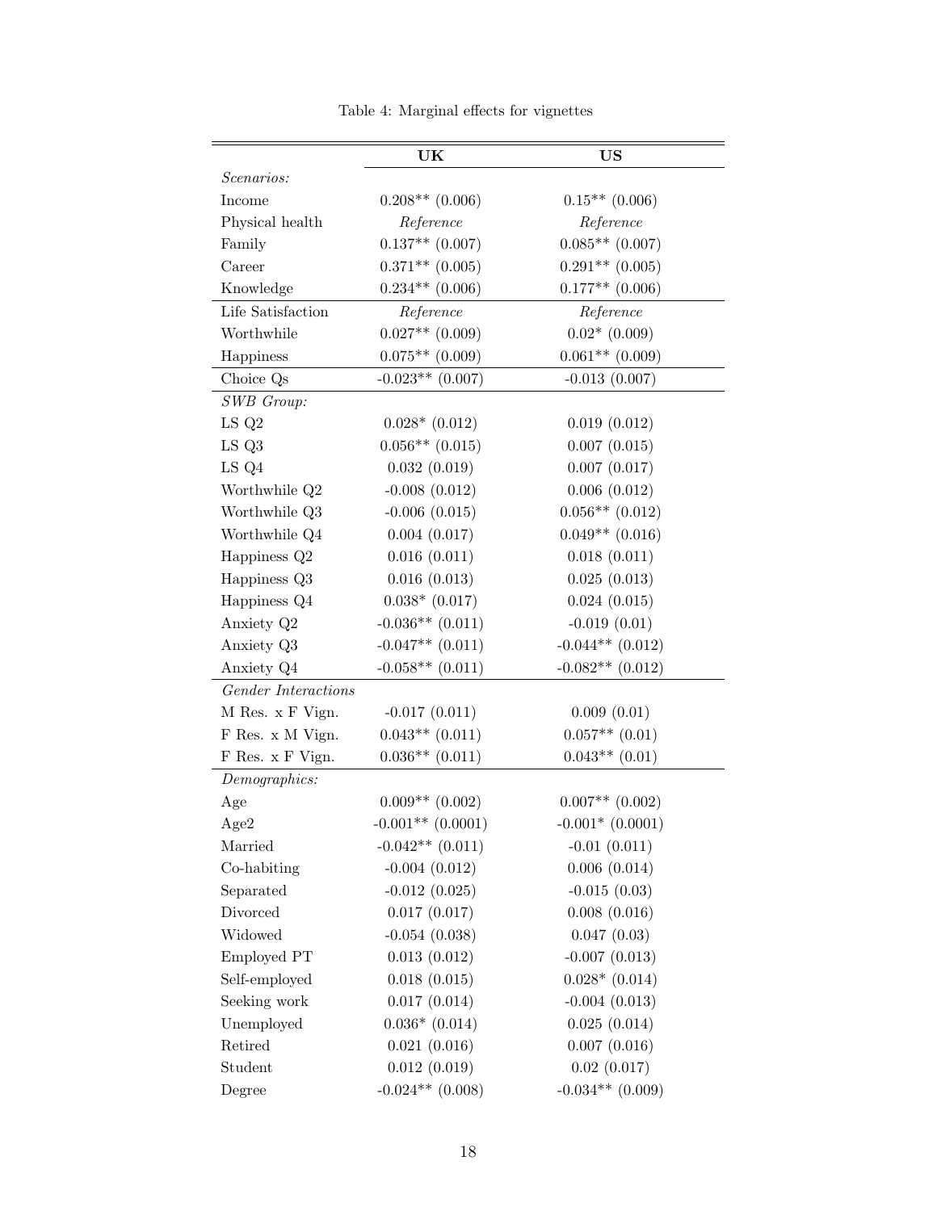Table 4: Marginal effects for vignettes

| | **UK** | **US** |
|---|---|---|
| *Scenarios:* | | |
| Income | 0.208** (0.006) | 0.15** (0.006) |
| Physical health | *Reference* | *Reference* |
| Family | 0.137** (0.007) | 0.085** (0.007) |
| Career | 0.371** (0.005) | 0.291** (0.005) |
| Knowledge | 0.234** (0.006) | 0.177** (0.006) |
| Life Satisfaction | *Reference* | *Reference* |
| Worthwhile | 0.027** (0.009) | 0.02* (0.009) |
| Happiness | 0.075** (0.009) | 0.061** (0.009) |
| Choice Qs | -0.023** (0.007) | -0.013 (0.007) |
| *SWB Group:* | | |
| LS Q2 | 0.028* (0.012) | 0.019 (0.012) |
| LS Q3 | 0.056** (0.015) | 0.007 (0.015) |
| LS Q4 | 0.032 (0.019) | 0.007 (0.017) |
| Worthwhile Q2 | -0.008 (0.012) | 0.006 (0.012) |
| Worthwhile Q3 | -0.006 (0.015) | 0.056** (0.012) |
| Worthwhile Q4 | 0.004 (0.017) | 0.049** (0.016) |
| Happiness Q2 | 0.016 (0.011) | 0.018 (0.011) |
| Happiness Q3 | 0.016 (0.013) | 0.025 (0.013) |
| Happiness Q4 | 0.038* (0.017) | 0.024 (0.015) |
| Anxiety Q2 | -0.036** (0.011) | -0.019 (0.01) |
| Anxiety Q3 | -0.047** (0.011) | -0.044** (0.012) |
| Anxiety Q4 | -0.058** (0.011) | -0.082** (0.012) |
| *Gender Interactions* | | |
| M Res. x F Vign. | -0.017 (0.011) | 0.009 (0.01) |
| F Res. x M Vign. | 0.043** (0.011) | 0.057** (0.01) |
| F Res. x F Vign. | 0.036** (0.011) | 0.043** (0.01) |
| *Demographics:* | | |
| Age | 0.009** (0.002) | 0.007** (0.002) |
| Age2 | -0.001** (0.0001) | -0.001* (0.0001) |
| Married | -0.042** (0.011) | -0.01 (0.011) |
| Co-habiting | -0.004 (0.012) | 0.006 (0.014) |
| Separated | -0.012 (0.025) | -0.015 (0.03) |
| Divorced | 0.017 (0.017) | 0.008 (0.016) |
| Widowed | -0.054 (0.038) | 0.047 (0.03) |
| Employed PT | 0.013 (0.012) | -0.007 (0.013) |
| Self-employed | 0.018 (0.015) | 0.028* (0.014) |
| Seeking work | 0.017 (0.014) | -0.004 (0.013) |
| Unemployed | 0.036* (0.014) | 0.025 (0.014) |
| Retired | 0.021 (0.016) | 0.007 (0.016) |
| Student | 0.012 (0.019) | 0.02 (0.017) |
| Degree | -0.024** (0.008) | -0.034** (0.009) |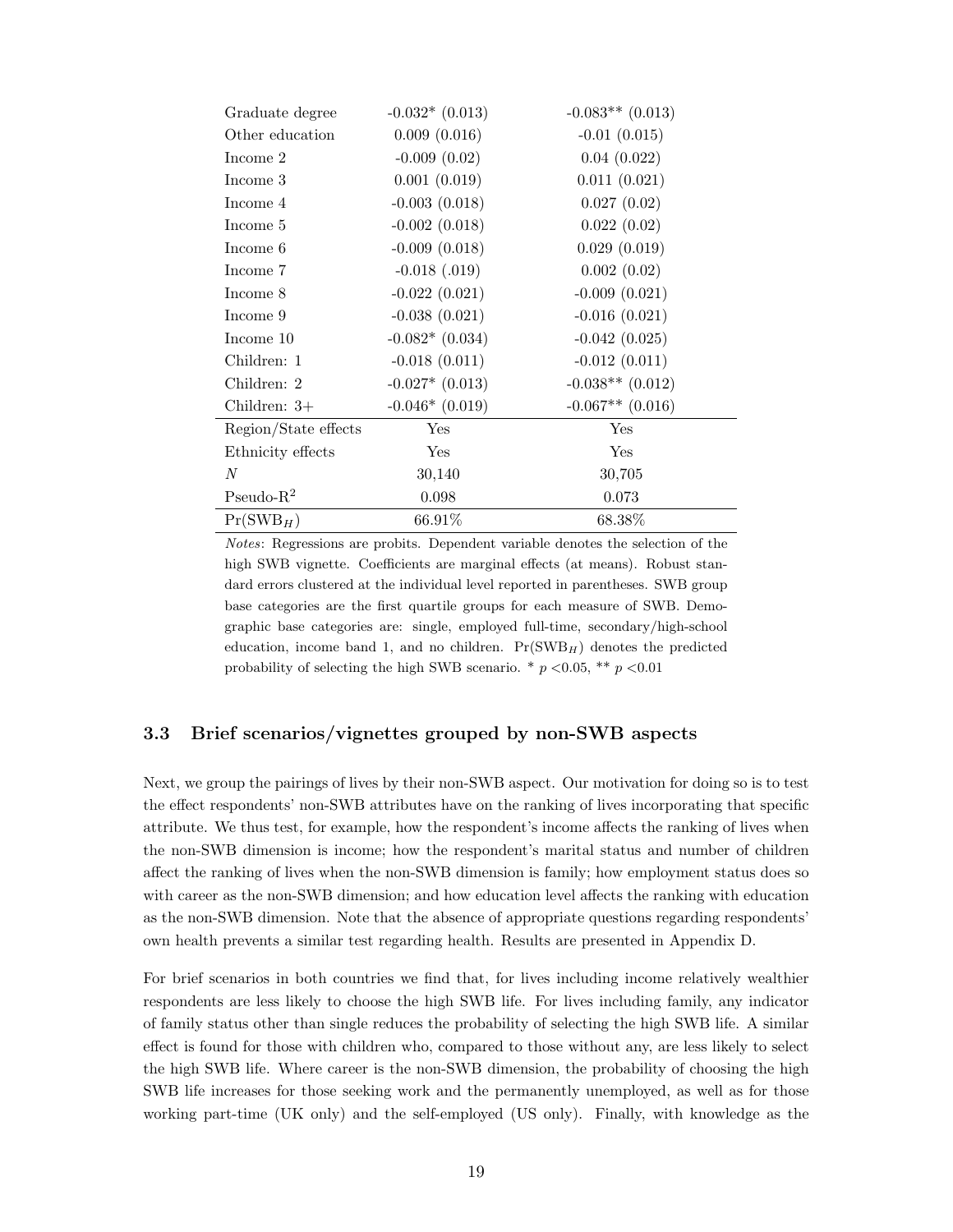| | | |
|---|---|---|
| Graduate degree | -0.032* (0.013) | -0.083** (0.013) |
| Other education | 0.009 (0.016) | -0.01 (0.015) |
| Income 2 | -0.009 (0.02) | 0.04 (0.022) |
| Income 3 | 0.001 (0.019) | 0.011 (0.021) |
| Income 4 | -0.003 (0.018) | 0.027 (0.02) |
| Income 5 | -0.002 (0.018) | 0.022 (0.02) |
| Income 6 | -0.009 (0.018) | 0.029 (0.019) |
| Income 7 | -0.018 (.019) | 0.002 (0.02) |
| Income 8 | -0.022 (0.021) | -0.009 (0.021) |
| Income 9 | -0.038 (0.021) | -0.016 (0.021) |
| Income 10 | -0.082* (0.034) | -0.042 (0.025) |
| Children: 1 | -0.018 (0.011) | -0.012 (0.011) |
| Children: 2 | -0.027* (0.013) | -0.038** (0.012) |
| Children: 3+ | -0.046* (0.019) | -0.067** (0.016) |
| Region/State effects | Yes | Yes |
| Ethnicity effects | Yes | Yes |
| $N$ | 30,140 | 30,705 |
| Pseudo-$R^2$ | 0.098 | 0.073 |
| $\Pr(\text{SWB}_H)$ | 66.91% | 68.38% |

*Notes*: Regressions are probits. Dependent variable denotes the selection of the high SWB vignette. Coefficients are marginal effects (at means). Robust standard errors clustered at the individual level reported in parentheses. SWB group base categories are the first quartile groups for each measure of SWB. Demographic base categories are: single, employed full-time, secondary/high-school education, income band 1, and no children. $\Pr(\text{SWB}_H)$ denotes the predicted probability of selecting the high SWB scenario. * $p<0.05$, ** $p<0.01$

### 3.3 Brief scenarios/vignettes grouped by non-SWB aspects

Next, we group the pairings of lives by their non-SWB aspect. Our motivation for doing so is to test the effect respondents' non-SWB attributes have on the ranking of lives incorporating that specific attribute. We thus test, for example, how the respondent's income affects the ranking of lives when the non-SWB dimension is income; how the respondent's marital status and number of children affect the ranking of lives when the non-SWB dimension is family; how employment status does so with career as the non-SWB dimension; and how education level affects the ranking with education as the non-SWB dimension. Note that the absence of appropriate questions regarding respondents' own health prevents a similar test regarding health. Results are presented in Appendix D.

For brief scenarios in both countries we find that, for lives including income relatively wealthier respondents are less likely to choose the high SWB life. For lives including family, any indicator of family status other than single reduces the probability of selecting the high SWB life. A similar effect is found for those with children who, compared to those without any, are less likely to select the high SWB life. Where career is the non-SWB dimension, the probability of choosing the high SWB life increases for those seeking work and the permanently unemployed, as well as for those working part-time (UK only) and the self-employed (US only). Finally, with knowledge as the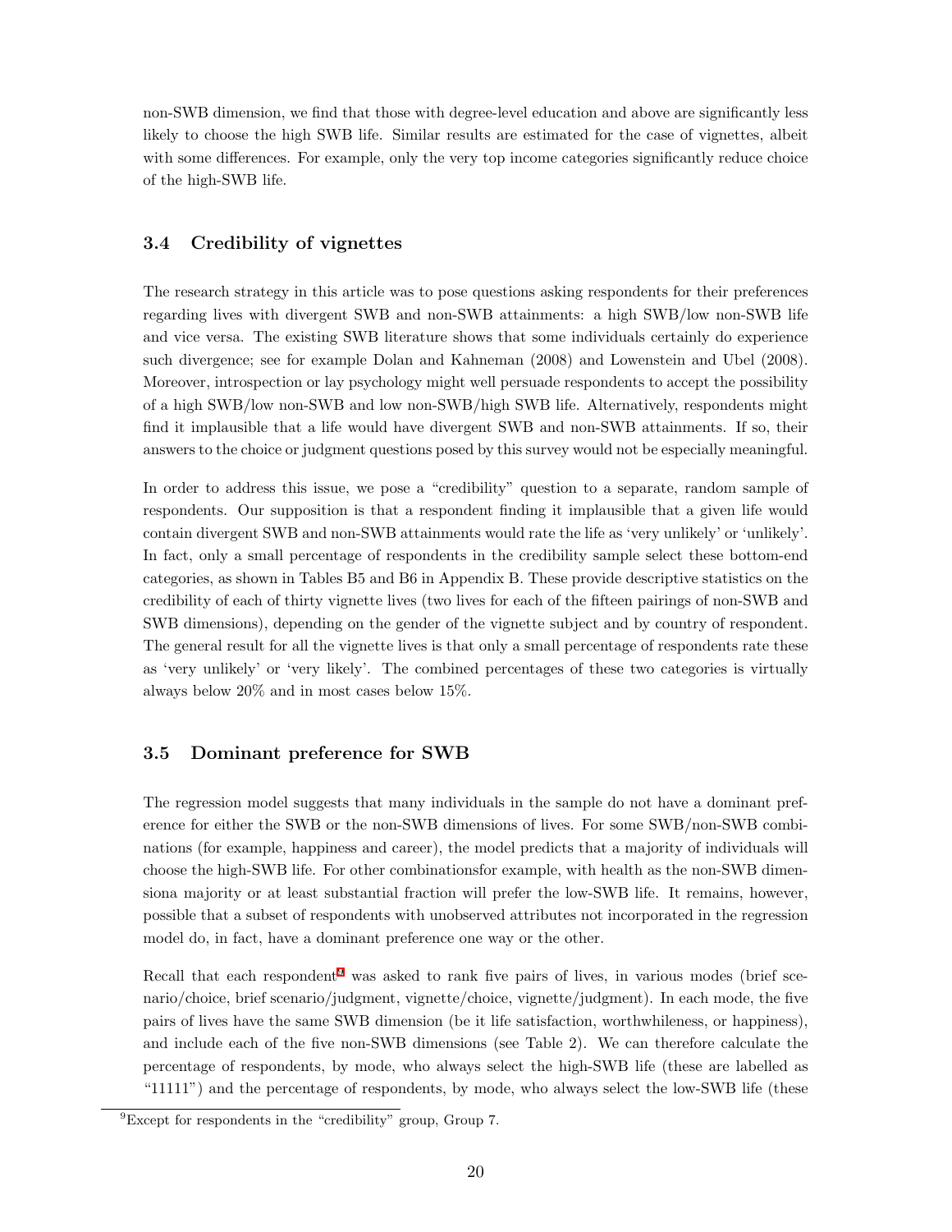non-SWB dimension, we find that those with degree-level education and above are significantly less likely to choose the high SWB life. Similar results are estimated for the case of vignettes, albeit with some differences. For example, only the very top income categories significantly reduce choice of the high-SWB life.

### 3.4 Credibility of vignettes

The research strategy in this article was to pose questions asking respondents for their preferences regarding lives with divergent SWB and non-SWB attainments: a high SWB/low non-SWB life and vice versa. The existing SWB literature shows that some individuals certainly do experience such divergence; see for example Dolan and Kahneman (2008) and Lowenstein and Ubel (2008). Moreover, introspection or lay psychology might well persuade respondents to accept the possibility of a high SWB/low non-SWB and low non-SWB/high SWB life. Alternatively, respondents might find it implausible that a life would have divergent SWB and non-SWB attainments. If so, their answers to the choice or judgment questions posed by this survey would not be especially meaningful.

In order to address this issue, we pose a "credibility" question to a separate, random sample of respondents. Our supposition is that a respondent finding it implausible that a given life would contain divergent SWB and non-SWB attainments would rate the life as 'very unlikely' or 'unlikely'. In fact, only a small percentage of respondents in the credibility sample select these bottom-end categories, as shown in Tables B5 and B6 in Appendix B. These provide descriptive statistics on the credibility of each of thirty vignette lives (two lives for each of the fifteen pairings of non-SWB and SWB dimensions), depending on the gender of the vignette subject and by country of respondent. The general result for all the vignette lives is that only a small percentage of respondents rate these as 'very unlikely' or 'very likely'. The combined percentages of these two categories is virtually always below 20% and in most cases below 15%.

### 3.5 Dominant preference for SWB

The regression model suggests that many individuals in the sample do not have a dominant preference for either the SWB or the non-SWB dimensions of lives. For some SWB/non-SWB combinations (for example, happiness and career), the model predicts that a majority of individuals will choose the high-SWB life. For other combinationsfor example, with health as the non-SWB dimensiona majority or at least substantial fraction will prefer the low-SWB life. It remains, however, possible that a subset of respondents with unobserved attributes not incorporated in the regression model do, in fact, have a dominant preference one way or the other.

Recall that each respondent[9] was asked to rank five pairs of lives, in various modes (brief scenario/choice, brief scenario/judgment, vignette/choice, vignette/judgment). In each mode, the five pairs of lives have the same SWB dimension (be it life satisfaction, worthwhileness, or happiness), and include each of the five non-SWB dimensions (see Table 2). We can therefore calculate the percentage of respondents, by mode, who always select the high-SWB life (these are labelled as "11111") and the percentage of respondents, by mode, who always select the low-SWB life (these

[9] Except for respondents in the "credibility" group, Group 7.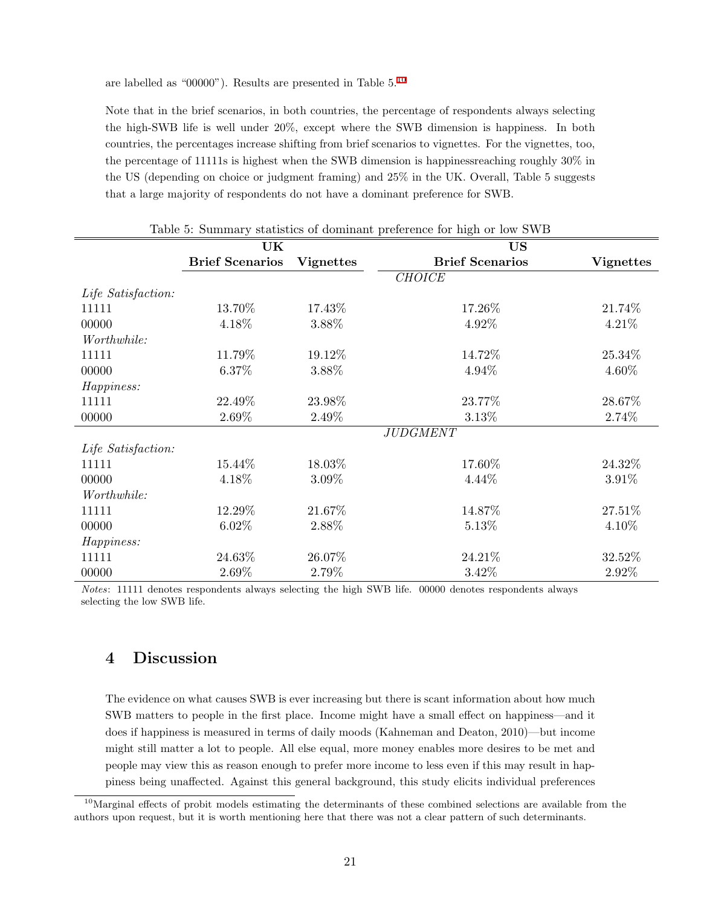are labelled as "00000"). Results are presented in Table 5.[10]

Note that in the brief scenarios, in both countries, the percentage of respondents always selecting the high-SWB life is well under 20%, except where the SWB dimension is happiness. In both countries, the percentages increase shifting from brief scenarios to vignettes. For the vignettes, too, the percentage of 11111s is highest when the SWB dimension is happinessreaching roughly 30% in the US (depending on choice or judgment framing) and 25% in the UK. Overall, Table 5 suggests that a large majority of respondents do not have a dominant preference for SWB.

Table 5: Summary statistics of dominant preference for high or low SWB

| | **UK** | | **US** | |
|---|---|---|---|---|
| | **Brief Scenarios** | **Vignettes** | **Brief Scenarios** | **Vignettes** |
| | | | *CHOICE* | |
| *Life Satisfaction:* | | | | |
| 11111 | 13.70% | 17.43% | 17.26% | 21.74% |
| 00000 | 4.18% | 3.88% | 4.92% | 4.21% |
| *Worthwhile:* | | | | |
| 11111 | 11.79% | 19.12% | 14.72% | 25.34% |
| 00000 | 6.37% | 3.88% | 4.94% | 4.60% |
| *Happiness:* | | | | |
| 11111 | 22.49% | 23.98% | 23.77% | 28.67% |
| 00000 | 2.69% | 2.49% | 3.13% | 2.74% |
| | | | *JUDGMENT* | |
| *Life Satisfaction:* | | | | |
| 11111 | 15.44% | 18.03% | 17.60% | 24.32% |
| 00000 | 4.18% | 3.09% | 4.44% | 3.91% |
| *Worthwhile:* | | | | |
| 11111 | 12.29% | 21.67% | 14.87% | 27.51% |
| 00000 | 6.02% | 2.88% | 5.13% | 4.10% |
| *Happiness:* | | | | |
| 11111 | 24.63% | 26.07% | 24.21% | 32.52% |
| 00000 | 2.69% | 2.79% | 3.42% | 2.92% |

*Notes*: 11111 denotes respondents always selecting the high SWB life. 00000 denotes respondents always selecting the low SWB life.

## 4 Discussion

The evidence on what causes SWB is ever increasing but there is scant information about how much SWB matters to people in the first place. Income might have a small effect on happiness—and it does if happiness is measured in terms of daily moods (Kahneman and Deaton, 2010)—but income might still matter a lot to people. All else equal, more money enables more desires to be met and people may view this as reason enough to prefer more income to less even if this may result in happiness being unaffected. Against this general background, this study elicits individual preferences

[10] Marginal effects of probit models estimating the determinants of these combined selections are available from the authors upon request, but it is worth mentioning here that there was not a clear pattern of such determinants.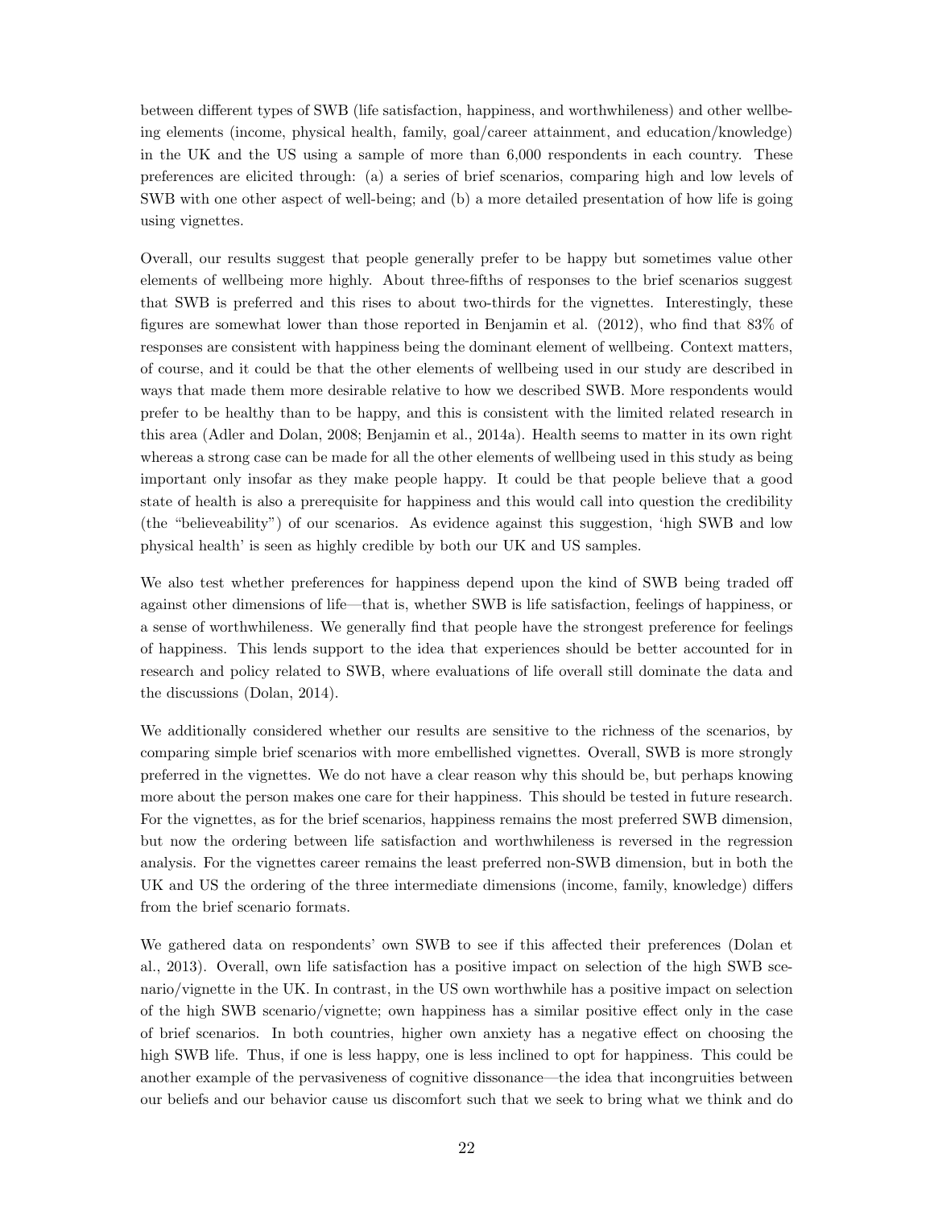between different types of SWB (life satisfaction, happiness, and worthwhileness) and other wellbeing elements (income, physical health, family, goal/career attainment, and education/knowledge) in the UK and the US using a sample of more than 6,000 respondents in each country. These preferences are elicited through: (a) a series of brief scenarios, comparing high and low levels of SWB with one other aspect of well-being; and (b) a more detailed presentation of how life is going using vignettes.

Overall, our results suggest that people generally prefer to be happy but sometimes value other elements of wellbeing more highly. About three-fifths of responses to the brief scenarios suggest that SWB is preferred and this rises to about two-thirds for the vignettes. Interestingly, these figures are somewhat lower than those reported in Benjamin et al. (2012), who find that 83% of responses are consistent with happiness being the dominant element of wellbeing. Context matters, of course, and it could be that the other elements of wellbeing used in our study are described in ways that made them more desirable relative to how we described SWB. More respondents would prefer to be healthy than to be happy, and this is consistent with the limited related research in this area (Adler and Dolan, 2008; Benjamin et al., 2014a). Health seems to matter in its own right whereas a strong case can be made for all the other elements of wellbeing used in this study as being important only insofar as they make people happy. It could be that people believe that a good state of health is also a prerequisite for happiness and this would call into question the credibility (the "believeability") of our scenarios. As evidence against this suggestion, 'high SWB and low physical health' is seen as highly credible by both our UK and US samples.

We also test whether preferences for happiness depend upon the kind of SWB being traded off against other dimensions of life—that is, whether SWB is life satisfaction, feelings of happiness, or a sense of worthwhileness. We generally find that people have the strongest preference for feelings of happiness. This lends support to the idea that experiences should be better accounted for in research and policy related to SWB, where evaluations of life overall still dominate the data and the discussions (Dolan, 2014).

We additionally considered whether our results are sensitive to the richness of the scenarios, by comparing simple brief scenarios with more embellished vignettes. Overall, SWB is more strongly preferred in the vignettes. We do not have a clear reason why this should be, but perhaps knowing more about the person makes one care for their happiness. This should be tested in future research. For the vignettes, as for the brief scenarios, happiness remains the most preferred SWB dimension, but now the ordering between life satisfaction and worthwhileness is reversed in the regression analysis. For the vignettes career remains the least preferred non-SWB dimension, but in both the UK and US the ordering of the three intermediate dimensions (income, family, knowledge) differs from the brief scenario formats.

We gathered data on respondents' own SWB to see if this affected their preferences (Dolan et al., 2013). Overall, own life satisfaction has a positive impact on selection of the high SWB scenario/vignette in the UK. In contrast, in the US own worthwhile has a positive impact on selection of the high SWB scenario/vignette; own happiness has a similar positive effect only in the case of brief scenarios. In both countries, higher own anxiety has a negative effect on choosing the high SWB life. Thus, if one is less happy, one is less inclined to opt for happiness. This could be another example of the pervasiveness of cognitive dissonance—the idea that incongruities between our beliefs and our behavior cause us discomfort such that we seek to bring what we think and do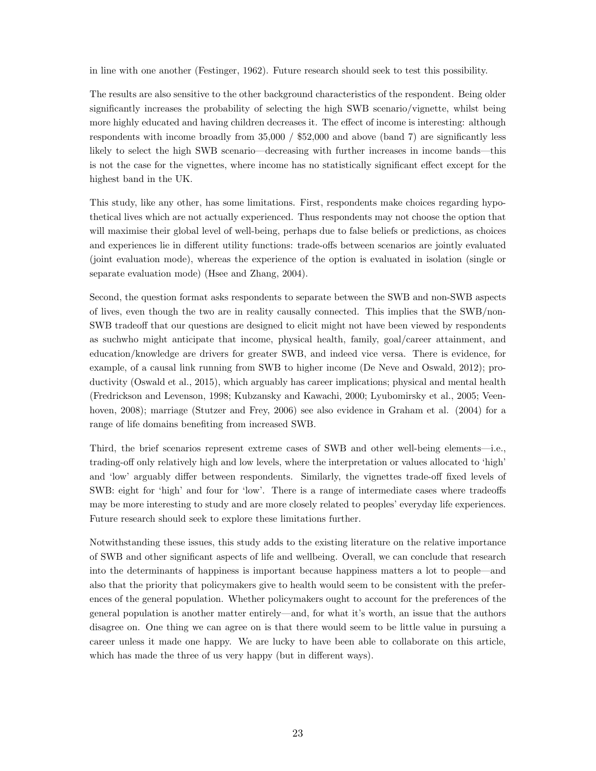in line with one another (Festinger, 1962). Future research should seek to test this possibility.

The results are also sensitive to the other background characteristics of the respondent. Being older significantly increases the probability of selecting the high SWB scenario/vignette, whilst being more highly educated and having children decreases it. The effect of income is interesting: although respondents with income broadly from 35,000 / $52,000 and above (band 7) are significantly less likely to select the high SWB scenario—decreasing with further increases in income bands—this is not the case for the vignettes, where income has no statistically significant effect except for the highest band in the UK.

This study, like any other, has some limitations. First, respondents make choices regarding hypothetical lives which are not actually experienced. Thus respondents may not choose the option that will maximise their global level of well-being, perhaps due to false beliefs or predictions, as choices and experiences lie in different utility functions: trade-offs between scenarios are jointly evaluated (joint evaluation mode), whereas the experience of the option is evaluated in isolation (single or separate evaluation mode) (Hsee and Zhang, 2004).

Second, the question format asks respondents to separate between the SWB and non-SWB aspects of lives, even though the two are in reality causally connected. This implies that the SWB/non-SWB tradeoff that our questions are designed to elicit might not have been viewed by respondents as suchwho might anticipate that income, physical health, family, goal/career attainment, and education/knowledge are drivers for greater SWB, and indeed vice versa. There is evidence, for example, of a causal link running from SWB to higher income (De Neve and Oswald, 2012); productivity (Oswald et al., 2015), which arguably has career implications; physical and mental health (Fredrickson and Levenson, 1998; Kubzansky and Kawachi, 2000; Lyubomirsky et al., 2005; Veenhoven, 2008); marriage (Stutzer and Frey, 2006) see also evidence in Graham et al. (2004) for a range of life domains benefiting from increased SWB.

Third, the brief scenarios represent extreme cases of SWB and other well-being elements—i.e., trading-off only relatively high and low levels, where the interpretation or values allocated to 'high' and 'low' arguably differ between respondents. Similarly, the vignettes trade-off fixed levels of SWB: eight for 'high' and four for 'low'. There is a range of intermediate cases where tradeoffs may be more interesting to study and are more closely related to peoples' everyday life experiences. Future research should seek to explore these limitations further.

Notwithstanding these issues, this study adds to the existing literature on the relative importance of SWB and other significant aspects of life and wellbeing. Overall, we can conclude that research into the determinants of happiness is important because happiness matters a lot to people—and also that the priority that policymakers give to health would seem to be consistent with the preferences of the general population. Whether policymakers ought to account for the preferences of the general population is another matter entirely—and, for what it's worth, an issue that the authors disagree on. One thing we can agree on is that there would seem to be little value in pursuing a career unless it made one happy. We are lucky to have been able to collaborate on this article, which has made the three of us very happy (but in different ways).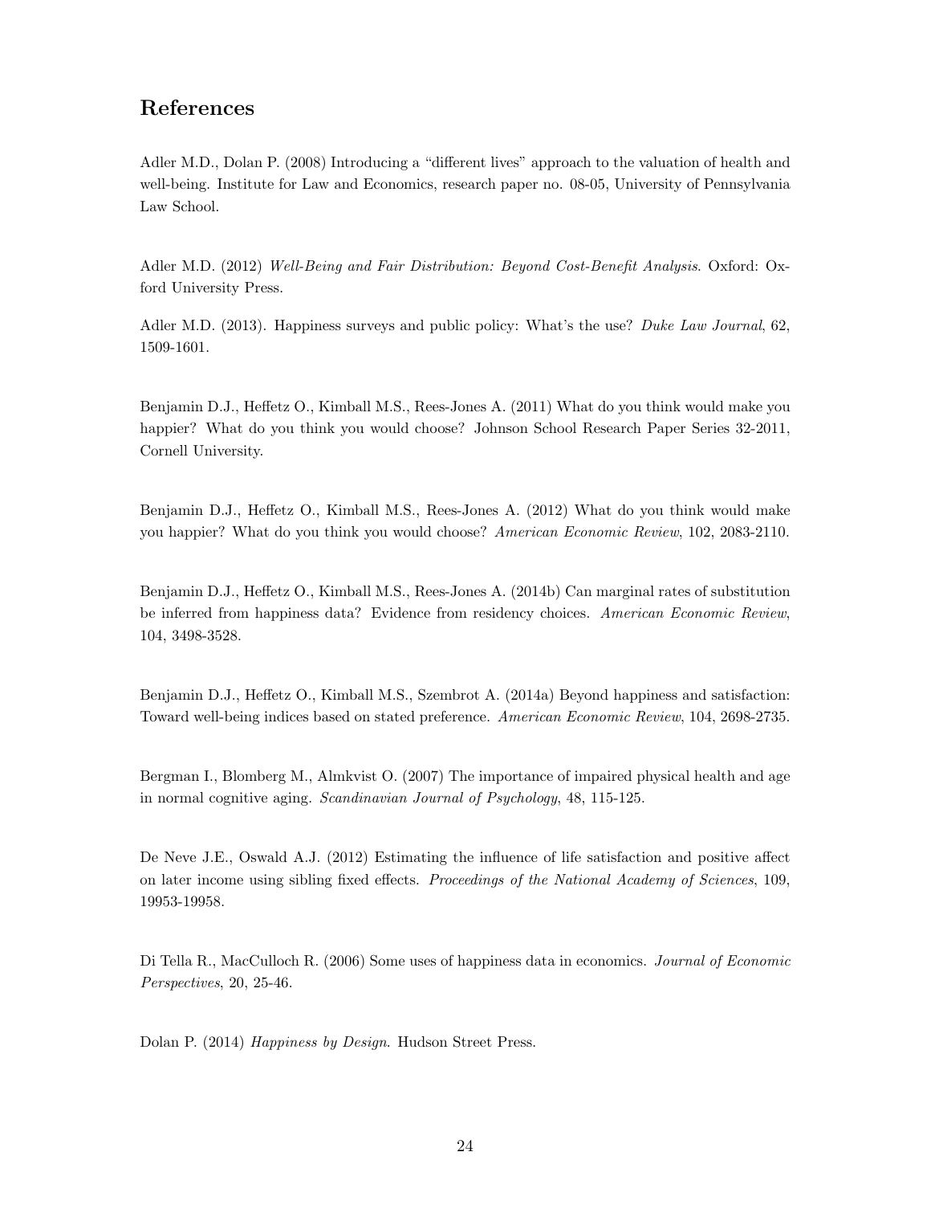## References

Adler M.D., Dolan P. (2008) Introducing a "different lives" approach to the valuation of health and well-being. Institute for Law and Economics, research paper no. 08-05, University of Pennsylvania Law School.

Adler M.D. (2012) *Well-Being and Fair Distribution: Beyond Cost-Benefit Analysis*. Oxford: Oxford University Press.

Adler M.D. (2013). Happiness surveys and public policy: What's the use? *Duke Law Journal*, 62, 1509-1601.

Benjamin D.J., Heffetz O., Kimball M.S., Rees-Jones A. (2011) What do you think would make you happier? What do you think you would choose? Johnson School Research Paper Series 32-2011, Cornell University.

Benjamin D.J., Heffetz O., Kimball M.S., Rees-Jones A. (2012) What do you think would make you happier? What do you think you would choose? *American Economic Review*, 102, 2083-2110.

Benjamin D.J., Heffetz O., Kimball M.S., Rees-Jones A. (2014b) Can marginal rates of substitution be inferred from happiness data? Evidence from residency choices. *American Economic Review*, 104, 3498-3528.

Benjamin D.J., Heffetz O., Kimball M.S., Szembrot A. (2014a) Beyond happiness and satisfaction: Toward well-being indices based on stated preference. *American Economic Review*, 104, 2698-2735.

Bergman I., Blomberg M., Almkvist O. (2007) The importance of impaired physical health and age in normal cognitive aging. *Scandinavian Journal of Psychology*, 48, 115-125.

De Neve J.E., Oswald A.J. (2012) Estimating the influence of life satisfaction and positive affect on later income using sibling fixed effects. *Proceedings of the National Academy of Sciences*, 109, 19953-19958.

Di Tella R., MacCulloch R. (2006) Some uses of happiness data in economics. *Journal of Economic Perspectives*, 20, 25-46.

Dolan P. (2014) *Happiness by Design*. Hudson Street Press.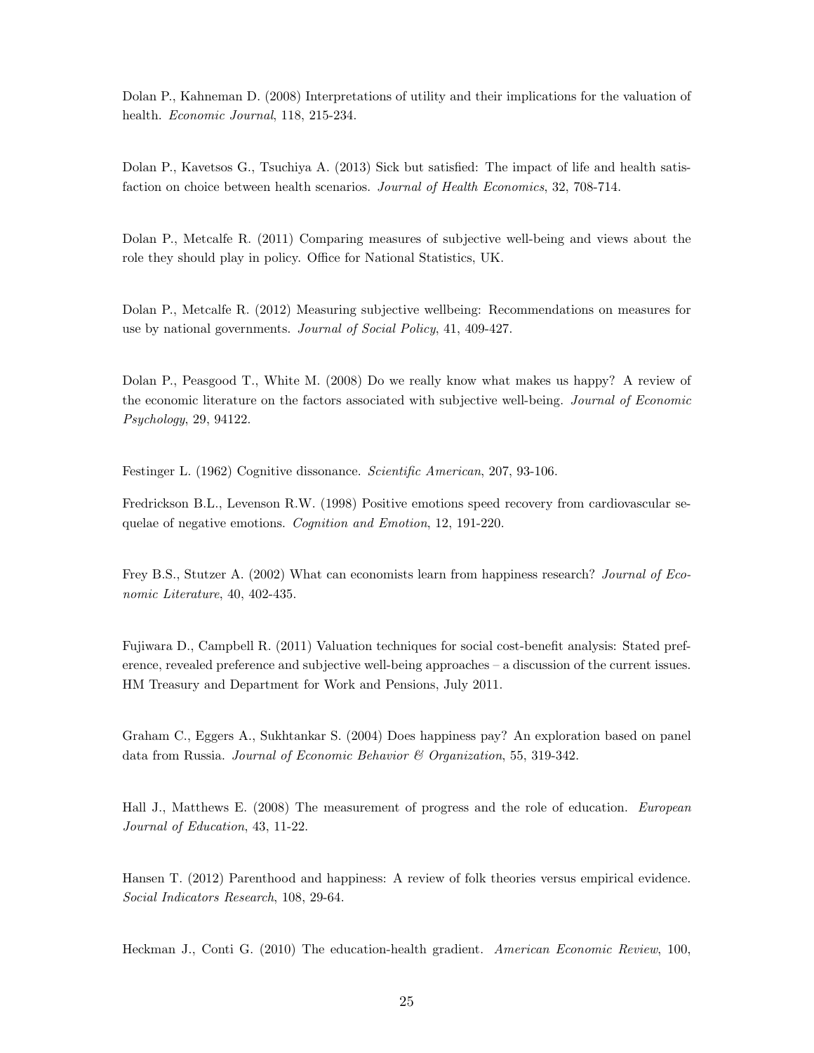Dolan P., Kahneman D. (2008) Interpretations of utility and their implications for the valuation of health. *Economic Journal*, 118, 215-234.

Dolan P., Kavetsos G., Tsuchiya A. (2013) Sick but satisfied: The impact of life and health satisfaction on choice between health scenarios. *Journal of Health Economics*, 32, 708-714.

Dolan P., Metcalfe R. (2011) Comparing measures of subjective well-being and views about the role they should play in policy. Office for National Statistics, UK.

Dolan P., Metcalfe R. (2012) Measuring subjective wellbeing: Recommendations on measures for use by national governments. *Journal of Social Policy*, 41, 409-427.

Dolan P., Peasgood T., White M. (2008) Do we really know what makes us happy? A review of the economic literature on the factors associated with subjective well-being. *Journal of Economic Psychology*, 29, 94122.

Festinger L. (1962) Cognitive dissonance. *Scientific American*, 207, 93-106.

Fredrickson B.L., Levenson R.W. (1998) Positive emotions speed recovery from cardiovascular sequelae of negative emotions. *Cognition and Emotion*, 12, 191-220.

Frey B.S., Stutzer A. (2002) What can economists learn from happiness research? *Journal of Economic Literature*, 40, 402-435.

Fujiwara D., Campbell R. (2011) Valuation techniques for social cost-benefit analysis: Stated preference, revealed preference and subjective well-being approaches – a discussion of the current issues. HM Treasury and Department for Work and Pensions, July 2011.

Graham C., Eggers A., Sukhtankar S. (2004) Does happiness pay? An exploration based on panel data from Russia. *Journal of Economic Behavior & Organization*, 55, 319-342.

Hall J., Matthews E. (2008) The measurement of progress and the role of education. *European Journal of Education*, 43, 11-22.

Hansen T. (2012) Parenthood and happiness: A review of folk theories versus empirical evidence. *Social Indicators Research*, 108, 29-64.

Heckman J., Conti G. (2010) The education-health gradient. *American Economic Review*, 100,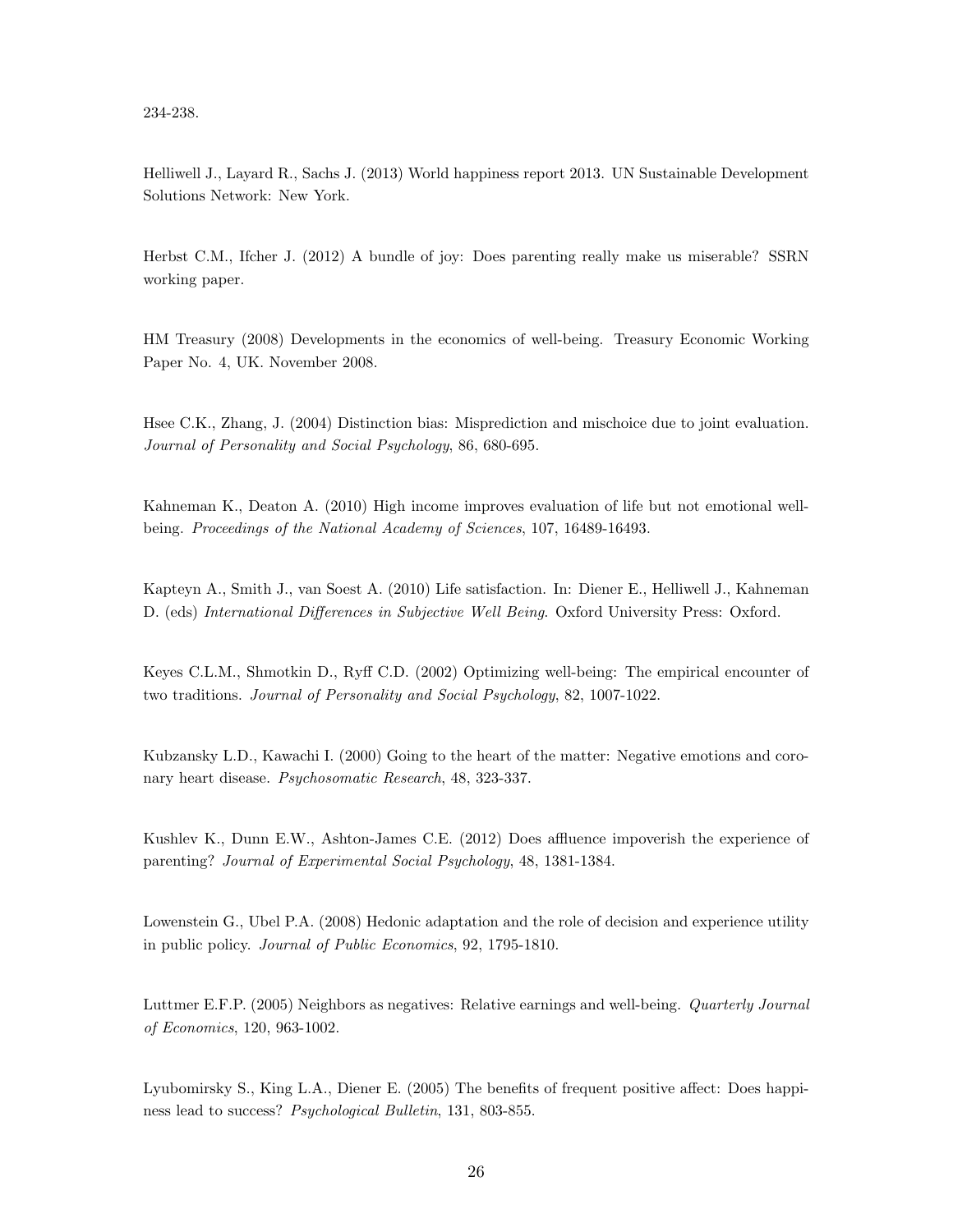234-238.

Helliwell J., Layard R., Sachs J. (2013) World happiness report 2013. UN Sustainable Development Solutions Network: New York.

Herbst C.M., Ifcher J. (2012) A bundle of joy: Does parenting really make us miserable? SSRN working paper.

HM Treasury (2008) Developments in the economics of well-being. Treasury Economic Working Paper No. 4, UK. November 2008.

Hsee C.K., Zhang, J. (2004) Distinction bias: Misprediction and mischoice due to joint evaluation. *Journal of Personality and Social Psychology*, 86, 680-695.

Kahneman K., Deaton A. (2010) High income improves evaluation of life but not emotional well-being. *Proceedings of the National Academy of Sciences*, 107, 16489-16493.

Kapteyn A., Smith J., van Soest A. (2010) Life satisfaction. In: Diener E., Helliwell J., Kahneman D. (eds) *International Differences in Subjective Well Being*. Oxford University Press: Oxford.

Keyes C.L.M., Shmotkin D., Ryff C.D. (2002) Optimizing well-being: The empirical encounter of two traditions. *Journal of Personality and Social Psychology*, 82, 1007-1022.

Kubzansky L.D., Kawachi I. (2000) Going to the heart of the matter: Negative emotions and coronary heart disease. *Psychosomatic Research*, 48, 323-337.

Kushlev K., Dunn E.W., Ashton-James C.E. (2012) Does affluence impoverish the experience of parenting? *Journal of Experimental Social Psychology*, 48, 1381-1384.

Lowenstein G., Ubel P.A. (2008) Hedonic adaptation and the role of decision and experience utility in public policy. *Journal of Public Economics*, 92, 1795-1810.

Luttmer E.F.P. (2005) Neighbors as negatives: Relative earnings and well-being. *Quarterly Journal of Economics*, 120, 963-1002.

Lyubomirsky S., King L.A., Diener E. (2005) The benefits of frequent positive affect: Does happiness lead to success? *Psychological Bulletin*, 131, 803-855.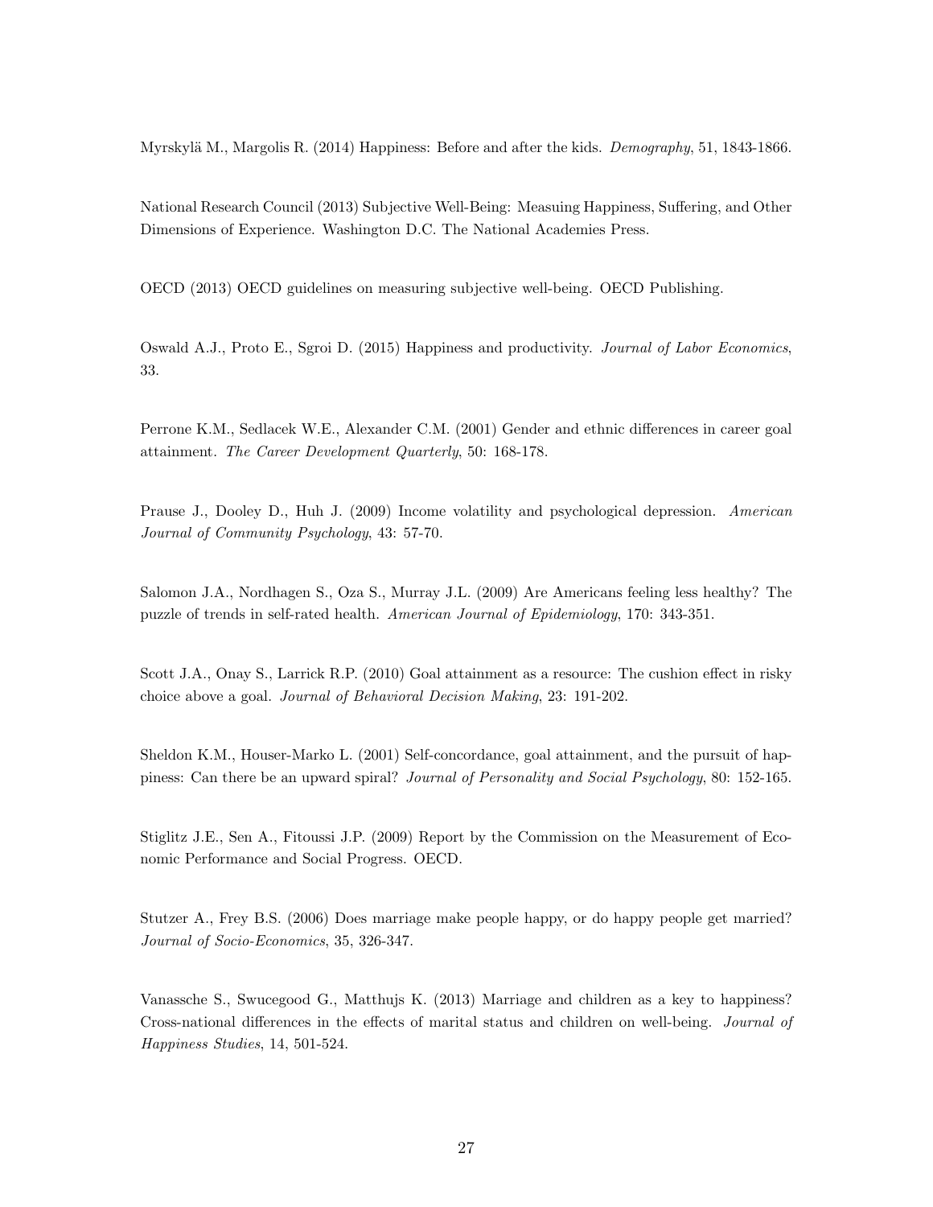Myrskylä M., Margolis R. (2014) Happiness: Before and after the kids. *Demography*, 51, 1843-1866.

National Research Council (2013) Subjective Well-Being: Measuing Happiness, Suffering, and Other Dimensions of Experience. Washington D.C. The National Academies Press.

OECD (2013) OECD guidelines on measuring subjective well-being. OECD Publishing.

Oswald A.J., Proto E., Sgroi D. (2015) Happiness and productivity. *Journal of Labor Economics*, 33.

Perrone K.M., Sedlacek W.E., Alexander C.M. (2001) Gender and ethnic differences in career goal attainment. *The Career Development Quarterly*, 50: 168-178.

Prause J., Dooley D., Huh J. (2009) Income volatility and psychological depression. *American Journal of Community Psychology*, 43: 57-70.

Salomon J.A., Nordhagen S., Oza S., Murray J.L. (2009) Are Americans feeling less healthy? The puzzle of trends in self-rated health. *American Journal of Epidemiology*, 170: 343-351.

Scott J.A., Onay S., Larrick R.P. (2010) Goal attainment as a resource: The cushion effect in risky choice above a goal. *Journal of Behavioral Decision Making*, 23: 191-202.

Sheldon K.M., Houser-Marko L. (2001) Self-concordance, goal attainment, and the pursuit of happiness: Can there be an upward spiral? *Journal of Personality and Social Psychology*, 80: 152-165.

Stiglitz J.E., Sen A., Fitoussi J.P. (2009) Report by the Commission on the Measurement of Economic Performance and Social Progress. OECD.

Stutzer A., Frey B.S. (2006) Does marriage make people happy, or do happy people get married? *Journal of Socio-Economics*, 35, 326-347.

Vanassche S., Swucegood G., Matthujs K. (2013) Marriage and children as a key to happiness? Cross-national differences in the effects of marital status and children on well-being. *Journal of Happiness Studies*, 14, 501-524.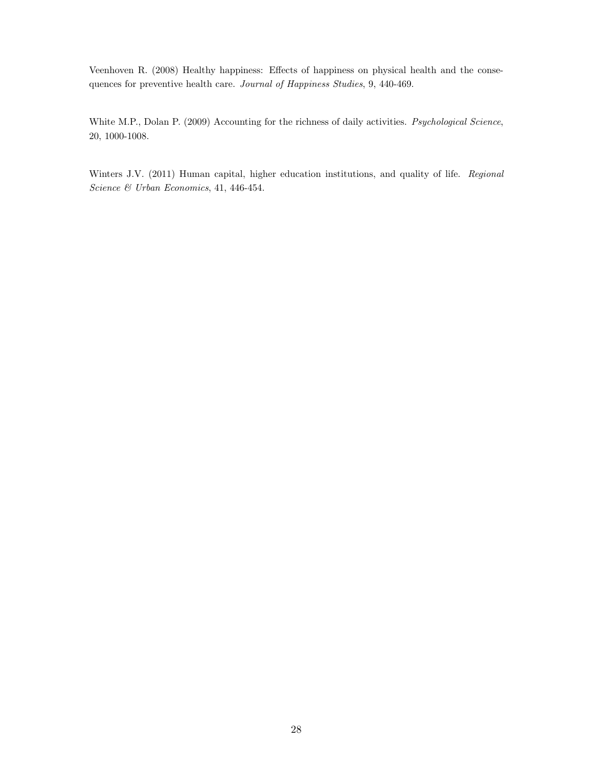Veenhoven R. (2008) Healthy happiness: Effects of happiness on physical health and the consequences for preventive health care. *Journal of Happiness Studies*, 9, 440-469.

White M.P., Dolan P. (2009) Accounting for the richness of daily activities. *Psychological Science*, 20, 1000-1008.

Winters J.V. (2011) Human capital, higher education institutions, and quality of life. *Regional Science & Urban Economics*, 41, 446-454.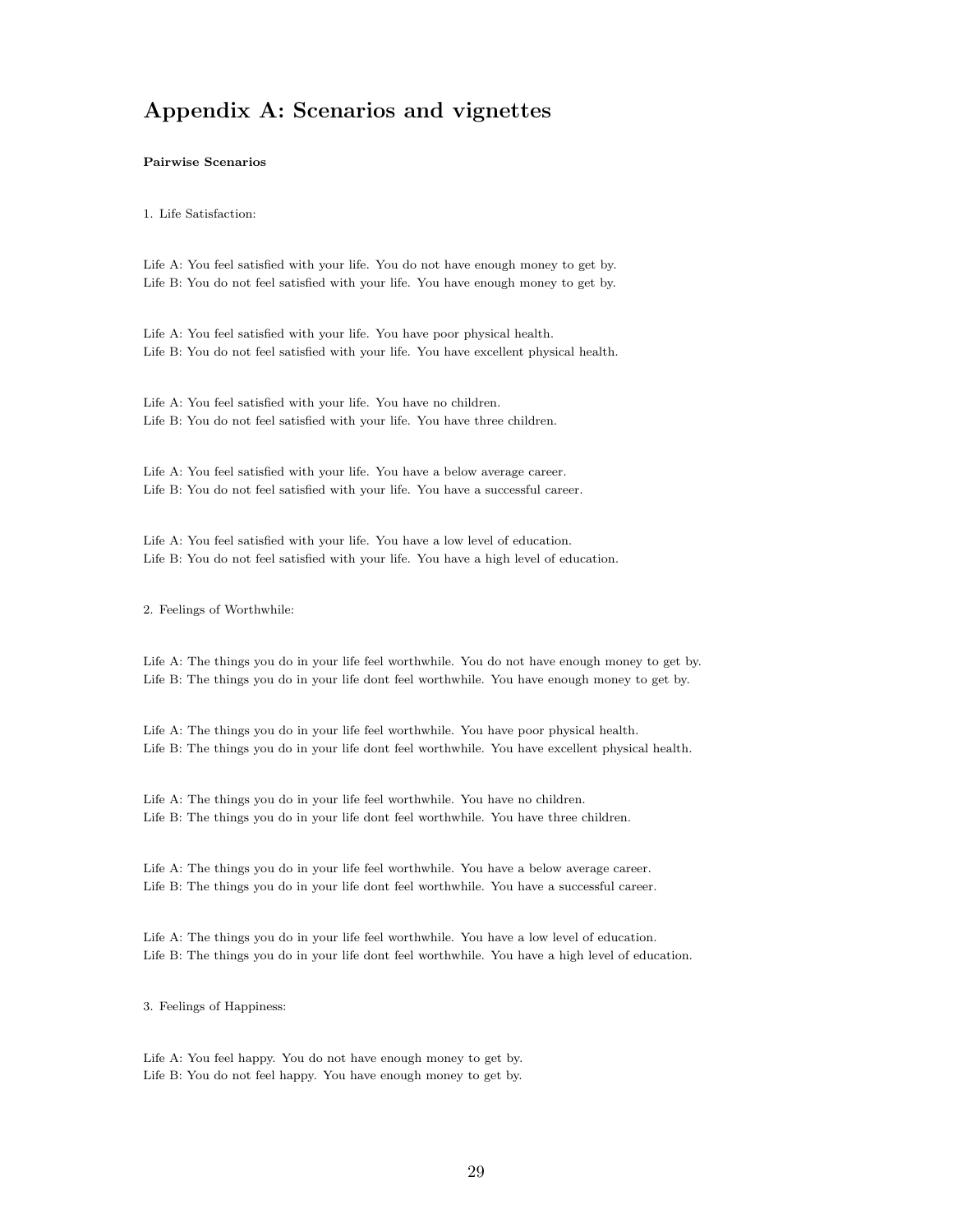# Appendix A: Scenarios and vignettes

**Pairwise Scenarios**

1. Life Satisfaction:

Life A: You feel satisfied with your life. You do not have enough money to get by.
Life B: You do not feel satisfied with your life. You have enough money to get by.

Life A: You feel satisfied with your life. You have poor physical health.
Life B: You do not feel satisfied with your life. You have excellent physical health.

Life A: You feel satisfied with your life. You have no children.
Life B: You do not feel satisfied with your life. You have three children.

Life A: You feel satisfied with your life. You have a below average career.
Life B: You do not feel satisfied with your life. You have a successful career.

Life A: You feel satisfied with your life. You have a low level of education.
Life B: You do not feel satisfied with your life. You have a high level of education.

2. Feelings of Worthwhile:

Life A: The things you do in your life feel worthwhile. You do not have enough money to get by.
Life B: The things you do in your life dont feel worthwhile. You have enough money to get by.

Life A: The things you do in your life feel worthwhile. You have poor physical health.
Life B: The things you do in your life dont feel worthwhile. You have excellent physical health.

Life A: The things you do in your life feel worthwhile. You have no children.
Life B: The things you do in your life dont feel worthwhile. You have three children.

Life A: The things you do in your life feel worthwhile. You have a below average career.
Life B: The things you do in your life dont feel worthwhile. You have a successful career.

Life A: The things you do in your life feel worthwhile. You have a low level of education.
Life B: The things you do in your life dont feel worthwhile. You have a high level of education.

3. Feelings of Happiness:

Life A: You feel happy. You do not have enough money to get by.
Life B: You do not feel happy. You have enough money to get by.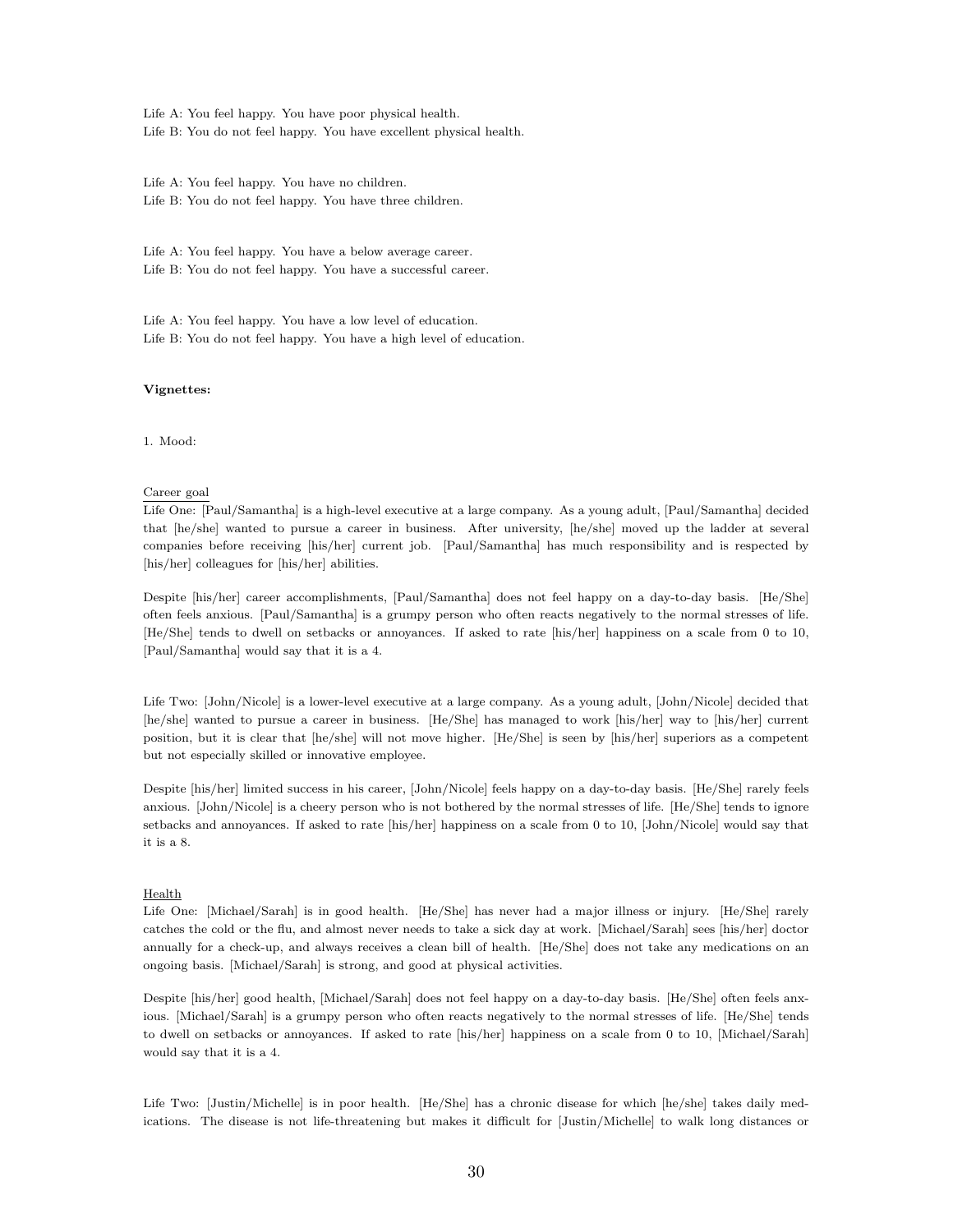Life A: You feel happy. You have poor physical health.
Life B: You do not feel happy. You have excellent physical health.

Life A: You feel happy. You have no children.
Life B: You do not feel happy. You have three children.

Life A: You feel happy. You have a below average career.
Life B: You do not feel happy. You have a successful career.

Life A: You feel happy. You have a low level of education.
Life B: You do not feel happy. You have a high level of education.

**Vignettes:**

1. Mood:

Career goal

Life One: [Paul/Samantha] is a high-level executive at a large company. As a young adult, [Paul/Samantha] decided that [he/she] wanted to pursue a career in business. After university, [he/she] moved up the ladder at several companies before receiving [his/her] current job. [Paul/Samantha] has much responsibility and is respected by [his/her] colleagues for [his/her] abilities.

Despite [his/her] career accomplishments, [Paul/Samantha] does not feel happy on a day-to-day basis. [He/She] often feels anxious. [Paul/Samantha] is a grumpy person who often reacts negatively to the normal stresses of life. [He/She] tends to dwell on setbacks or annoyances. If asked to rate [his/her] happiness on a scale from 0 to 10, [Paul/Samantha] would say that it is a 4.

Life Two: [John/Nicole] is a lower-level executive at a large company. As a young adult, [John/Nicole] decided that [he/she] wanted to pursue a career in business. [He/She] has managed to work [his/her] way to [his/her] current position, but it is clear that [he/she] will not move higher. [He/She] is seen by [his/her] superiors as a competent but not especially skilled or innovative employee.

Despite [his/her] limited success in his career, [John/Nicole] feels happy on a day-to-day basis. [He/She] rarely feels anxious. [John/Nicole] is a cheery person who is not bothered by the normal stresses of life. [He/She] tends to ignore setbacks and annoyances. If asked to rate [his/her] happiness on a scale from 0 to 10, [John/Nicole] would say that it is a 8.

Health

Life One: [Michael/Sarah] is in good health. [He/She] has never had a major illness or injury. [He/She] rarely catches the cold or the flu, and almost never needs to take a sick day at work. [Michael/Sarah] sees [his/her] doctor annually for a check-up, and always receives a clean bill of health. [He/She] does not take any medications on an ongoing basis. [Michael/Sarah] is strong, and good at physical activities.

Despite [his/her] good health, [Michael/Sarah] does not feel happy on a day-to-day basis. [He/She] often feels anxious. [Michael/Sarah] is a grumpy person who often reacts negatively to the normal stresses of life. [He/She] tends to dwell on setbacks or annoyances. If asked to rate [his/her] happiness on a scale from 0 to 10, [Michael/Sarah] would say that it is a 4.

Life Two: [Justin/Michelle] is in poor health. [He/She] has a chronic disease for which [he/she] takes daily medications. The disease is not life-threatening but makes it difficult for [Justin/Michelle] to walk long distances or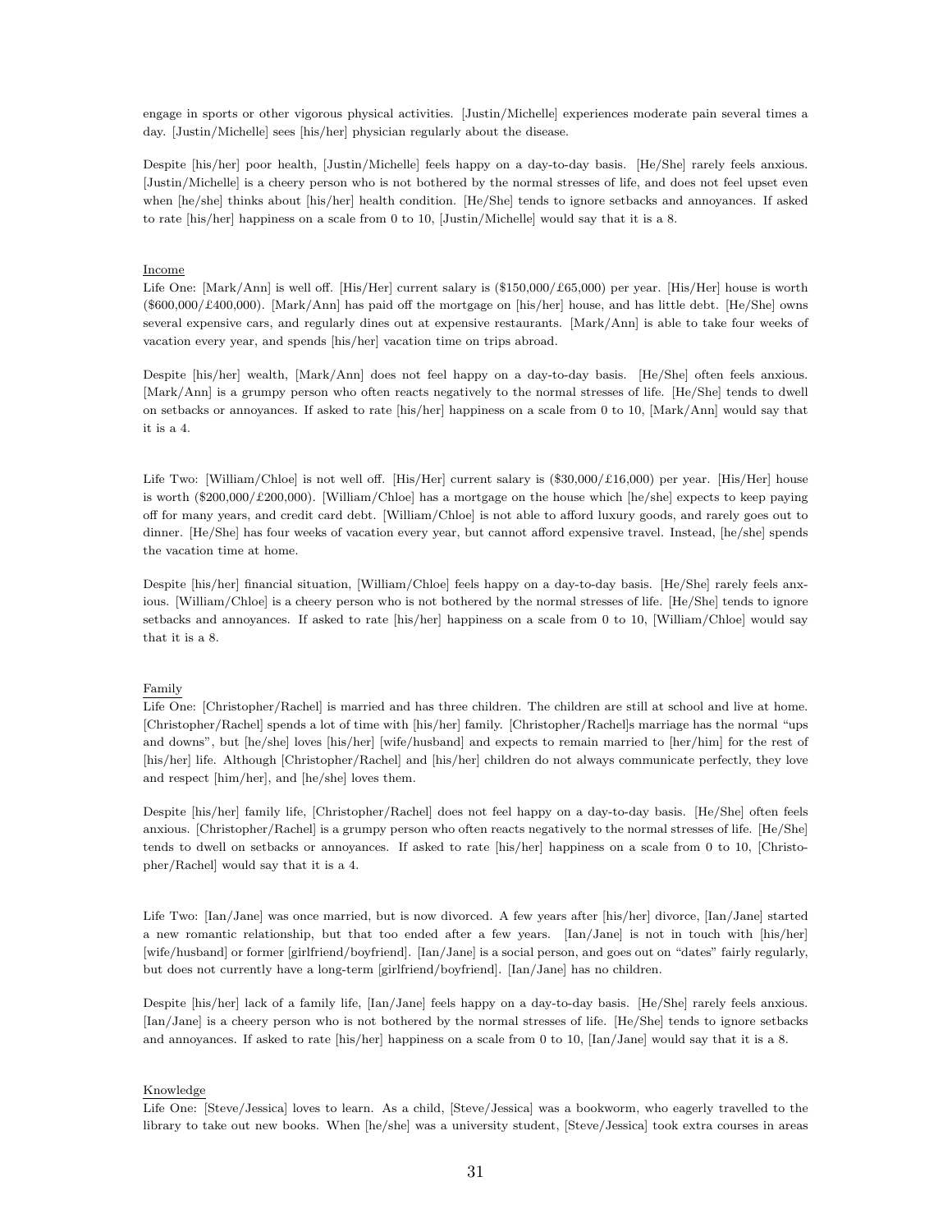engage in sports or other vigorous physical activities. [Justin/Michelle] experiences moderate pain several times a day. [Justin/Michelle] sees [his/her] physician regularly about the disease.

Despite [his/her] poor health, [Justin/Michelle] feels happy on a day-to-day basis. [He/She] rarely feels anxious. [Justin/Michelle] is a cheery person who is not bothered by the normal stresses of life, and does not feel upset even when [he/she] thinks about [his/her] health condition. [He/She] tends to ignore setbacks and annoyances. If asked to rate [his/her] happiness on a scale from 0 to 10, [Justin/Michelle] would say that it is a 8.

Income

Life One: [Mark/Ann] is well off. [His/Her] current salary is ($150,000/£65,000) per year. [His/Her] house is worth ($600,000/£400,000). [Mark/Ann] has paid off the mortgage on [his/her] house, and has little debt. [He/She] owns several expensive cars, and regularly dines out at expensive restaurants. [Mark/Ann] is able to take four weeks of vacation every year, and spends [his/her] vacation time on trips abroad.

Despite [his/her] wealth, [Mark/Ann] does not feel happy on a day-to-day basis. [He/She] often feels anxious. [Mark/Ann] is a grumpy person who often reacts negatively to the normal stresses of life. [He/She] tends to dwell on setbacks or annoyances. If asked to rate [his/her] happiness on a scale from 0 to 10, [Mark/Ann] would say that it is a 4.

Life Two: [William/Chloe] is not well off. [His/Her] current salary is ($30,000/£16,000) per year. [His/Her] house is worth ($200,000/£200,000). [William/Chloe] has a mortgage on the house which [he/she] expects to keep paying off for many years, and credit card debt. [William/Chloe] is not able to afford luxury goods, and rarely goes out to dinner. [He/She] has four weeks of vacation every year, but cannot afford expensive travel. Instead, [he/she] spends the vacation time at home.

Despite [his/her] financial situation, [William/Chloe] feels happy on a day-to-day basis. [He/She] rarely feels anxious. [William/Chloe] is a cheery person who is not bothered by the normal stresses of life. [He/She] tends to ignore setbacks and annoyances. If asked to rate [his/her] happiness on a scale from 0 to 10, [William/Chloe] would say that it is a 8.

Family

Life One: [Christopher/Rachel] is married and has three children. The children are still at school and live at home. [Christopher/Rachel] spends a lot of time with [his/her] family. [Christopher/Rachel]s marriage has the normal "ups and downs", but [he/she] loves [his/her] [wife/husband] and expects to remain married to [her/him] for the rest of [his/her] life. Although [Christopher/Rachel] and [his/her] children do not always communicate perfectly, they love and respect [him/her], and [he/she] loves them.

Despite [his/her] family life, [Christopher/Rachel] does not feel happy on a day-to-day basis. [He/She] often feels anxious. [Christopher/Rachel] is a grumpy person who often reacts negatively to the normal stresses of life. [He/She] tends to dwell on setbacks or annoyances. If asked to rate [his/her] happiness on a scale from 0 to 10, [Christopher/Rachel] would say that it is a 4.

Life Two: [Ian/Jane] was once married, but is now divorced. A few years after [his/her] divorce, [Ian/Jane] started a new romantic relationship, but that too ended after a few years. [Ian/Jane] is not in touch with [his/her] [wife/husband] or former [girlfriend/boyfriend]. [Ian/Jane] is a social person, and goes out on "dates" fairly regularly, but does not currently have a long-term [girlfriend/boyfriend]. [Ian/Jane] has no children.

Despite [his/her] lack of a family life, [Ian/Jane] feels happy on a day-to-day basis. [He/She] rarely feels anxious. [Ian/Jane] is a cheery person who is not bothered by the normal stresses of life. [He/She] tends to ignore setbacks and annoyances. If asked to rate [his/her] happiness on a scale from 0 to 10, [Ian/Jane] would say that it is a 8.

Knowledge

Life One: [Steve/Jessica] loves to learn. As a child, [Steve/Jessica] was a bookworm, who eagerly travelled to the library to take out new books. When [he/she] was a university student, [Steve/Jessica] took extra courses in areas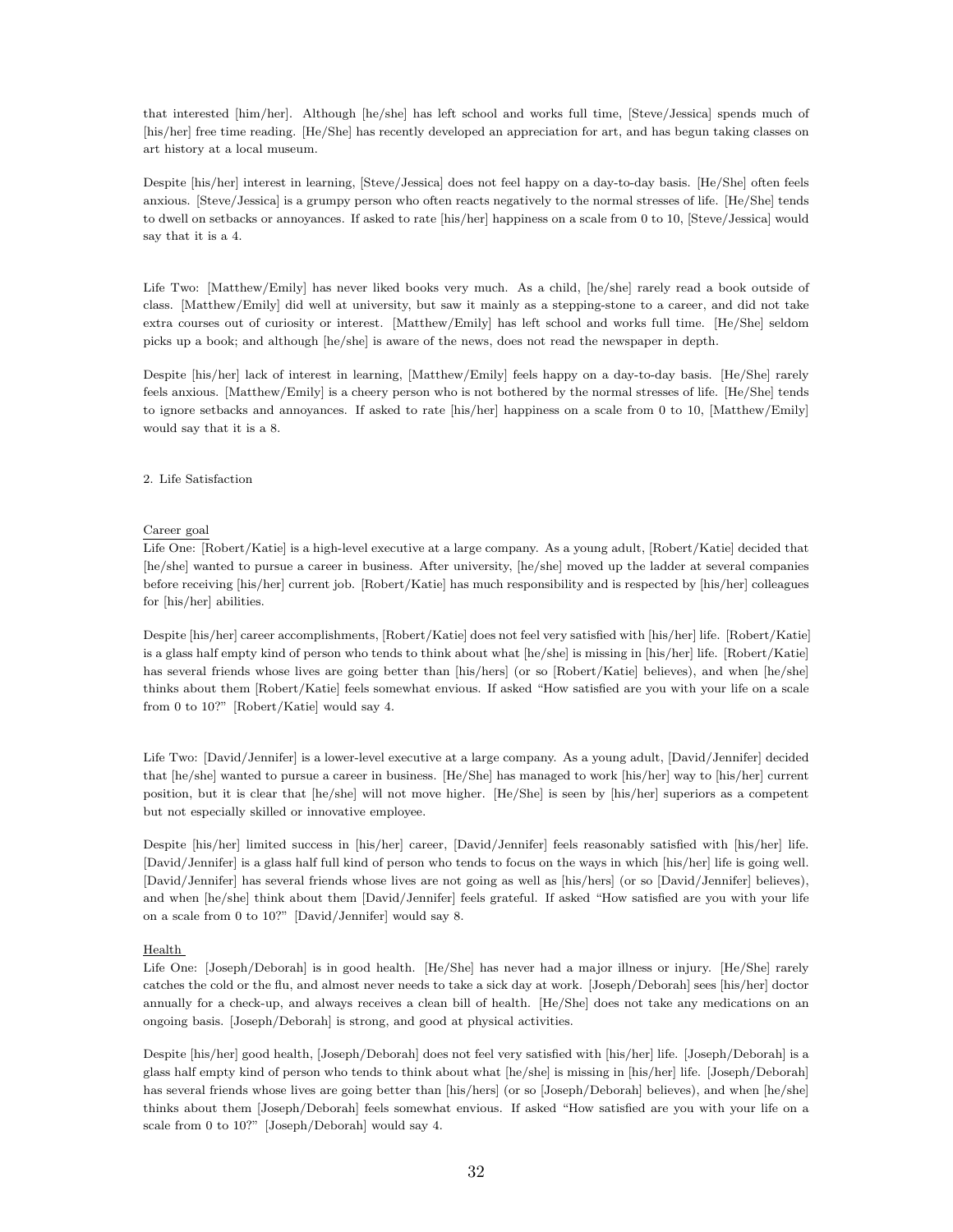that interested [him/her]. Although [he/she] has left school and works full time, [Steve/Jessica] spends much of [his/her] free time reading. [He/She] has recently developed an appreciation for art, and has begun taking classes on art history at a local museum.

Despite [his/her] interest in learning, [Steve/Jessica] does not feel happy on a day-to-day basis. [He/She] often feels anxious. [Steve/Jessica] is a grumpy person who often reacts negatively to the normal stresses of life. [He/She] tends to dwell on setbacks or annoyances. If asked to rate [his/her] happiness on a scale from 0 to 10, [Steve/Jessica] would say that it is a 4.

Life Two: [Matthew/Emily] has never liked books very much. As a child, [he/she] rarely read a book outside of class. [Matthew/Emily] did well at university, but saw it mainly as a stepping-stone to a career, and did not take extra courses out of curiosity or interest. [Matthew/Emily] has left school and works full time. [He/She] seldom picks up a book; and although [he/she] is aware of the news, does not read the newspaper in depth.

Despite [his/her] lack of interest in learning, [Matthew/Emily] feels happy on a day-to-day basis. [He/She] rarely feels anxious. [Matthew/Emily] is a cheery person who is not bothered by the normal stresses of life. [He/She] tends to ignore setbacks and annoyances. If asked to rate [his/her] happiness on a scale from 0 to 10, [Matthew/Emily] would say that it is a 8.

2. Life Satisfaction

Career goal

Life One: [Robert/Katie] is a high-level executive at a large company. As a young adult, [Robert/Katie] decided that [he/she] wanted to pursue a career in business. After university, [he/she] moved up the ladder at several companies before receiving [his/her] current job. [Robert/Katie] has much responsibility and is respected by [his/her] colleagues for [his/her] abilities.

Despite [his/her] career accomplishments, [Robert/Katie] does not feel very satisfied with [his/her] life. [Robert/Katie] is a glass half empty kind of person who tends to think about what [he/she] is missing in [his/her] life. [Robert/Katie] has several friends whose lives are going better than [his/hers] (or so [Robert/Katie] believes), and when [he/she] thinks about them [Robert/Katie] feels somewhat envious. If asked "How satisfied are you with your life on a scale from 0 to 10?" [Robert/Katie] would say 4.

Life Two: [David/Jennifer] is a lower-level executive at a large company. As a young adult, [David/Jennifer] decided that [he/she] wanted to pursue a career in business. [He/She] has managed to work [his/her] way to [his/her] current position, but it is clear that [he/she] will not move higher. [He/She] is seen by [his/her] superiors as a competent but not especially skilled or innovative employee.

Despite [his/her] limited success in [his/her] career, [David/Jennifer] feels reasonably satisfied with [his/her] life. [David/Jennifer] is a glass half full kind of person who tends to focus on the ways in which [his/her] life is going well. [David/Jennifer] has several friends whose lives are not going as well as [his/hers] (or so [David/Jennifer] believes), and when [he/she] think about them [David/Jennifer] feels grateful. If asked "How satisfied are you with your life on a scale from 0 to 10?" [David/Jennifer] would say 8.

Health

Life One: [Joseph/Deborah] is in good health. [He/She] has never had a major illness or injury. [He/She] rarely catches the cold or the flu, and almost never needs to take a sick day at work. [Joseph/Deborah] sees [his/her] doctor annually for a check-up, and always receives a clean bill of health. [He/She] does not take any medications on an ongoing basis. [Joseph/Deborah] is strong, and good at physical activities.

Despite [his/her] good health, [Joseph/Deborah] does not feel very satisfied with [his/her] life. [Joseph/Deborah] is a glass half empty kind of person who tends to think about what [he/she] is missing in [his/her] life. [Joseph/Deborah] has several friends whose lives are going better than [his/hers] (or so [Joseph/Deborah] believes), and when [he/she] thinks about them [Joseph/Deborah] feels somewhat envious. If asked "How satisfied are you with your life on a scale from 0 to 10?" [Joseph/Deborah] would say 4.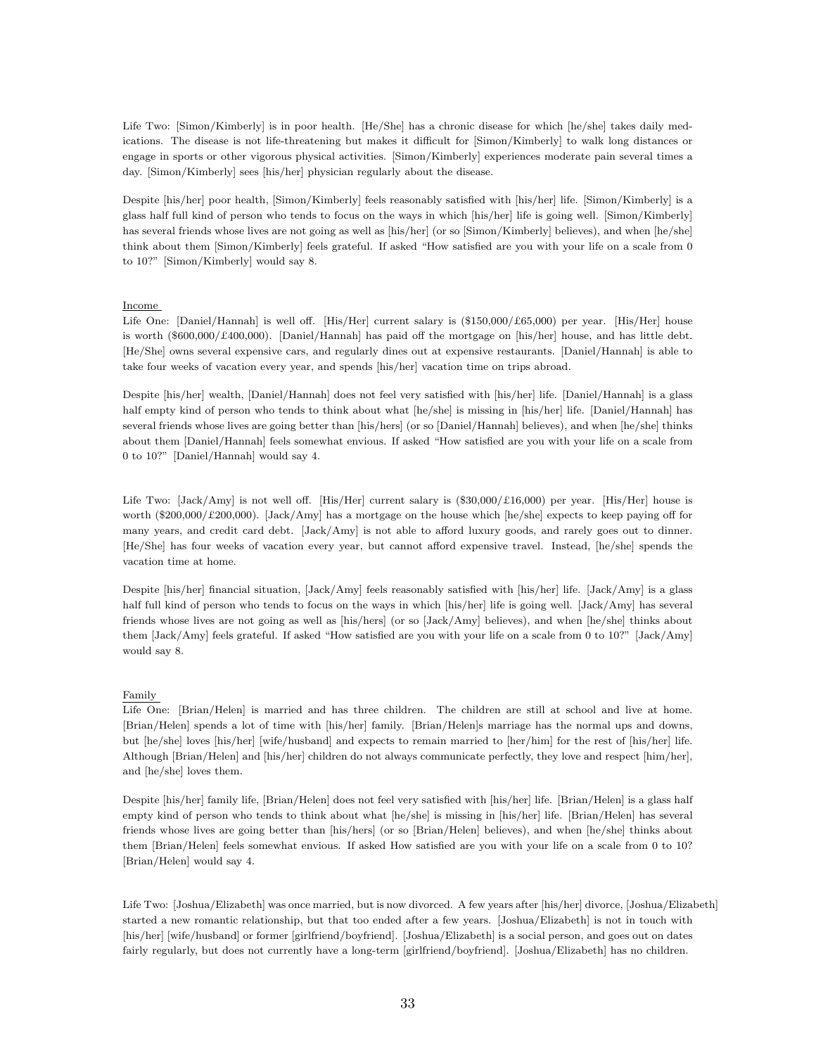Life Two: [Simon/Kimberly] is in poor health. [He/She] has a chronic disease for which [he/she] takes daily medications. The disease is not life-threatening but makes it difficult for [Simon/Kimberly] to walk long distances or engage in sports or other vigorous physical activities. [Simon/Kimberly] experiences moderate pain several times a day. [Simon/Kimberly] sees [his/her] physician regularly about the disease.

Despite [his/her] poor health, [Simon/Kimberly] feels reasonably satisfied with [his/her] life. [Simon/Kimberly] is a glass half full kind of person who tends to focus on the ways in which [his/her] life is going well. [Simon/Kimberly] has several friends whose lives are not going as well as [his/her] (or so [Simon/Kimberly] believes), and when [he/she] think about them [Simon/Kimberly] feels grateful. If asked "How satisfied are you with your life on a scale from 0 to 10?" [Simon/Kimberly] would say 8.

Income

Life One: [Daniel/Hannah] is well off. [His/Her] current salary is ($150,000/£65,000) per year. [His/Her] house is worth ($600,000/£400,000). [Daniel/Hannah] has paid off the mortgage on [his/her] house, and has little debt. [He/She] owns several expensive cars, and regularly dines out at expensive restaurants. [Daniel/Hannah] is able to take four weeks of vacation every year, and spends [his/her] vacation time on trips abroad.

Despite [his/her] wealth, [Daniel/Hannah] does not feel very satisfied with [his/her] life. [Daniel/Hannah] is a glass half empty kind of person who tends to think about what [he/she] is missing in [his/her] life. [Daniel/Hannah] has several friends whose lives are going better than [his/hers] (or so [Daniel/Hannah] believes), and when [he/she] thinks about them [Daniel/Hannah] feels somewhat envious. If asked "How satisfied are you with your life on a scale from 0 to 10?" [Daniel/Hannah] would say 4.

Life Two: [Jack/Amy] is not well off. [His/Her] current salary is ($30,000/£16,000) per year. [His/Her] house is worth ($200,000/£200,000). [Jack/Amy] has a mortgage on the house which [he/she] expects to keep paying off for many years, and credit card debt. [Jack/Amy] is not able to afford luxury goods, and rarely goes out to dinner. [He/She] has four weeks of vacation every year, but cannot afford expensive travel. Instead, [he/she] spends the vacation time at home.

Despite [his/her] financial situation, [Jack/Amy] feels reasonably satisfied with [his/her] life. [Jack/Amy] is a glass half full kind of person who tends to focus on the ways in which [his/her] life is going well. [Jack/Amy] has several friends whose lives are not going as well as [his/hers] (or so [Jack/Amy] believes), and when [he/she] thinks about them [Jack/Amy] feels grateful. If asked "How satisfied are you with your life on a scale from 0 to 10?" [Jack/Amy] would say 8.

Family

Life One: [Brian/Helen] is married and has three children. The children are still at school and live at home. [Brian/Helen] spends a lot of time with [his/her] family. [Brian/Helen]s marriage has the normal ups and downs, but [he/she] loves [his/her] [wife/husband] and expects to remain married to [her/him] for the rest of [his/her] life. Although [Brian/Helen] and [his/her] children do not always communicate perfectly, they love and respect [him/her], and [he/she] loves them.

Despite [his/her] family life, [Brian/Helen] does not feel very satisfied with [his/her] life. [Brian/Helen] is a glass half empty kind of person who tends to think about what [he/she] is missing in [his/her] life. [Brian/Helen] has several friends whose lives are going better than [his/hers] (or so [Brian/Helen] believes), and when [he/she] thinks about them [Brian/Helen] feels somewhat envious. If asked How satisfied are you with your life on a scale from 0 to 10? [Brian/Helen] would say 4.

Life Two: [Joshua/Elizabeth] was once married, but is now divorced. A few years after [his/her] divorce, [Joshua/Elizabeth] started a new romantic relationship, but that too ended after a few years. [Joshua/Elizabeth] is not in touch with [his/her] [wife/husband] or former [girlfriend/boyfriend]. [Joshua/Elizabeth] is a social person, and goes out on dates fairly regularly, but does not currently have a long-term [girlfriend/boyfriend]. [Joshua/Elizabeth] has no children.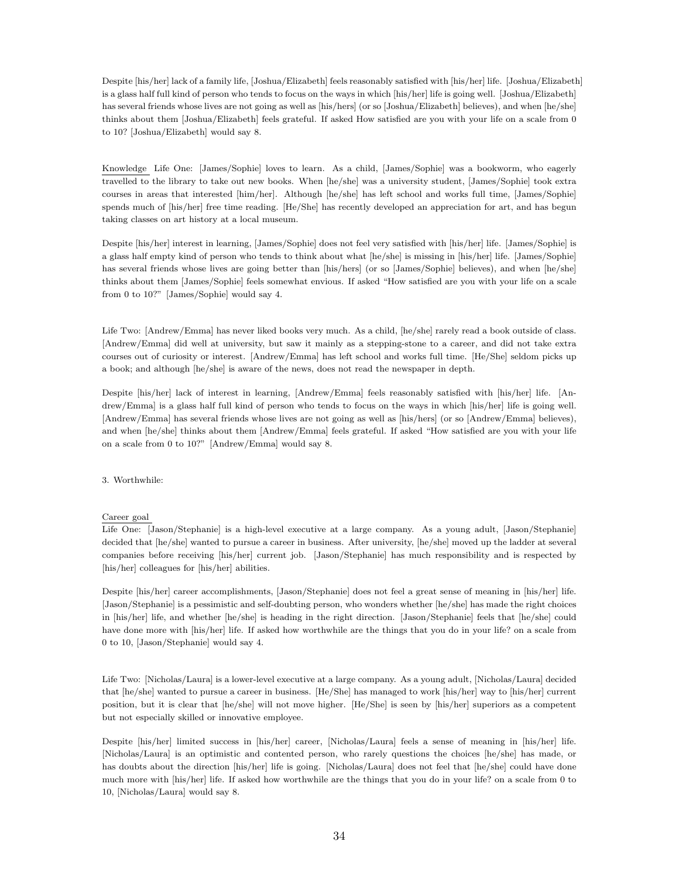Despite [his/her] lack of a family life, [Joshua/Elizabeth] feels reasonably satisfied with [his/her] life. [Joshua/Elizabeth] is a glass half full kind of person who tends to focus on the ways in which [his/her] life is going well. [Joshua/Elizabeth] has several friends whose lives are not going as well as [his/hers] (or so [Joshua/Elizabeth] believes), and when [he/she] thinks about them [Joshua/Elizabeth] feels grateful. If asked How satisfied are you with your life on a scale from 0 to 10? [Joshua/Elizabeth] would say 8.

Knowledge Life One: [James/Sophie] loves to learn. As a child, [James/Sophie] was a bookworm, who eagerly travelled to the library to take out new books. When [he/she] was a university student, [James/Sophie] took extra courses in areas that interested [him/her]. Although [he/she] has left school and works full time, [James/Sophie] spends much of [his/her] free time reading. [He/She] has recently developed an appreciation for art, and has begun taking classes on art history at a local museum.

Despite [his/her] interest in learning, [James/Sophie] does not feel very satisfied with [his/her] life. [James/Sophie] is a glass half empty kind of person who tends to think about what [he/she] is missing in [his/her] life. [James/Sophie] has several friends whose lives are going better than [his/hers] (or so [James/Sophie] believes), and when [he/she] thinks about them [James/Sophie] feels somewhat envious. If asked "How satisfied are you with your life on a scale from 0 to 10?" [James/Sophie] would say 4.

Life Two: [Andrew/Emma] has never liked books very much. As a child, [he/she] rarely read a book outside of class. [Andrew/Emma] did well at university, but saw it mainly as a stepping-stone to a career, and did not take extra courses out of curiosity or interest. [Andrew/Emma] has left school and works full time. [He/She] seldom picks up a book; and although [he/she] is aware of the news, does not read the newspaper in depth.

Despite [his/her] lack of interest in learning, [Andrew/Emma] feels reasonably satisfied with [his/her] life. [Andrew/Emma] is a glass half full kind of person who tends to focus on the ways in which [his/her] life is going well. [Andrew/Emma] has several friends whose lives are not going as well as [his/hers] (or so [Andrew/Emma] believes), and when [he/she] thinks about them [Andrew/Emma] feels grateful. If asked "How satisfied are you with your life on a scale from 0 to 10?" [Andrew/Emma] would say 8.

3. Worthwhile:

Career goal
Life One: [Jason/Stephanie] is a high-level executive at a large company. As a young adult, [Jason/Stephanie] decided that [he/she] wanted to pursue a career in business. After university, [he/she] moved up the ladder at several companies before receiving [his/her] current job. [Jason/Stephanie] has much responsibility and is respected by [his/her] colleagues for [his/her] abilities.

Despite [his/her] career accomplishments, [Jason/Stephanie] does not feel a great sense of meaning in [his/her] life. [Jason/Stephanie] is a pessimistic and self-doubting person, who wonders whether [he/she] has made the right choices in [his/her] life, and whether [he/she] is heading in the right direction. [Jason/Stephanie] feels that [he/she] could have done more with [his/her] life. If asked how worthwhile are the things that you do in your life? on a scale from 0 to 10, [Jason/Stephanie] would say 4.

Life Two: [Nicholas/Laura] is a lower-level executive at a large company. As a young adult, [Nicholas/Laura] decided that [he/she] wanted to pursue a career in business. [He/She] has managed to work [his/her] way to [his/her] current position, but it is clear that [he/she] will not move higher. [He/She] is seen by [his/her] superiors as a competent but not especially skilled or innovative employee.

Despite [his/her] limited success in [his/her] career, [Nicholas/Laura] feels a sense of meaning in [his/her] life. [Nicholas/Laura] is an optimistic and contented person, who rarely questions the choices [he/she] has made, or has doubts about the direction [his/her] life is going. [Nicholas/Laura] does not feel that [he/she] could have done much more with [his/her] life. If asked how worthwhile are the things that you do in your life? on a scale from 0 to 10, [Nicholas/Laura] would say 8.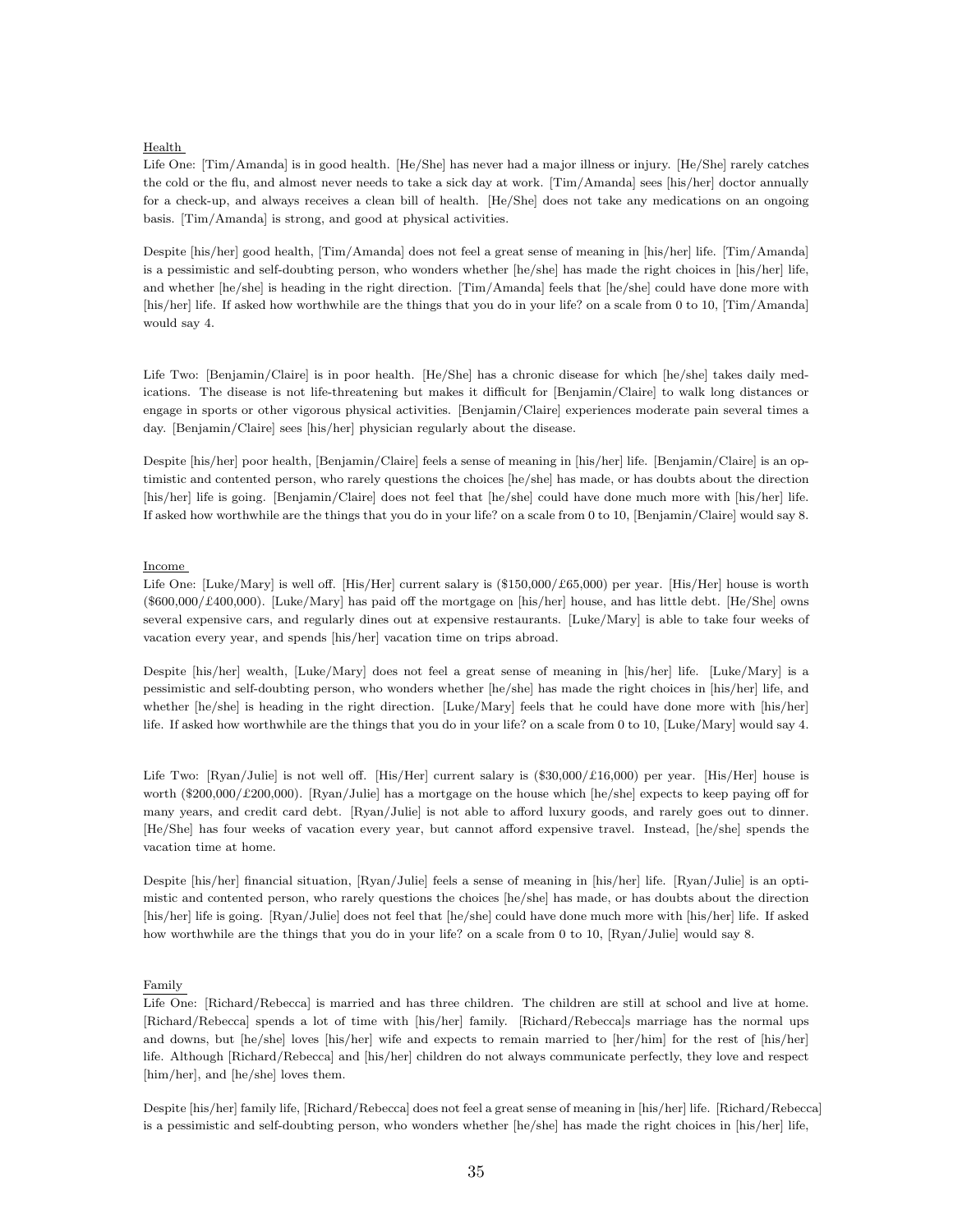Health

Life One: [Tim/Amanda] is in good health. [He/She] has never had a major illness or injury. [He/She] rarely catches the cold or the flu, and almost never needs to take a sick day at work. [Tim/Amanda] sees [his/her] doctor annually for a check-up, and always receives a clean bill of health. [He/She] does not take any medications on an ongoing basis. [Tim/Amanda] is strong, and good at physical activities.

Despite [his/her] good health, [Tim/Amanda] does not feel a great sense of meaning in [his/her] life. [Tim/Amanda] is a pessimistic and self-doubting person, who wonders whether [he/she] has made the right choices in [his/her] life, and whether [he/she] is heading in the right direction. [Tim/Amanda] feels that [he/she] could have done more with [his/her] life. If asked how worthwhile are the things that you do in your life? on a scale from 0 to 10, [Tim/Amanda] would say 4.

Life Two: [Benjamin/Claire] is in poor health. [He/She] has a chronic disease for which [he/she] takes daily medications. The disease is not life-threatening but makes it difficult for [Benjamin/Claire] to walk long distances or engage in sports or other vigorous physical activities. [Benjamin/Claire] experiences moderate pain several times a day. [Benjamin/Claire] sees [his/her] physician regularly about the disease.

Despite [his/her] poor health, [Benjamin/Claire] feels a sense of meaning in [his/her] life. [Benjamin/Claire] is an optimistic and contented person, who rarely questions the choices [he/she] has made, or has doubts about the direction [his/her] life is going. [Benjamin/Claire] does not feel that [he/she] could have done much more with [his/her] life. If asked how worthwhile are the things that you do in your life? on a scale from 0 to 10, [Benjamin/Claire] would say 8.

Income

Life One: [Luke/Mary] is well off. [His/Her] current salary is ($150,000/£65,000) per year. [His/Her] house is worth ($600,000/£400,000). [Luke/Mary] has paid off the mortgage on [his/her] house, and has little debt. [He/She] owns several expensive cars, and regularly dines out at expensive restaurants. [Luke/Mary] is able to take four weeks of vacation every year, and spends [his/her] vacation time on trips abroad.

Despite [his/her] wealth, [Luke/Mary] does not feel a great sense of meaning in [his/her] life. [Luke/Mary] is a pessimistic and self-doubting person, who wonders whether [he/she] has made the right choices in [his/her] life, and whether [he/she] is heading in the right direction. [Luke/Mary] feels that he could have done more with [his/her] life. If asked how worthwhile are the things that you do in your life? on a scale from 0 to 10, [Luke/Mary] would say 4.

Life Two: [Ryan/Julie] is not well off. [His/Her] current salary is ($30,000/£16,000) per year. [His/Her] house is worth ($200,000/£200,000). [Ryan/Julie] has a mortgage on the house which [he/she] expects to keep paying off for many years, and credit card debt. [Ryan/Julie] is not able to afford luxury goods, and rarely goes out to dinner. [He/She] has four weeks of vacation every year, but cannot afford expensive travel. Instead, [he/she] spends the vacation time at home.

Despite [his/her] financial situation, [Ryan/Julie] feels a sense of meaning in [his/her] life. [Ryan/Julie] is an optimistic and contented person, who rarely questions the choices [he/she] has made, or has doubts about the direction [his/her] life is going. [Ryan/Julie] does not feel that [he/she] could have done much more with [his/her] life. If asked how worthwhile are the things that you do in your life? on a scale from 0 to 10, [Ryan/Julie] would say 8.

Family

Life One: [Richard/Rebecca] is married and has three children. The children are still at school and live at home. [Richard/Rebecca] spends a lot of time with [his/her] family. [Richard/Rebecca]s marriage has the normal ups and downs, but [he/she] loves [his/her] wife and expects to remain married to [her/him] for the rest of [his/her] life. Although [Richard/Rebecca] and [his/her] children do not always communicate perfectly, they love and respect [him/her], and [he/she] loves them.

Despite [his/her] family life, [Richard/Rebecca] does not feel a great sense of meaning in [his/her] life. [Richard/Rebecca] is a pessimistic and self-doubting person, who wonders whether [he/she] has made the right choices in [his/her] life,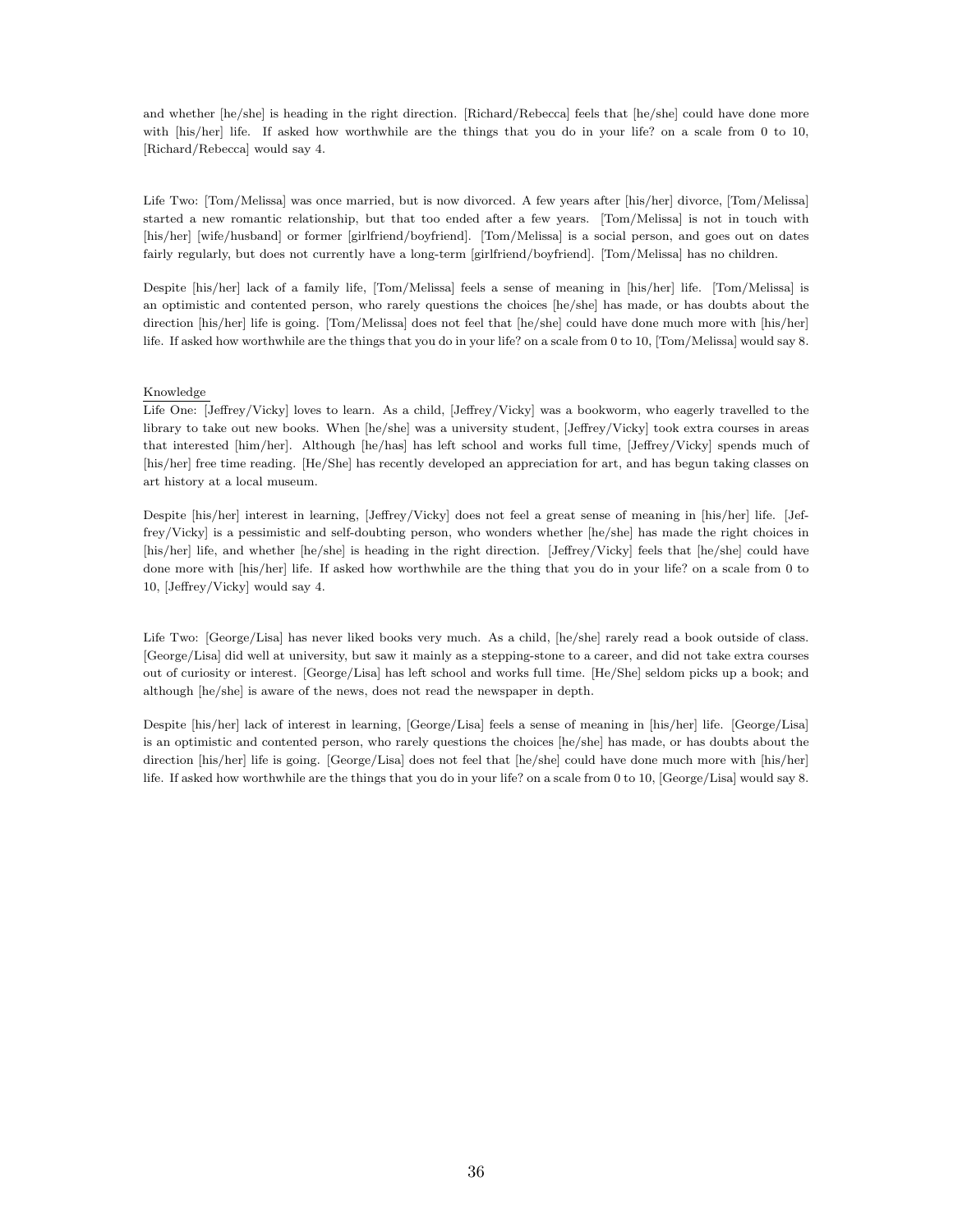and whether [he/she] is heading in the right direction. [Richard/Rebecca] feels that [he/she] could have done more with [his/her] life. If asked how worthwhile are the things that you do in your life? on a scale from 0 to 10, [Richard/Rebecca] would say 4.

Life Two: [Tom/Melissa] was once married, but is now divorced. A few years after [his/her] divorce, [Tom/Melissa] started a new romantic relationship, but that too ended after a few years. [Tom/Melissa] is not in touch with [his/her] [wife/husband] or former [girlfriend/boyfriend]. [Tom/Melissa] is a social person, and goes out on dates fairly regularly, but does not currently have a long-term [girlfriend/boyfriend]. [Tom/Melissa] has no children.

Despite [his/her] lack of a family life, [Tom/Melissa] feels a sense of meaning in [his/her] life. [Tom/Melissa] is an optimistic and contented person, who rarely questions the choices [he/she] has made, or has doubts about the direction [his/her] life is going. [Tom/Melissa] does not feel that [he/she] could have done much more with [his/her] life. If asked how worthwhile are the things that you do in your life? on a scale from 0 to 10, [Tom/Melissa] would say 8.

<u>Knowledge</u>

Life One: [Jeffrey/Vicky] loves to learn. As a child, [Jeffrey/Vicky] was a bookworm, who eagerly travelled to the library to take out new books. When [he/she] was a university student, [Jeffrey/Vicky] took extra courses in areas that interested [him/her]. Although [he/has] has left school and works full time, [Jeffrey/Vicky] spends much of [his/her] free time reading. [He/She] has recently developed an appreciation for art, and has begun taking classes on art history at a local museum.

Despite [his/her] interest in learning, [Jeffrey/Vicky] does not feel a great sense of meaning in [his/her] life. [Jeffrey/Vicky] is a pessimistic and self-doubting person, who wonders whether [he/she] has made the right choices in [his/her] life, and whether [he/she] is heading in the right direction. [Jeffrey/Vicky] feels that [he/she] could have done more with [his/her] life. If asked how worthwhile are the thing that you do in your life? on a scale from 0 to 10, [Jeffrey/Vicky] would say 4.

Life Two: [George/Lisa] has never liked books very much. As a child, [he/she] rarely read a book outside of class. [George/Lisa] did well at university, but saw it mainly as a stepping-stone to a career, and did not take extra courses out of curiosity or interest. [George/Lisa] has left school and works full time. [He/She] seldom picks up a book; and although [he/she] is aware of the news, does not read the newspaper in depth.

Despite [his/her] lack of interest in learning, [George/Lisa] feels a sense of meaning in [his/her] life. [George/Lisa] is an optimistic and contented person, who rarely questions the choices [he/she] has made, or has doubts about the direction [his/her] life is going. [George/Lisa] does not feel that [he/she] could have done much more with [his/her] life. If asked how worthwhile are the things that you do in your life? on a scale from 0 to 10, [George/Lisa] would say 8.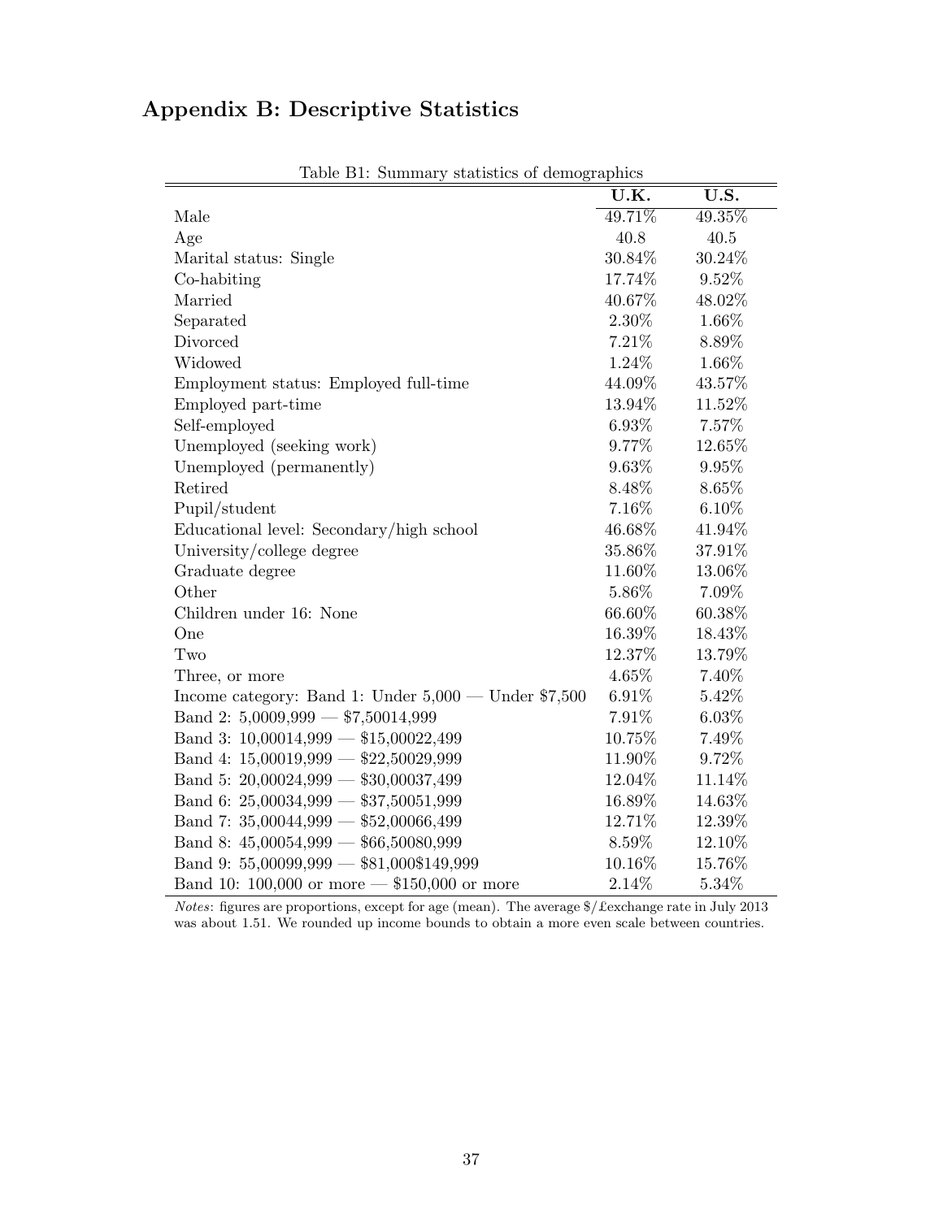## Appendix B: Descriptive Statistics

Table B1: Summary statistics of demographics

| | U.K. | U.S. |
|---|---|---|
| Male | 49.71% | 49.35% |
| Age | 40.8 | 40.5 |
| Marital status: Single | 30.84% | 30.24% |
| Co-habiting | 17.74% | 9.52% |
| Married | 40.67% | 48.02% |
| Separated | 2.30% | 1.66% |
| Divorced | 7.21% | 8.89% |
| Widowed | 1.24% | 1.66% |
| Employment status: Employed full-time | 44.09% | 43.57% |
| Employed part-time | 13.94% | 11.52% |
| Self-employed | 6.93% | 7.57% |
| Unemployed (seeking work) | 9.77% | 12.65% |
| Unemployed (permanently) | 9.63% | 9.95% |
| Retired | 8.48% | 8.65% |
| Pupil/student | 7.16% | 6.10% |
| Educational level: Secondary/high school | 46.68% | 41.94% |
| University/college degree | 35.86% | 37.91% |
| Graduate degree | 11.60% | 13.06% |
| Other | 5.86% | 7.09% |
| Children under 16: None | 66.60% | 60.38% |
| One | 16.39% | 18.43% |
| Two | 12.37% | 13.79% |
| Three, or more | 4.65% | 7.40% |
| Income category: Band 1: Under 5,000 — Under $7,500 | 6.91% | 5.42% |
| Band 2: 5,0009,999 — $7,50014,999 | 7.91% | 6.03% |
| Band 3: 10,00014,999 — $15,00022,499 | 10.75% | 7.49% |
| Band 4: 15,00019,999 — $22,50029,999 | 11.90% | 9.72% |
| Band 5: 20,00024,999 — $30,00037,499 | 12.04% | 11.14% |
| Band 6: 25,00034,999 — $37,50051,999 | 16.89% | 14.63% |
| Band 7: 35,00044,999 — $52,00066,499 | 12.71% | 12.39% |
| Band 8: 45,00054,999 — $66,50080,999 | 8.59% | 12.10% |
| Band 9: 55,00099,999 — $81,000$149,999 | 10.16% | 15.76% |
| Band 10: 100,000 or more — $150,000 or more | 2.14% | 5.34% |

*Notes*: figures are proportions, except for age (mean). The average $/£exchange rate in July 2013 was about 1.51. We rounded up income bounds to obtain a more even scale between countries.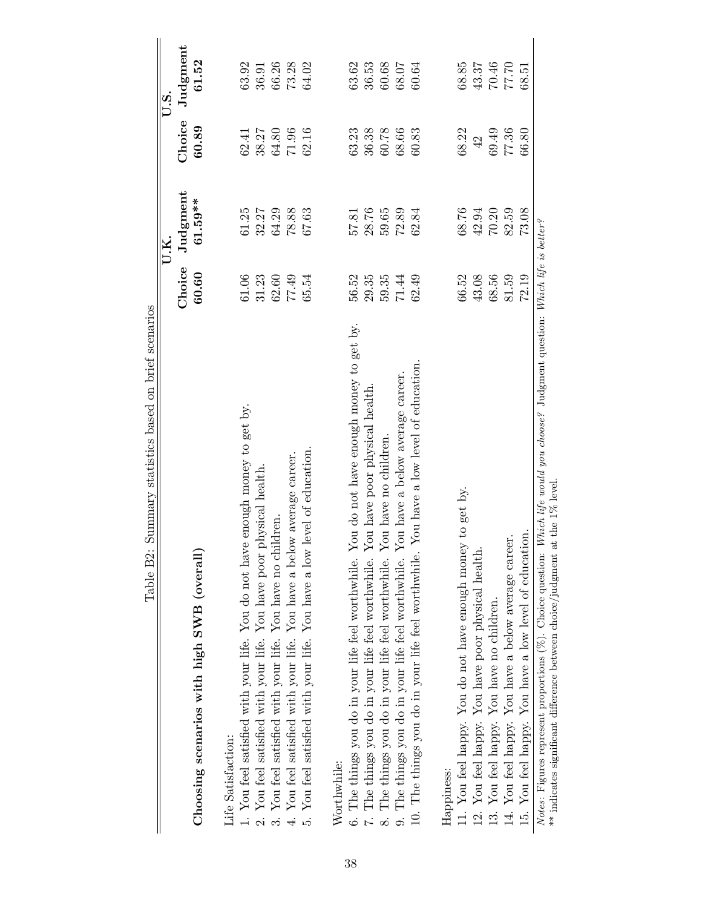Table B2: Summary statistics based on brief scenarios

| **Choosing scenarios with high SWB (overall)** | U.K. | | U.S. | |
|---|---|---|---|---|
| | **Choice** | **Judgment** | **Choice** | **Judgment** |
| | **60.60** | **61.59**** | **60.89** | **61.52** |
| Life Satisfaction: | | | | |
| 1. You feel satisfied with your life. You do not have enough money to get by. | 61.06 | 61.25 | 62.41 | 63.92 |
| 2. You feel satisfied with your life. You have poor physical health. | 31.23 | 32.27 | 38.27 | 36.91 |
| 3. You feel satisfied with your life. You have no children. | 62.60 | 64.29 | 64.80 | 66.26 |
| 4. You feel satisfied with your life. You have a below average career. | 77.49 | 78.88 | 71.96 | 73.28 |
| 5. You feel satisfied with your life. You have a low level of education. | 65.54 | 67.63 | 62.16 | 64.02 |
| Worthwhile: | | | | |
| 6. The things you do in your life feel worthwhile. You do not have enough money to get by. | 56.52 | 57.81 | 63.23 | 63.62 |
| 7. The things you do in your life feel worthwhile. You have poor physical health. | 29.35 | 28.76 | 36.38 | 36.53 |
| 8. The things you do in your life feel worthwhile. You have no children. | 59.35 | 59.65 | 60.78 | 60.68 |
| 9. The things you do in your life feel worthwhile. You have a below average career. | 71.44 | 72.89 | 68.66 | 68.07 |
| 10. The things you do in your life feel worthwhile. You have a low level of education. | 62.49 | 62.84 | 60.83 | 60.64 |
| Happiness: | | | | |
| 11. You feel happy. You do not have enough money to get by. | 66.52 | 68.76 | 68.22 | 68.85 |
| 12. You feel happy. You have poor physical health. | 43.08 | 42.94 | 42 | 43.37 |
| 13. You feel happy. You have no children. | 68.56 | 70.20 | 69.49 | 70.46 |
| 14. You feel happy. You have a below average career. | 81.59 | 82.59 | 77.36 | 77.70 |
| 15. You feel happy. You have a low level of education. | 72.19 | 73.08 | 66.80 | 68.51 |

*Notes*: Figures represent proportions (%). Choice question: *Which life would you choose?* Judgment question: *Which life is better?*
** indicates significant difference between choice/judgment at the 1% level.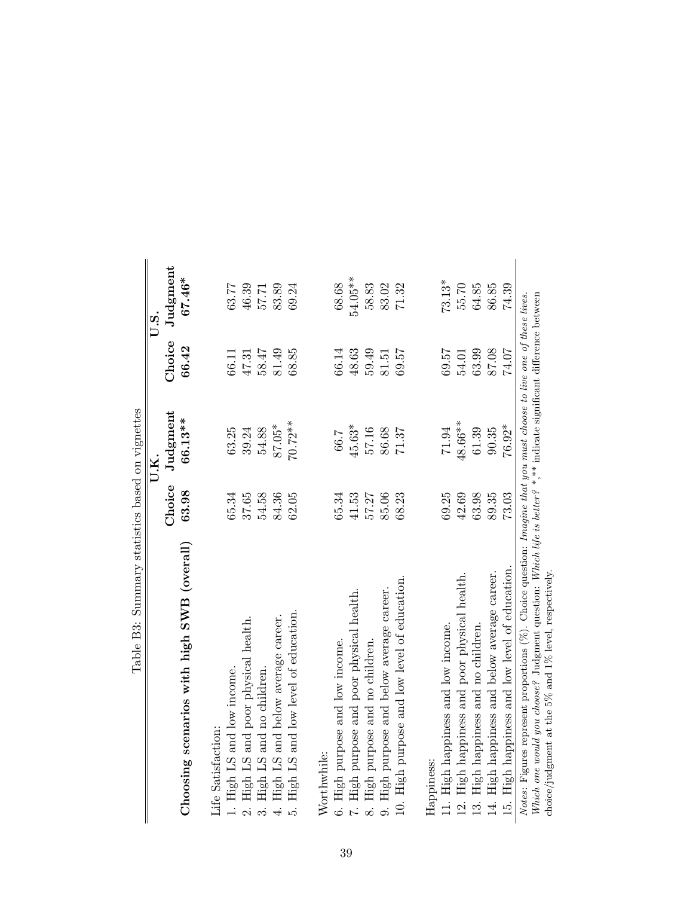Table B3: Summary statistics based on vignettes

| | U.K. | | U.S. | |
|---|---|---|---|---|
| | **Choice** | **Judgment** | **Choice** | **Judgment** |
| **Choosing scenarios with high SWB (overall)** | **63.98** | **66.13**\*\* | **66.42** | **67.46**\* |
| Life Satisfaction: | | | | |
| 1. High LS and low income. | 65.34 | 63.25 | 66.11 | 63.77 |
| 2. High LS and poor physical health. | 37.65 | 39.24 | 47.31 | 46.39 |
| 3. High LS and no children. | 54.58 | 54.88 | 58.47 | 57.71 |
| 4. High LS and below average career. | 84.36 | 87.05\* | 81.49 | 83.89 |
| 5. High LS and low level of education. | 62.05 | 70.72\*\* | 68.85 | 69.24 |
| Worthwhile: | | | | |
| 6. High purpose and low income. | 65.34 | 66.7 | 66.14 | 68.68 |
| 7. High purpose and poor physical health. | 41.53 | 45.63\* | 48.63 | 54.05\*\* |
| 8. High purpose and no children. | 57.27 | 57.16 | 59.49 | 58.83 |
| 9. High purpose and below average career. | 85.06 | 86.68 | 81.51 | 83.02 |
| 10. High purpose and low level of education. | 68.23 | 71.37 | 69.57 | 71.32 |
| Happiness: | | | | |
| 11. High happiness and low income. | 69.25 | 71.94 | 69.57 | 73.13\* |
| 12. High happiness and poor physical health. | 42.69 | 48.66\*\* | 54.01 | 55.70 |
| 13. High happiness and no children. | 63.98 | 61.39 | 63.99 | 64.85 |
| 14. High happiness and below average career. | 89.35 | 90.35 | 87.08 | 86.85 |
| 15. High happiness and low level of education. | 73.03 | 76.92\* | 74.07 | 74.39 |

*Notes*: Figures represent proportions (%). Choice question: *Imagine that you must choose to live one of these lives. Which one would you choose?* Judgment question: *Which life is better?* \*,\*\* indicate significant difference between choice/judgment at the 5% and 1% level, respectively.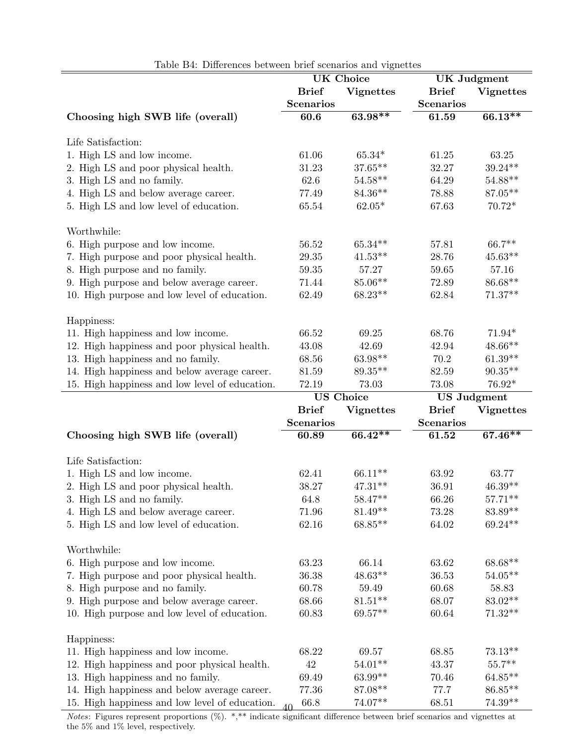Table B4: Differences between brief scenarios and vignettes

| | UK Choice | | UK Judgment | |
|---|---|---|---|---|
| | Brief Scenarios | Vignettes | Brief Scenarios | Vignettes |
| **Choosing high SWB life (overall)** | **60.6** | **63.98**** | **61.59** | **66.13**** |
| Life Satisfaction: | | | | |
| 1. High LS and low income. | 61.06 | 65.34* | 61.25 | 63.25 |
| 2. High LS and poor physical health. | 31.23 | 37.65** | 32.27 | 39.24** |
| 3. High LS and no family. | 62.6 | 54.58** | 64.29 | 54.88** |
| 4. High LS and below average career. | 77.49 | 84.36** | 78.88 | 87.05** |
| 5. High LS and low level of education. | 65.54 | 62.05* | 67.63 | 70.72* |
| Worthwhile: | | | | |
| 6. High purpose and low income. | 56.52 | 65.34** | 57.81 | 66.7** |
| 7. High purpose and poor physical health. | 29.35 | 41.53** | 28.76 | 45.63** |
| 8. High purpose and no family. | 59.35 | 57.27 | 59.65 | 57.16 |
| 9. High purpose and below average career. | 71.44 | 85.06** | 72.89 | 86.68** |
| 10. High purpose and low level of education. | 62.49 | 68.23** | 62.84 | 71.37** |
| Happiness: | | | | |
| 11. High happiness and low income. | 66.52 | 69.25 | 68.76 | 71.94* |
| 12. High happiness and poor physical health. | 43.08 | 42.69 | 42.94 | 48.66** |
| 13. High happiness and no family. | 68.56 | 63.98** | 70.2 | 61.39** |
| 14. High happiness and below average career. | 81.59 | 89.35** | 82.59 | 90.35** |
| 15. High happiness and low level of education. | 72.19 | 73.03 | 73.08 | 76.92* |

| | US Choice | | US Judgment | |
|---|---|---|---|---|
| | Brief Scenarios | Vignettes | Brief Scenarios | Vignettes |
| **Choosing high SWB life (overall)** | **60.89** | **66.42**** | **61.52** | **67.46**** |
| Life Satisfaction: | | | | |
| 1. High LS and low income. | 62.41 | 66.11** | 63.92 | 63.77 |
| 2. High LS and poor physical health. | 38.27 | 47.31** | 36.91 | 46.39** |
| 3. High LS and no family. | 64.8 | 58.47** | 66.26 | 57.71** |
| 4. High LS and below average career. | 71.96 | 81.49** | 73.28 | 83.89** |
| 5. High LS and low level of education. | 62.16 | 68.85** | 64.02 | 69.24** |
| Worthwhile: | | | | |
| 6. High purpose and low income. | 63.23 | 66.14 | 63.62 | 68.68** |
| 7. High purpose and poor physical health. | 36.38 | 48.63** | 36.53 | 54.05** |
| 8. High purpose and no family. | 60.78 | 59.49 | 60.68 | 58.83 |
| 9. High purpose and below average career. | 68.66 | 81.51** | 68.07 | 83.02** |
| 10. High purpose and low level of education. | 60.83 | 69.57** | 60.64 | 71.32** |
| Happiness: | | | | |
| 11. High happiness and low income. | 68.22 | 69.57 | 68.85 | 73.13** |
| 12. High happiness and poor physical health. | 42 | 54.01** | 43.37 | 55.7** |
| 13. High happiness and no family. | 69.49 | 63.99** | 70.46 | 64.85** |
| 14. High happiness and below average career. | 77.36 | 87.08** | 77.7 | 86.85** |
| 15. High happiness and low level of education. | 66.8 | 74.07** | 68.51 | 74.39** |

*Notes*: Figures represent proportions (%). *,** indicate significant difference between brief scenarios and vignettes at the 5% and 1% level, respectively.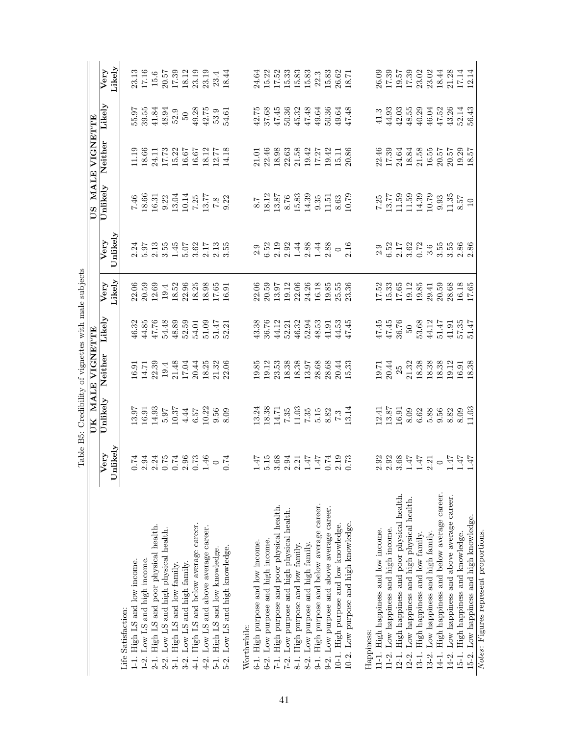Table B5: Credibility of vignettes with male subjects

| | UK MALE VIGNETTE | | | | | US MALE VIGNETTE | | | | |
|---|---|---|---|---|---|---|---|---|---|---|
| | Very Unlikely | Unlikely | Neither | Likely | Very Likely | Very Unlikely | Unlikely | Neither | Likely | Very Likely |
| Life Satisfaction: | | | | | | | | | | |
| 1-1. High LS and low income. | 0.74 | 13.97 | 16.91 | 46.32 | 22.06 | 2.24 | 7.46 | 11.19 | 55.97 | 23.13 |
| 1-2. Low LS and high income. | 2.94 | 16.91 | 14.71 | 44.85 | 20.59 | 5.97 | 18.66 | 18.66 | 39.55 | 17.16 |
| 2-1. High LS and poor physical health. | 2.24 | 14.93 | 22.39 | 47.76 | 12.69 | 2.13 | 16.31 | 24.11 | 41.84 | 15.6 |
| 2-2. Low LS and high physical health. | 0.75 | 5.97 | 19.4 | 54.48 | 19.4 | 3.55 | 9.22 | 17.73 | 48.94 | 20.57 |
| 3-1. High LS and low family. | 0.74 | 10.37 | 21.48 | 48.89 | 18.52 | 1.45 | 13.04 | 15.22 | 52.9 | 17.39 |
| 3-2. Low LS and high family. | 2.96 | 4.44 | 17.04 | 52.59 | 22.96 | 5.07 | 10.14 | 16.67 | 50 | 18.12 |
| 4-1. High LS and below average career. | 0.73 | 6.57 | 20.44 | 54.01 | 18.25 | 3.62 | 7.25 | 16.67 | 49.28 | 23.19 |
| 4-2. Low LS and above average career. | 1.46 | 10.22 | 18.25 | 51.09 | 18.98 | 2.17 | 13.77 | 18.12 | 42.75 | 23.19 |
| 5-1. High LS and low knowledge. | 0 | 9.56 | 21.32 | 51.47 | 17.65 | 2.13 | 7.8 | 12.77 | 53.9 | 23.4 |
| 5-2. Low LS and high knowledge. | 0.74 | 8.09 | 22.06 | 52.21 | 16.91 | 3.55 | 9.22 | 14.18 | 54.61 | 18.44 |
| Worthwhile: | | | | | | | | | | |
| 6-1. High purpose and low income. | 1.47 | 13.24 | 19.85 | 43.38 | 22.06 | 2.9 | 8.7 | 21.01 | 42.75 | 24.64 |
| 6-2. Low purpose and high income. | 5.15 | 18.38 | 19.12 | 36.76 | 20.59 | 6.52 | 18.12 | 22.46 | 37.68 | 15.22 |
| 7-1. High purpose and poor physical health. | 3.68 | 14.71 | 23.53 | 44.12 | 13.97 | 2.19 | 13.87 | 18.98 | 47.45 | 17.52 |
| 7-2. Low purpose and high physical health. | 2.94 | 7.35 | 18.38 | 52.21 | 19.12 | 2.92 | 8.76 | 22.63 | 50.36 | 15.33 |
| 8-1. High purpose and low family. | 2.21 | 11.03 | 18.38 | 46.32 | 22.06 | 1.44 | 15.83 | 21.58 | 45.32 | 15.83 |
| 8-2. Low purpose and high family. | 1.47 | 7.35 | 13.97 | 52.94 | 24.26 | 2.88 | 14.39 | 19.42 | 47.48 | 15.83 |
| 9-1. High purpose and below average career. | 1.47 | 5.15 | 28.68 | 48.53 | 16.18 | 1.44 | 9.35 | 17.27 | 49.64 | 22.3 |
| 9-2. Low purpose and above average career. | 0.74 | 8.82 | 28.68 | 41.91 | 19.85 | 2.88 | 11.51 | 19.42 | 50.36 | 15.83 |
| 10-1. High purpose and low knowledge. | 2.19 | 7.3 | 20.44 | 44.53 | 25.55 | 0 | 8.63 | 15.11 | 49.64 | 26.62 |
| 10-2. Low purpose and high knowledge. | 0.73 | 13.14 | 15.33 | 47.45 | 23.36 | 2.16 | 10.79 | 20.86 | 47.48 | 18.71 |
| Happiness: | | | | | | | | | | |
| 11-1. High happiness and low income. | 2.92 | 12.41 | 19.71 | 47.45 | 17.52 | 2.9 | 7.25 | 22.46 | 41.3 | 26.09 |
| 11-2. Low happiness and high income. | 2.92 | 13.87 | 20.44 | 47.45 | 15.33 | 6.52 | 13.77 | 17.39 | 44.93 | 17.39 |
| 12-1. High happiness and poor physical health. | 3.68 | 16.91 | 25 | 36.76 | 17.65 | 2.17 | 11.59 | 24.64 | 42.03 | 19.57 |
| 12-2. Low happiness and high physical health. | 1.47 | 8.09 | 21.32 | 50 | 19.12 | 3.62 | 11.59 | 18.84 | 48.55 | 17.39 |
| 13-1. High happiness and low family. | 1.47 | 6.62 | 18.38 | 53.68 | 19.85 | 0.72 | 14.39 | 21.58 | 40.29 | 23.02 |
| 13-2. Low happiness and high family. | 2.21 | 5.88 | 18.38 | 44.12 | 29.41 | 3.6 | 10.79 | 16.55 | 46.04 | 23.02 |
| 14-1. High happiness and below average career. | 0 | 9.56 | 18.38 | 51.47 | 20.59 | 3.55 | 9.93 | 20.57 | 47.52 | 18.44 |
| 14-2. Low happiness and above average career. | 1.47 | 8.82 | 19.12 | 41.91 | 28.68 | 3.55 | 11.35 | 20.57 | 43.26 | 21.28 |
| 15-1. High happiness and knowledge. | 1.47 | 8.09 | 16.91 | 57.35 | 16.18 | 2.86 | 8.57 | 19.29 | 52.14 | 17.14 |
| 15-2. Low happiness and high knowledge. | 1.47 | 11.03 | 18.38 | 51.47 | 17.65 | 2.86 | 10 | 18.57 | 56.43 | 12.14 |

*Notes*: Figures represent proportions.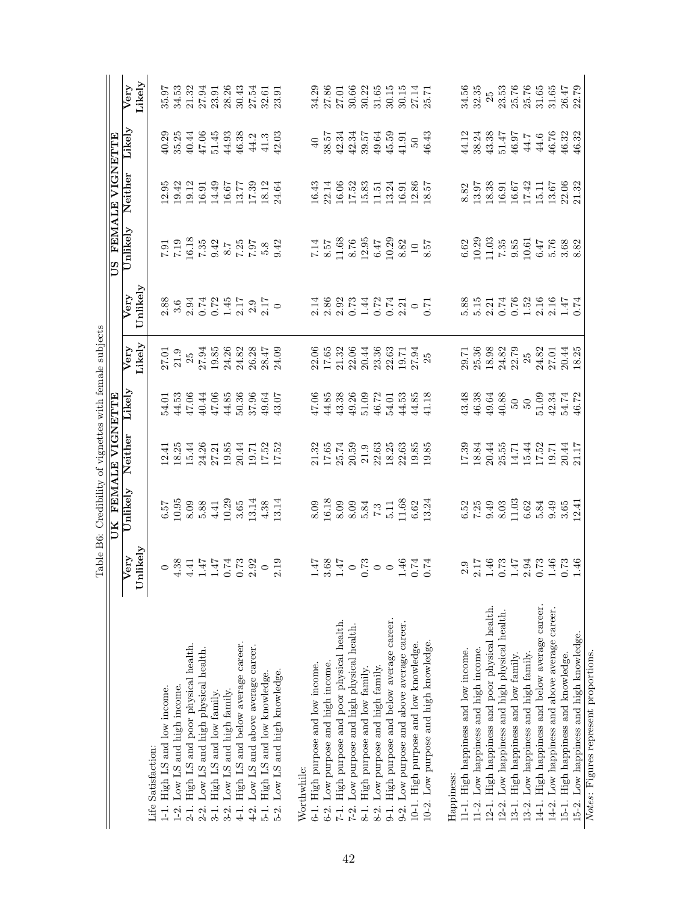Table B6: Credibility of vignettes with female subjects

| | UK FEMALE VIGNETTE | | | | | US FEMALE VIGNETTE | | | | |
|---|---|---|---|---|---|---|---|---|---|---|
| | Very Unlikely | Unlikely | Neither | Likely | Very Likely | Very Unlikely | Unlikely | Neither | Likely | Very Likely |
| Life Satisfaction: | | | | | | | | | | |
| 1-1. High LS and low income. | 0 | 6.57 | 12.41 | 54.01 | 27.01 | 2.88 | 7.91 | 12.95 | 40.29 | 35.97 |
| 1-2. Low LS and high income. | 4.38 | 10.95 | 18.25 | 44.53 | 21.9 | 3.6 | 7.19 | 19.42 | 35.25 | 34.53 |
| 2-1. High LS and poor physical health. | 4.41 | 8.09 | 15.44 | 47.06 | 25 | 2.94 | 16.18 | 19.12 | 40.44 | 21.32 |
| 2-2. Low LS and high physical health. | 1.47 | 5.88 | 24.26 | 40.44 | 27.94 | 0.74 | 7.35 | 16.91 | 47.06 | 27.94 |
| 3-1. High LS and low family. | 1.47 | 4.41 | 27.21 | 47.06 | 19.85 | 0.72 | 9.42 | 14.49 | 51.45 | 23.91 |
| 3-2. Low LS and high family. | 0.74 | 10.29 | 19.85 | 44.85 | 24.26 | 1.45 | 8.7 | 16.67 | 44.93 | 28.26 |
| 4-1. High LS and below average career. | 0.73 | 3.65 | 20.44 | 50.36 | 24.82 | 2.17 | 7.25 | 13.77 | 46.38 | 30.43 |
| 4-2. Low LS and above average career. | 2.92 | 13.14 | 19.71 | 37.96 | 26.28 | 2.9 | 7.97 | 17.39 | 44.2 | 27.54 |
| 5-1. High LS and low knowledge. | 0 | 4.38 | 17.52 | 49.64 | 28.47 | 2.17 | 5.8 | 18.12 | 41.3 | 32.61 |
| 5-2. Low LS and high knowledge. | 2.19 | 13.14 | 17.52 | 43.07 | 24.09 | 0 | 9.42 | 24.64 | 42.03 | 23.91 |
| Worthwhile: | | | | | | | | | | |
| 6-1. High purpose and low income. | 1.47 | 8.09 | 21.32 | 47.06 | 22.06 | 2.14 | 7.14 | 16.43 | 40 | 34.29 |
| 6-2. Low purpose and high income. | 3.68 | 16.18 | 17.65 | 44.85 | 17.65 | 2.86 | 8.57 | 22.14 | 38.57 | 27.86 |
| 7-1. High purpose and poor physical health. | 1.47 | 8.09 | 25.74 | 43.38 | 21.32 | 2.92 | 11.68 | 16.06 | 42.34 | 27.01 |
| 7-2. Low purpose and high physical health. | 0 | 8.09 | 20.59 | 49.26 | 22.06 | 0.73 | 8.76 | 17.52 | 42.34 | 30.66 |
| 8-1. High purpose and low family. | 0.73 | 5.84 | 21.9 | 51.09 | 20.44 | 1.44 | 12.95 | 15.83 | 39.57 | 30.22 |
| 8-2. Low purpose and high family. | 0 | 7.3 | 22.63 | 46.72 | 23.36 | 0.72 | 6.47 | 11.51 | 49.64 | 31.65 |
| 9-1. High purpose and below average career. | 0 | 5.11 | 18.25 | 54.01 | 22.63 | 0.74 | 10.29 | 13.24 | 45.59 | 30.15 |
| 9-2. Low purpose and above average career. | 1.46 | 11.68 | 22.63 | 44.53 | 19.71 | 2.21 | 8.82 | 16.91 | 41.91 | 30.15 |
| 10-1. High purpose and low knowledge. | 0.74 | 6.62 | 19.85 | 44.85 | 27.94 | 0 | 10 | 12.86 | 50 | 27.14 |
| 10-2. Low purpose and high knowledge. | 0.74 | 13.24 | 19.85 | 41.18 | 25 | 0.71 | 8.57 | 18.57 | 46.43 | 25.71 |
| Happiness: | | | | | | | | | | |
| 11-1. High happiness and low income. | 2.9 | 6.52 | 17.39 | 43.48 | 29.71 | 5.88 | 6.62 | 8.82 | 44.12 | 34.56 |
| 11-2. Low happiness and high income. | 2.17 | 7.25 | 18.84 | 46.38 | 25.36 | 5.15 | 10.29 | 13.97 | 38.24 | 32.35 |
| 12-1. High happiness and poor physical health. | 1.46 | 9.49 | 20.44 | 49.64 | 18.98 | 2.21 | 11.03 | 18.38 | 43.38 | 25 |
| 12-2. Low happiness and high physical health. | 0.73 | 8.03 | 25.55 | 40.88 | 24.82 | 0.74 | 7.35 | 16.91 | 51.47 | 23.53 |
| 13-1. High happiness and low family. | 1.47 | 11.03 | 14.71 | 50 | 22.79 | 0.76 | 9.85 | 16.67 | 46.97 | 25.76 |
| 13-2. Low happiness and high family. | 2.94 | 6.62 | 15.44 | 50 | 25 | 1.52 | 10.61 | 17.42 | 44.7 | 25.76 |
| 14-1. High happiness and below average career. | 0.73 | 5.84 | 17.52 | 51.09 | 24.82 | 2.16 | 6.47 | 15.11 | 44.6 | 31.65 |
| 14-2. Low happiness and above average career. | 1.46 | 9.49 | 19.71 | 42.34 | 27.01 | 2.16 | 5.76 | 13.67 | 46.76 | 31.65 |
| 15-1. High happiness and knowledge. | 0.73 | 3.65 | 20.44 | 54.74 | 20.44 | 1.47 | 3.68 | 22.06 | 46.32 | 26.47 |
| 15-2. Low happiness and high knowledge. | 1.46 | 12.41 | 21.17 | 46.72 | 18.25 | 0.74 | 8.82 | 21.32 | 46.32 | 22.79 |

*Notes*: Figures represent proportions.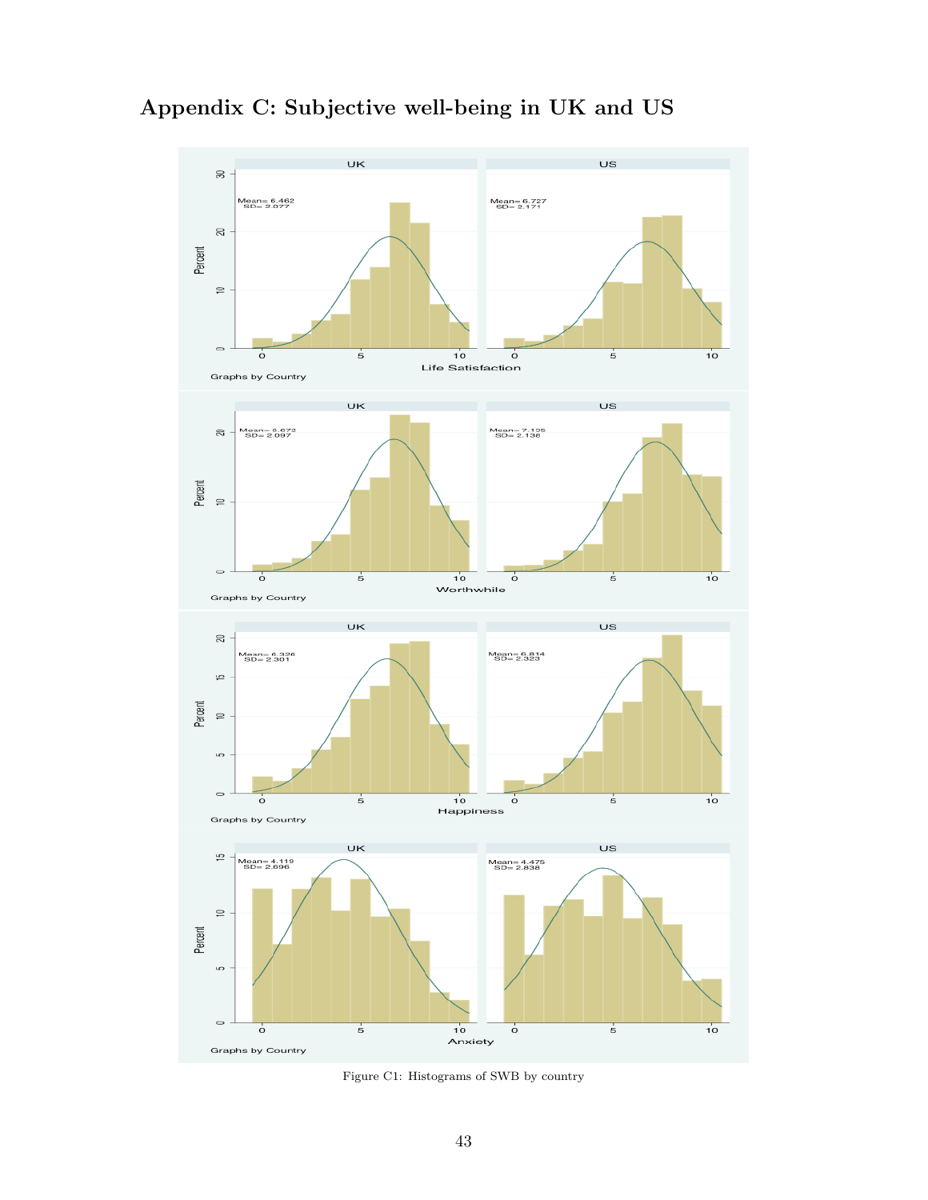# Appendix C: Subjective well-being in UK and US

Figure C1: Histograms of SWB by country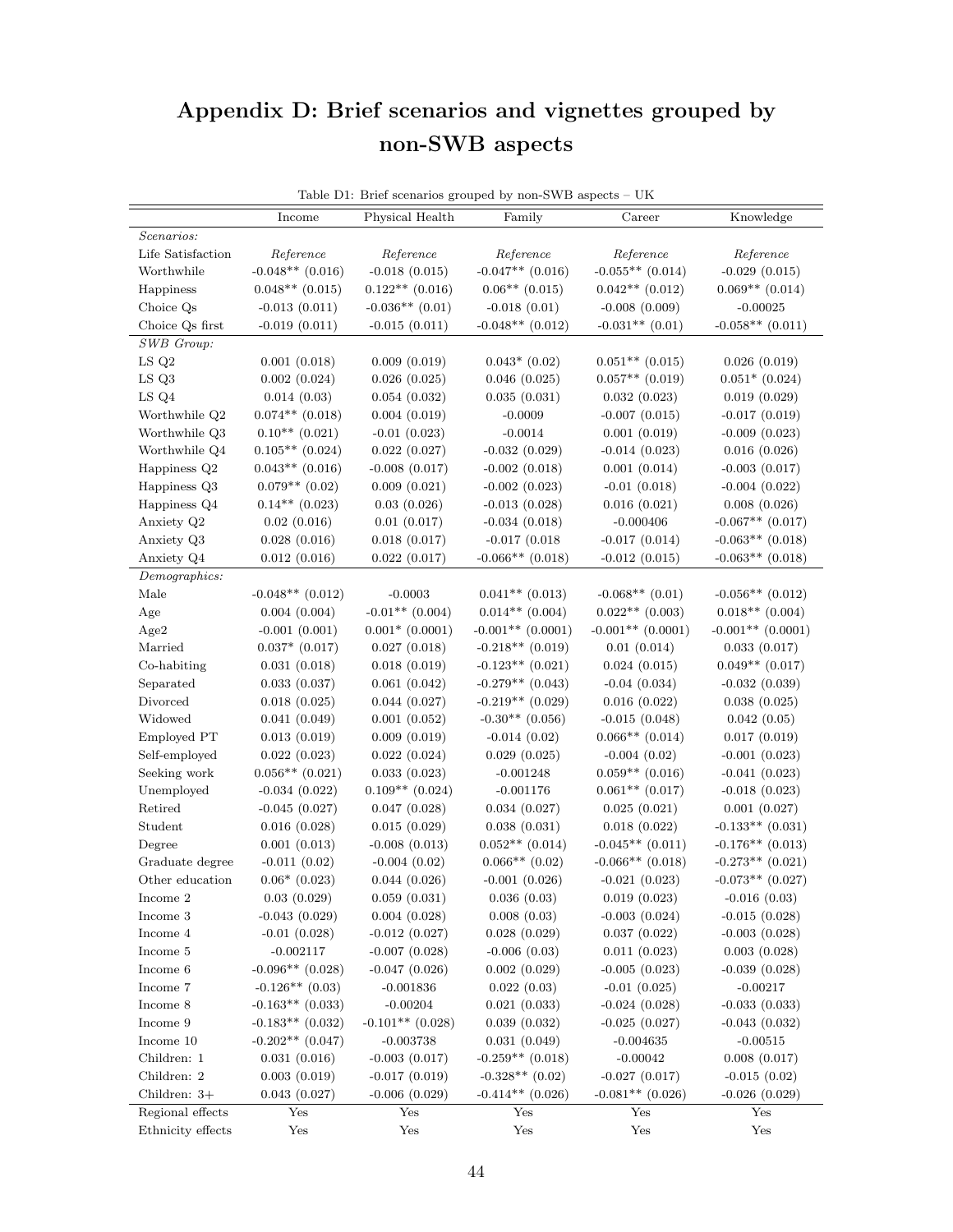# Appendix D: Brief scenarios and vignettes grouped by non-SWB aspects

Table D1: Brief scenarios grouped by non-SWB aspects – UK

| | Income | Physical Health | Family | Career | Knowledge |
|---|---|---|---|---|---|
| *Scenarios:* | | | | | |
| Life Satisfaction | *Reference* | *Reference* | *Reference* | *Reference* | *Reference* |
| Worthwhile | -0.048** (0.016) | -0.018 (0.015) | -0.047** (0.016) | -0.055** (0.014) | -0.029 (0.015) |
| Happiness | 0.048** (0.015) | 0.122** (0.016) | 0.06** (0.015) | 0.042** (0.012) | 0.069** (0.014) |
| Choice Qs | -0.013 (0.011) | -0.036** (0.01) | -0.018 (0.01) | -0.008 (0.009) | -0.00025 |
| Choice Qs first | -0.019 (0.011) | -0.015 (0.011) | -0.048** (0.012) | -0.031** (0.01) | -0.058** (0.011) |
| *SWB Group:* | | | | | |
| LS Q2 | 0.001 (0.018) | 0.009 (0.019) | 0.043* (0.02) | 0.051** (0.015) | 0.026 (0.019) |
| LS Q3 | 0.002 (0.024) | 0.026 (0.025) | 0.046 (0.025) | 0.057** (0.019) | 0.051* (0.024) |
| LS Q4 | 0.014 (0.03) | 0.054 (0.032) | 0.035 (0.031) | 0.032 (0.023) | 0.019 (0.029) |
| Worthwhile Q2 | 0.074** (0.018) | 0.004 (0.019) | -0.0009 | -0.007 (0.015) | -0.017 (0.019) |
| Worthwhile Q3 | 0.10** (0.021) | -0.01 (0.023) | -0.0014 | 0.001 (0.019) | -0.009 (0.023) |
| Worthwhile Q4 | 0.105** (0.024) | 0.022 (0.027) | -0.032 (0.029) | -0.014 (0.023) | 0.016 (0.026) |
| Happiness Q2 | 0.043** (0.016) | -0.008 (0.017) | -0.002 (0.018) | 0.001 (0.014) | -0.003 (0.017) |
| Happiness Q3 | 0.079** (0.02) | 0.009 (0.021) | -0.002 (0.023) | -0.01 (0.018) | -0.004 (0.022) |
| Happiness Q4 | 0.14** (0.023) | 0.03 (0.026) | -0.013 (0.028) | 0.016 (0.021) | 0.008 (0.026) |
| Anxiety Q2 | 0.02 (0.016) | 0.01 (0.017) | -0.034 (0.018) | -0.000406 | -0.067** (0.017) |
| Anxiety Q3 | 0.028 (0.016) | 0.018 (0.017) | -0.017 (0.018 | -0.017 (0.014) | -0.063** (0.018) |
| Anxiety Q4 | 0.012 (0.016) | 0.022 (0.017) | -0.066** (0.018) | -0.012 (0.015) | -0.063** (0.018) |
| *Demographics:* | | | | | |
| Male | -0.048** (0.012) | -0.0003 | 0.041** (0.013) | -0.068** (0.01) | -0.056** (0.012) |
| Age | 0.004 (0.004) | -0.01** (0.004) | 0.014** (0.004) | 0.022** (0.003) | 0.018** (0.004) |
| Age2 | -0.001 (0.001) | 0.001* (0.0001) | -0.001** (0.0001) | -0.001** (0.0001) | -0.001** (0.0001) |
| Married | 0.037* (0.017) | 0.027 (0.018) | -0.218** (0.019) | 0.01 (0.014) | 0.033 (0.017) |
| Co-habiting | 0.031 (0.018) | 0.018 (0.019) | -0.123** (0.021) | 0.024 (0.015) | 0.049** (0.017) |
| Separated | 0.033 (0.037) | 0.061 (0.042) | -0.279** (0.043) | -0.04 (0.034) | -0.032 (0.039) |
| Divorced | 0.018 (0.025) | 0.044 (0.027) | -0.219** (0.029) | 0.016 (0.022) | 0.038 (0.025) |
| Widowed | 0.041 (0.049) | 0.001 (0.052) | -0.30** (0.056) | -0.015 (0.048) | 0.042 (0.05) |
| Employed PT | 0.013 (0.019) | 0.009 (0.019) | -0.014 (0.02) | 0.066** (0.014) | 0.017 (0.019) |
| Self-employed | 0.022 (0.023) | 0.022 (0.024) | 0.029 (0.025) | -0.004 (0.02) | -0.001 (0.023) |
| Seeking work | 0.056** (0.021) | 0.033 (0.023) | -0.001248 | 0.059** (0.016) | -0.041 (0.023) |
| Unemployed | -0.034 (0.022) | 0.109** (0.024) | -0.001176 | 0.061** (0.017) | -0.018 (0.023) |
| Retired | -0.045 (0.027) | 0.047 (0.028) | 0.034 (0.027) | 0.025 (0.021) | 0.001 (0.027) |
| Student | 0.016 (0.028) | 0.015 (0.029) | 0.038 (0.031) | 0.018 (0.022) | -0.133** (0.031) |
| Degree | 0.001 (0.013) | -0.008 (0.013) | 0.052** (0.014) | -0.045** (0.011) | -0.176** (0.013) |
| Graduate degree | -0.011 (0.02) | -0.004 (0.02) | 0.066** (0.02) | -0.066** (0.018) | -0.273** (0.021) |
| Other education | 0.06* (0.023) | 0.044 (0.026) | -0.001 (0.026) | -0.021 (0.023) | -0.073** (0.027) |
| Income 2 | 0.03 (0.029) | 0.059 (0.031) | 0.036 (0.03) | 0.019 (0.023) | -0.016 (0.03) |
| Income 3 | -0.043 (0.029) | 0.004 (0.028) | 0.008 (0.03) | -0.003 (0.024) | -0.015 (0.028) |
| Income 4 | -0.01 (0.028) | -0.012 (0.027) | 0.028 (0.029) | 0.037 (0.022) | -0.003 (0.028) |
| Income 5 | -0.002117 | -0.007 (0.028) | -0.006 (0.03) | 0.011 (0.023) | 0.003 (0.028) |
| Income 6 | -0.096** (0.028) | -0.047 (0.026) | 0.002 (0.029) | -0.005 (0.023) | -0.039 (0.028) |
| Income 7 | -0.126** (0.03) | -0.001836 | 0.022 (0.03) | -0.01 (0.025) | -0.00217 |
| Income 8 | -0.163** (0.033) | -0.00204 | 0.021 (0.033) | -0.024 (0.028) | -0.033 (0.033) |
| Income 9 | -0.183** (0.032) | -0.101** (0.028) | 0.039 (0.032) | -0.025 (0.027) | -0.043 (0.032) |
| Income 10 | -0.202** (0.047) | -0.003738 | 0.031 (0.049) | -0.004635 | -0.00515 |
| Children: 1 | 0.031 (0.016) | -0.003 (0.017) | -0.259** (0.018) | -0.00042 | 0.008 (0.017) |
| Children: 2 | 0.003 (0.019) | -0.017 (0.019) | -0.328** (0.02) | -0.027 (0.017) | -0.015 (0.02) |
| Children: 3+ | 0.043 (0.027) | -0.006 (0.029) | -0.414** (0.026) | -0.081** (0.026) | -0.026 (0.029) |
| Regional effects | Yes | Yes | Yes | Yes | Yes |
| Ethnicity effects | Yes | Yes | Yes | Yes | Yes |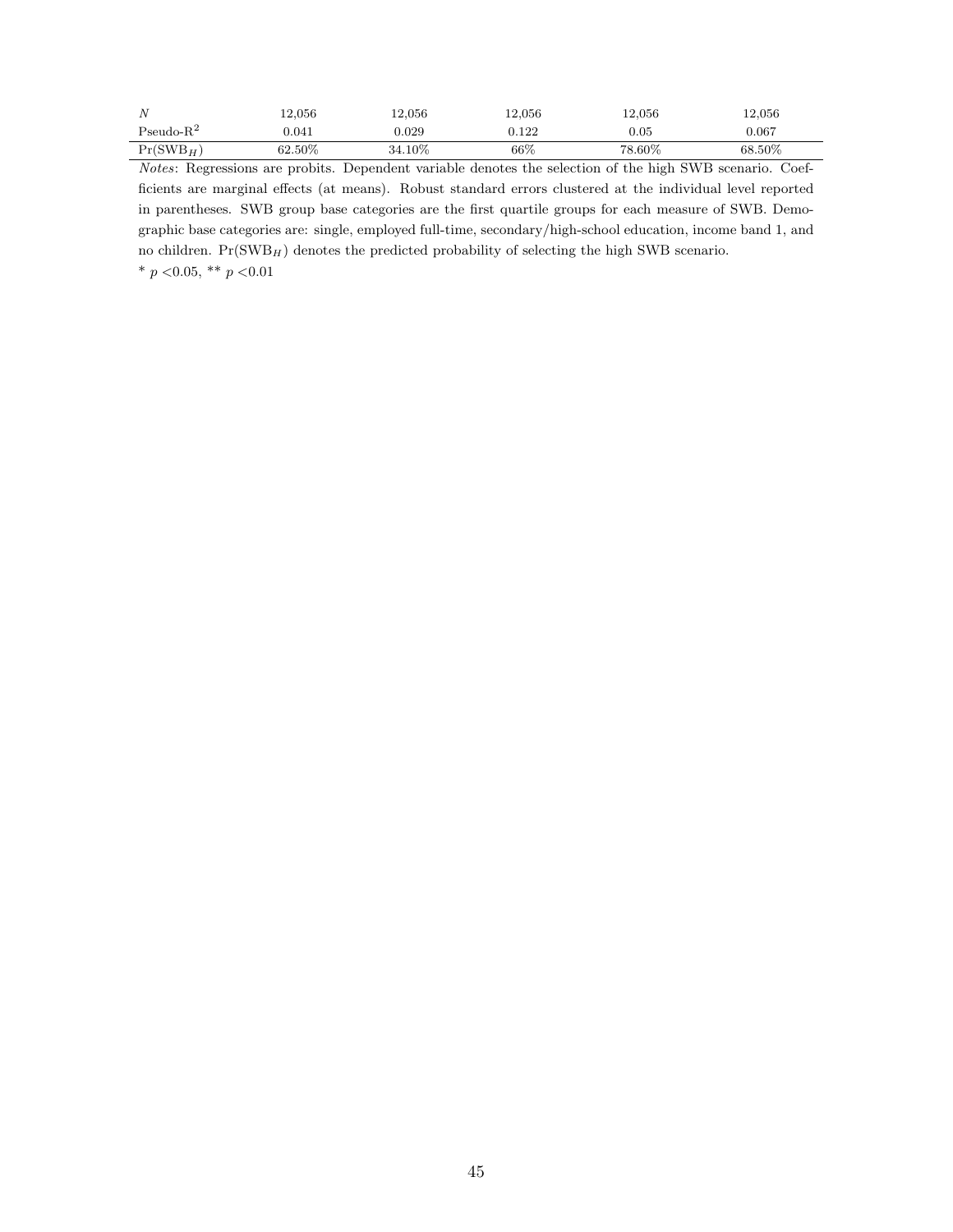| | | | | | |
|---|---|---|---|---|---|
| $N$ | 12,056 | 12,056 | 12,056 | 12,056 | 12,056 |
| Pseudo-$R^2$ | 0.041 | 0.029 | 0.122 | 0.05 | 0.067 |
| $Pr(SWB_H)$ | 62.50% | 34.10% | 66% | 78.60% | 68.50% |

*Notes*: Regressions are probits. Dependent variable denotes the selection of the high SWB scenario. Coefficients are marginal effects (at means). Robust standard errors clustered at the individual level reported in parentheses. SWB group base categories are the first quartile groups for each measure of SWB. Demographic base categories are: single, employed full-time, secondary/high-school education, income band 1, and no children. $Pr(SWB_H)$ denotes the predicted probability of selecting the high SWB scenario.

* $p < 0.05$, ** $p < 0.01$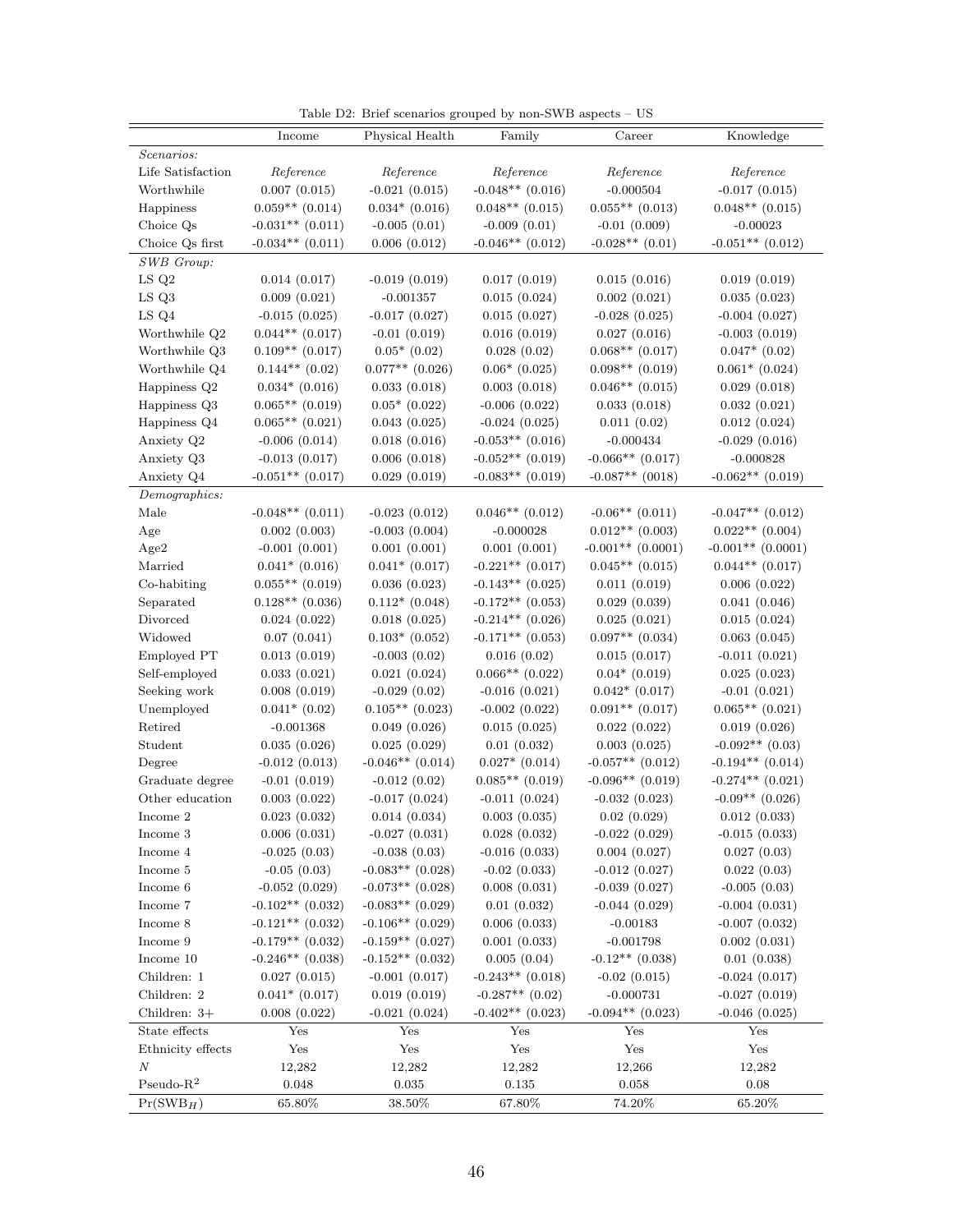Table D2: Brief scenarios grouped by non-SWB aspects – US

| | Income | Physical Health | Family | Career | Knowledge |
|---|---|---|---|---|---|
| *Scenarios:* | | | | | |
| Life Satisfaction | *Reference* | *Reference* | *Reference* | *Reference* | *Reference* |
| Worthwhile | 0.007 (0.015) | -0.021 (0.015) | -0.048** (0.016) | -0.000504 | -0.017 (0.015) |
| Happiness | 0.059** (0.014) | 0.034* (0.016) | 0.048** (0.015) | 0.055** (0.013) | 0.048** (0.015) |
| Choice Qs | -0.031** (0.011) | -0.005 (0.01) | -0.009 (0.01) | -0.01 (0.009) | -0.00023 |
| Choice Qs first | -0.034** (0.011) | 0.006 (0.012) | -0.046** (0.012) | -0.028** (0.01) | -0.051** (0.012) |
| *SWB Group:* | | | | | |
| LS Q2 | 0.014 (0.017) | -0.019 (0.019) | 0.017 (0.019) | 0.015 (0.016) | 0.019 (0.019) |
| LS Q3 | 0.009 (0.021) | -0.001357 | 0.015 (0.024) | 0.002 (0.021) | 0.035 (0.023) |
| LS Q4 | -0.015 (0.025) | -0.017 (0.027) | 0.015 (0.027) | -0.028 (0.025) | -0.004 (0.027) |
| Worthwhile Q2 | 0.044** (0.017) | -0.01 (0.019) | 0.016 (0.019) | 0.027 (0.016) | -0.003 (0.019) |
| Worthwhile Q3 | 0.109** (0.017) | 0.05* (0.02) | 0.028 (0.02) | 0.068** (0.017) | 0.047* (0.02) |
| Worthwhile Q4 | 0.144** (0.02) | 0.077** (0.026) | 0.06* (0.025) | 0.098** (0.019) | 0.061* (0.024) |
| Happiness Q2 | 0.034* (0.016) | 0.033 (0.018) | 0.003 (0.018) | 0.046** (0.015) | 0.029 (0.018) |
| Happiness Q3 | 0.065** (0.019) | 0.05* (0.022) | -0.006 (0.022) | 0.033 (0.018) | 0.032 (0.021) |
| Happiness Q4 | 0.065** (0.021) | 0.043 (0.025) | -0.024 (0.025) | 0.011 (0.02) | 0.012 (0.024) |
| Anxiety Q2 | -0.006 (0.014) | 0.018 (0.016) | -0.053** (0.016) | -0.000434 | -0.029 (0.016) |
| Anxiety Q3 | -0.013 (0.017) | 0.006 (0.018) | -0.052** (0.019) | -0.066** (0.017) | -0.000828 |
| Anxiety Q4 | -0.051** (0.017) | 0.029 (0.019) | -0.083** (0.019) | -0.087** (0018) | -0.062** (0.019) |
| *Demographics:* | | | | | |
| Male | -0.048** (0.011) | -0.023 (0.012) | 0.046** (0.012) | -0.06** (0.011) | -0.047** (0.012) |
| Age | 0.002 (0.003) | -0.003 (0.004) | -0.000028 | 0.012** (0.003) | 0.022** (0.004) |
| Age2 | -0.001 (0.001) | 0.001 (0.001) | 0.001 (0.001) | -0.001** (0.0001) | -0.001** (0.0001) |
| Married | 0.041* (0.016) | 0.041* (0.017) | -0.221** (0.017) | 0.045** (0.015) | 0.044** (0.017) |
| Co-habiting | 0.055** (0.019) | 0.036 (0.023) | -0.143** (0.025) | 0.011 (0.019) | 0.006 (0.022) |
| Separated | 0.128** (0.036) | 0.112* (0.048) | -0.172** (0.053) | 0.029 (0.039) | 0.041 (0.046) |
| Divorced | 0.024 (0.022) | 0.018 (0.025) | -0.214** (0.026) | 0.025 (0.021) | 0.015 (0.024) |
| Widowed | 0.07 (0.041) | 0.103* (0.052) | -0.171** (0.053) | 0.097** (0.034) | 0.063 (0.045) |
| Employed PT | 0.013 (0.019) | -0.003 (0.02) | 0.016 (0.02) | 0.015 (0.017) | -0.011 (0.021) |
| Self-employed | 0.033 (0.021) | 0.021 (0.024) | 0.066** (0.022) | 0.04* (0.019) | 0.025 (0.023) |
| Seeking work | 0.008 (0.019) | -0.029 (0.02) | -0.016 (0.021) | 0.042* (0.017) | -0.01 (0.021) |
| Unemployed | 0.041* (0.02) | 0.105** (0.023) | -0.002 (0.022) | 0.091** (0.017) | 0.065** (0.021) |
| Retired | -0.001368 | 0.049 (0.026) | 0.015 (0.025) | 0.022 (0.022) | 0.019 (0.026) |
| Student | 0.035 (0.026) | 0.025 (0.029) | 0.01 (0.032) | 0.003 (0.025) | -0.092** (0.03) |
| Degree | -0.012 (0.013) | -0.046** (0.014) | 0.027* (0.014) | -0.057** (0.012) | -0.194** (0.014) |
| Graduate degree | -0.01 (0.019) | -0.012 (0.02) | 0.085** (0.019) | -0.096** (0.019) | -0.274** (0.021) |
| Other education | 0.003 (0.022) | -0.017 (0.024) | -0.011 (0.024) | -0.032 (0.023) | -0.09** (0.026) |
| Income 2 | 0.023 (0.032) | 0.014 (0.034) | 0.003 (0.035) | 0.02 (0.029) | 0.012 (0.033) |
| Income 3 | 0.006 (0.031) | -0.027 (0.031) | 0.028 (0.032) | -0.022 (0.029) | -0.015 (0.033) |
| Income 4 | -0.025 (0.03) | -0.038 (0.03) | -0.016 (0.033) | 0.004 (0.027) | 0.027 (0.03) |
| Income 5 | -0.05 (0.03) | -0.083** (0.028) | -0.02 (0.033) | -0.012 (0.027) | 0.022 (0.03) |
| Income 6 | -0.052 (0.029) | -0.073** (0.028) | 0.008 (0.031) | -0.039 (0.027) | -0.005 (0.03) |
| Income 7 | -0.102** (0.032) | -0.083** (0.029) | 0.01 (0.032) | -0.044 (0.029) | -0.004 (0.031) |
| Income 8 | -0.121** (0.032) | -0.106** (0.029) | 0.006 (0.033) | -0.00183 | -0.007 (0.032) |
| Income 9 | -0.179** (0.032) | -0.159** (0.027) | 0.001 (0.033) | -0.001798 | 0.002 (0.031) |
| Income 10 | -0.246** (0.038) | -0.152** (0.032) | 0.005 (0.04) | -0.12** (0.038) | 0.01 (0.038) |
| Children: 1 | 0.027 (0.015) | -0.001 (0.017) | -0.243** (0.018) | -0.02 (0.015) | -0.024 (0.017) |
| Children: 2 | 0.041* (0.017) | 0.019 (0.019) | -0.287** (0.02) | -0.000731 | -0.027 (0.019) |
| Children: 3+ | 0.008 (0.022) | -0.021 (0.024) | -0.402** (0.023) | -0.094** (0.023) | -0.046 (0.025) |
| State effects | Yes | Yes | Yes | Yes | Yes |
| Ethnicity effects | Yes | Yes | Yes | Yes | Yes |
| $N$ | 12,282 | 12,282 | 12,282 | 12,266 | 12,282 |
| Pseudo-$R^2$ | 0.048 | 0.035 | 0.135 | 0.058 | 0.08 |
| $\Pr(\text{SWB}_H)$ | 65.80% | 38.50% | 67.80% | 74.20% | 65.20% |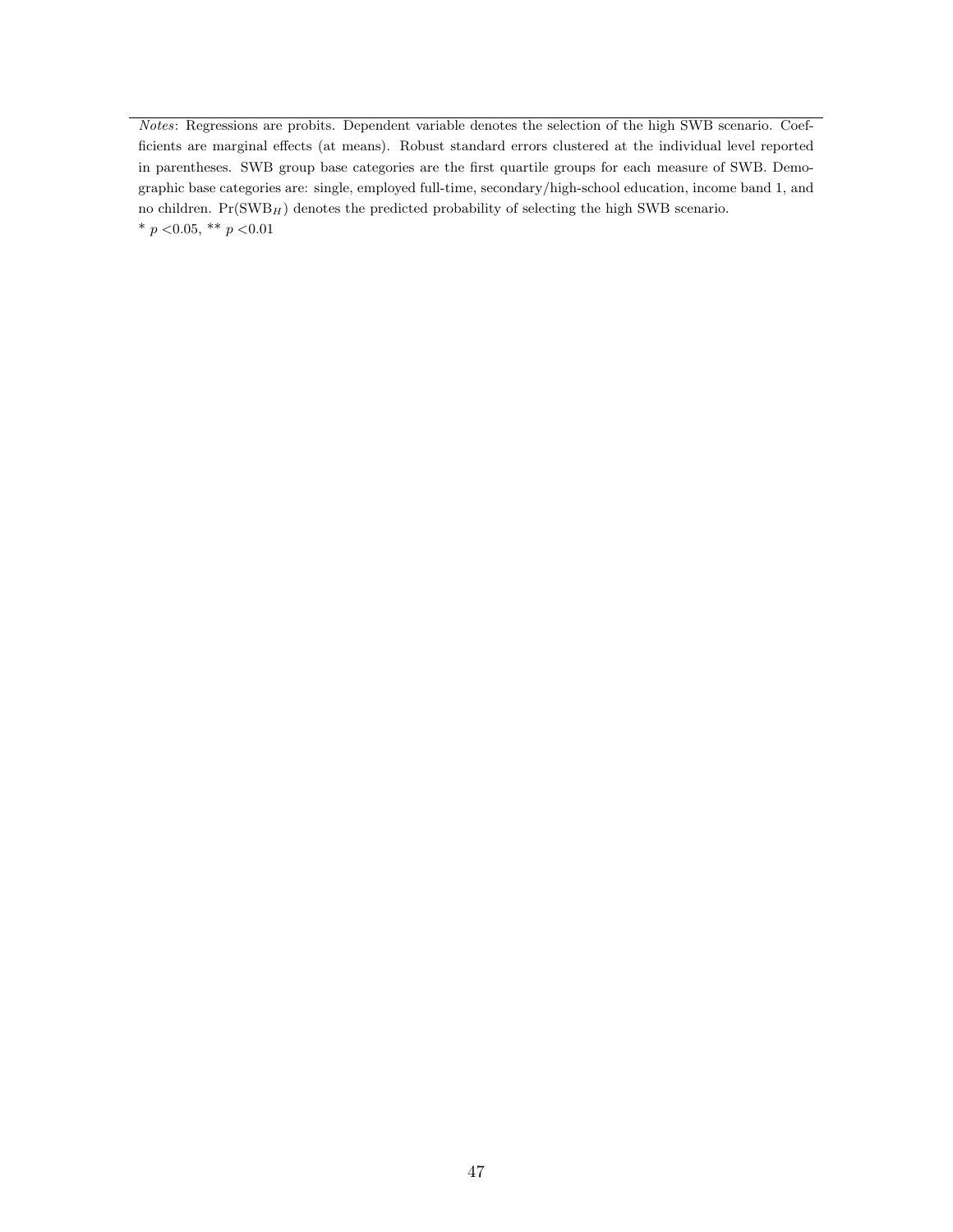*Notes*: Regressions are probits. Dependent variable denotes the selection of the high SWB scenario. Coefficients are marginal effects (at means). Robust standard errors clustered at the individual level reported in parentheses. SWB group base categories are the first quartile groups for each measure of SWB. Demographic base categories are: single, employed full-time, secondary/high-school education, income band 1, and no children. $\Pr(\text{SWB}_H)$ denotes the predicted probability of selecting the high SWB scenario.
* $p < 0.05$, ** $p < 0.01$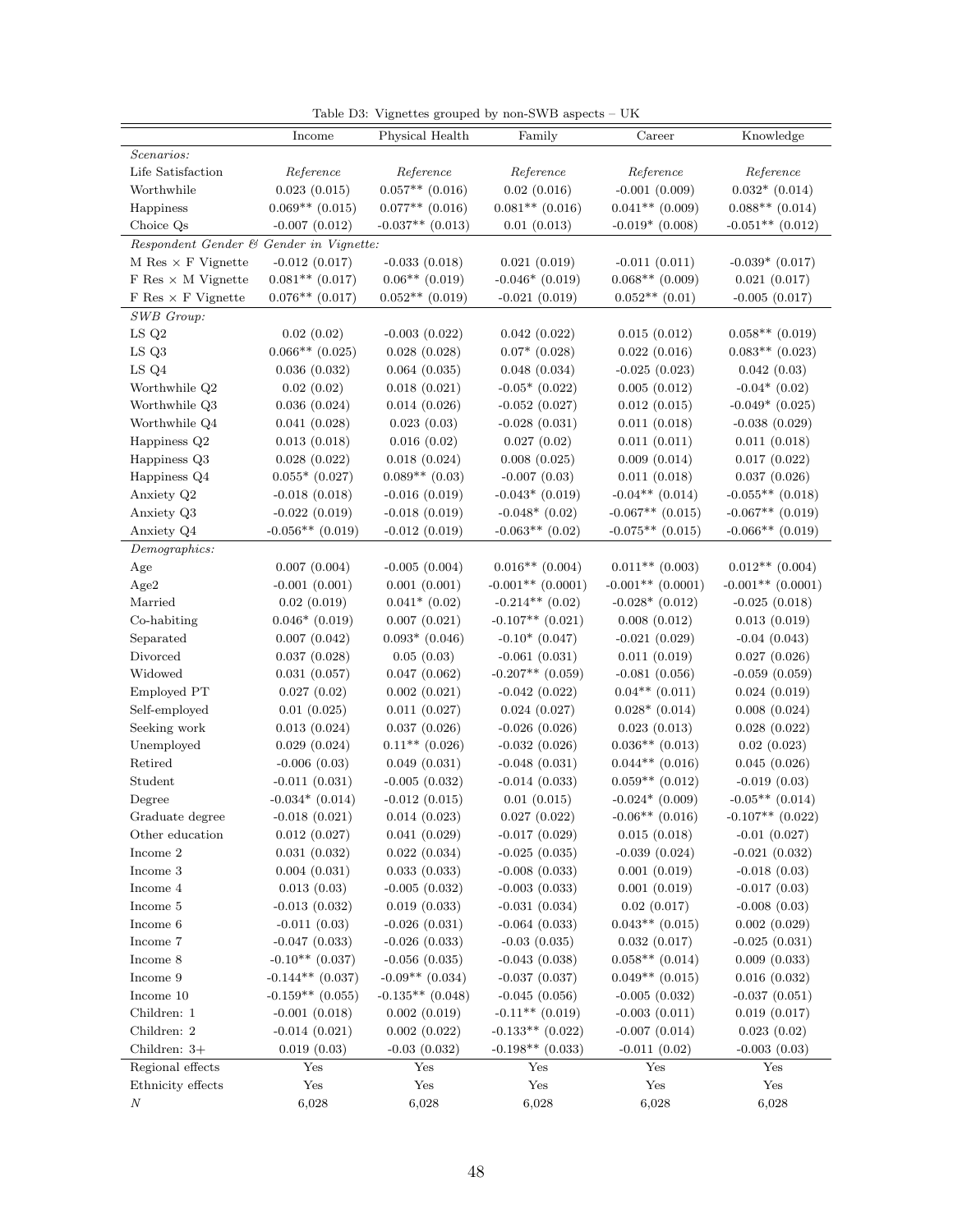Table D3: Vignettes grouped by non-SWB aspects – UK

| | Income | Physical Health | Family | Career | Knowledge |
|---|---|---|---|---|---|
| *Scenarios:* | | | | | |
| Life Satisfaction | *Reference* | *Reference* | *Reference* | *Reference* | *Reference* |
| Worthwhile | 0.023 (0.015) | 0.057** (0.016) | 0.02 (0.016) | -0.001 (0.009) | 0.032* (0.014) |
| Happiness | 0.069** (0.015) | 0.077** (0.016) | 0.081** (0.016) | 0.041** (0.009) | 0.088** (0.014) |
| Choice Qs | -0.007 (0.012) | -0.037** (0.013) | 0.01 (0.013) | -0.019* (0.008) | -0.051** (0.012) |
| *Respondent Gender & Gender in Vignette:* | | | | | |
| M Res × F Vignette | -0.012 (0.017) | -0.033 (0.018) | 0.021 (0.019) | -0.011 (0.011) | -0.039* (0.017) |
| F Res × M Vignette | 0.081** (0.017) | 0.06** (0.019) | -0.046* (0.019) | 0.068** (0.009) | 0.021 (0.017) |
| F Res × F Vignette | 0.076** (0.017) | 0.052** (0.019) | -0.021 (0.019) | 0.052** (0.01) | -0.005 (0.017) |
| *SWB Group:* | | | | | |
| LS Q2 | 0.02 (0.02) | -0.003 (0.022) | 0.042 (0.022) | 0.015 (0.012) | 0.058** (0.019) |
| LS Q3 | 0.066** (0.025) | 0.028 (0.028) | 0.07* (0.028) | 0.022 (0.016) | 0.083** (0.023) |
| LS Q4 | 0.036 (0.032) | 0.064 (0.035) | 0.048 (0.034) | -0.025 (0.023) | 0.042 (0.03) |
| Worthwhile Q2 | 0.02 (0.02) | 0.018 (0.021) | -0.05* (0.022) | 0.005 (0.012) | -0.04* (0.02) |
| Worthwhile Q3 | 0.036 (0.024) | 0.014 (0.026) | -0.052 (0.027) | 0.012 (0.015) | -0.049* (0.025) |
| Worthwhile Q4 | 0.041 (0.028) | 0.023 (0.03) | -0.028 (0.031) | 0.011 (0.018) | -0.038 (0.029) |
| Happiness Q2 | 0.013 (0.018) | 0.016 (0.02) | 0.027 (0.02) | 0.011 (0.011) | 0.011 (0.018) |
| Happiness Q3 | 0.028 (0.022) | 0.018 (0.024) | 0.008 (0.025) | 0.009 (0.014) | 0.017 (0.022) |
| Happiness Q4 | 0.055* (0.027) | 0.089** (0.03) | -0.007 (0.03) | 0.011 (0.018) | 0.037 (0.026) |
| Anxiety Q2 | -0.018 (0.018) | -0.016 (0.019) | -0.043* (0.019) | -0.04** (0.014) | -0.055** (0.018) |
| Anxiety Q3 | -0.022 (0.019) | -0.018 (0.019) | -0.048* (0.02) | -0.067** (0.015) | -0.067** (0.019) |
| Anxiety Q4 | -0.056** (0.019) | -0.012 (0.019) | -0.063** (0.02) | -0.075** (0.015) | -0.066** (0.019) |
| *Demographics:* | | | | | |
| Age | 0.007 (0.004) | -0.005 (0.004) | 0.016** (0.004) | 0.011** (0.003) | 0.012** (0.004) |
| Age2 | -0.001 (0.001) | 0.001 (0.001) | -0.001** (0.0001) | -0.001** (0.0001) | -0.001** (0.0001) |
| Married | 0.02 (0.019) | 0.041* (0.02) | -0.214** (0.02) | -0.028* (0.012) | -0.025 (0.018) |
| Co-habiting | 0.046* (0.019) | 0.007 (0.021) | -0.107** (0.021) | 0.008 (0.012) | 0.013 (0.019) |
| Separated | 0.007 (0.042) | 0.093* (0.046) | -0.10* (0.047) | -0.021 (0.029) | -0.04 (0.043) |
| Divorced | 0.037 (0.028) | 0.05 (0.03) | -0.061 (0.031) | 0.011 (0.019) | 0.027 (0.026) |
| Widowed | 0.031 (0.057) | 0.047 (0.062) | -0.207** (0.059) | -0.081 (0.056) | -0.059 (0.059) |
| Employed PT | 0.027 (0.02) | 0.002 (0.021) | -0.042 (0.022) | 0.04** (0.011) | 0.024 (0.019) |
| Self-employed | 0.01 (0.025) | 0.011 (0.027) | 0.024 (0.027) | 0.028* (0.014) | 0.008 (0.024) |
| Seeking work | 0.013 (0.024) | 0.037 (0.026) | -0.026 (0.026) | 0.023 (0.013) | 0.028 (0.022) |
| Unemployed | 0.029 (0.024) | 0.11** (0.026) | -0.032 (0.026) | 0.036** (0.013) | 0.02 (0.023) |
| Retired | -0.006 (0.03) | 0.049 (0.031) | -0.048 (0.031) | 0.044** (0.016) | 0.045 (0.026) |
| Student | -0.011 (0.031) | -0.005 (0.032) | -0.014 (0.033) | 0.059** (0.012) | -0.019 (0.03) |
| Degree | -0.034* (0.014) | -0.012 (0.015) | 0.01 (0.015) | -0.024* (0.009) | -0.05** (0.014) |
| Graduate degree | -0.018 (0.021) | 0.014 (0.023) | 0.027 (0.022) | -0.06** (0.016) | -0.107** (0.022) |
| Other education | 0.012 (0.027) | 0.041 (0.029) | -0.017 (0.029) | 0.015 (0.018) | -0.01 (0.027) |
| Income 2 | 0.031 (0.032) | 0.022 (0.034) | -0.025 (0.035) | -0.039 (0.024) | -0.021 (0.032) |
| Income 3 | 0.004 (0.031) | 0.033 (0.033) | -0.008 (0.033) | 0.001 (0.019) | -0.018 (0.03) |
| Income 4 | 0.013 (0.03) | -0.005 (0.032) | -0.003 (0.033) | 0.001 (0.019) | -0.017 (0.03) |
| Income 5 | -0.013 (0.032) | 0.019 (0.033) | -0.031 (0.034) | 0.02 (0.017) | -0.008 (0.03) |
| Income 6 | -0.011 (0.03) | -0.026 (0.031) | -0.064 (0.033) | 0.043** (0.015) | 0.002 (0.029) |
| Income 7 | -0.047 (0.033) | -0.026 (0.033) | -0.03 (0.035) | 0.032 (0.017) | -0.025 (0.031) |
| Income 8 | -0.10** (0.037) | -0.056 (0.035) | -0.043 (0.038) | 0.058** (0.014) | 0.009 (0.033) |
| Income 9 | -0.144** (0.037) | -0.09** (0.034) | -0.037 (0.037) | 0.049** (0.015) | 0.016 (0.032) |
| Income 10 | -0.159** (0.055) | -0.135** (0.048) | -0.045 (0.056) | -0.005 (0.032) | -0.037 (0.051) |
| Children: 1 | -0.001 (0.018) | 0.002 (0.019) | -0.11** (0.019) | -0.003 (0.011) | 0.019 (0.017) |
| Children: 2 | -0.014 (0.021) | 0.002 (0.022) | -0.133** (0.022) | -0.007 (0.014) | 0.023 (0.02) |
| Children: 3+ | 0.019 (0.03) | -0.03 (0.032) | -0.198** (0.033) | -0.011 (0.02) | -0.003 (0.03) |
| Regional effects | Yes | Yes | Yes | Yes | Yes |
| Ethnicity effects | Yes | Yes | Yes | Yes | Yes |
| *N* | 6,028 | 6,028 | 6,028 | 6,028 | 6,028 |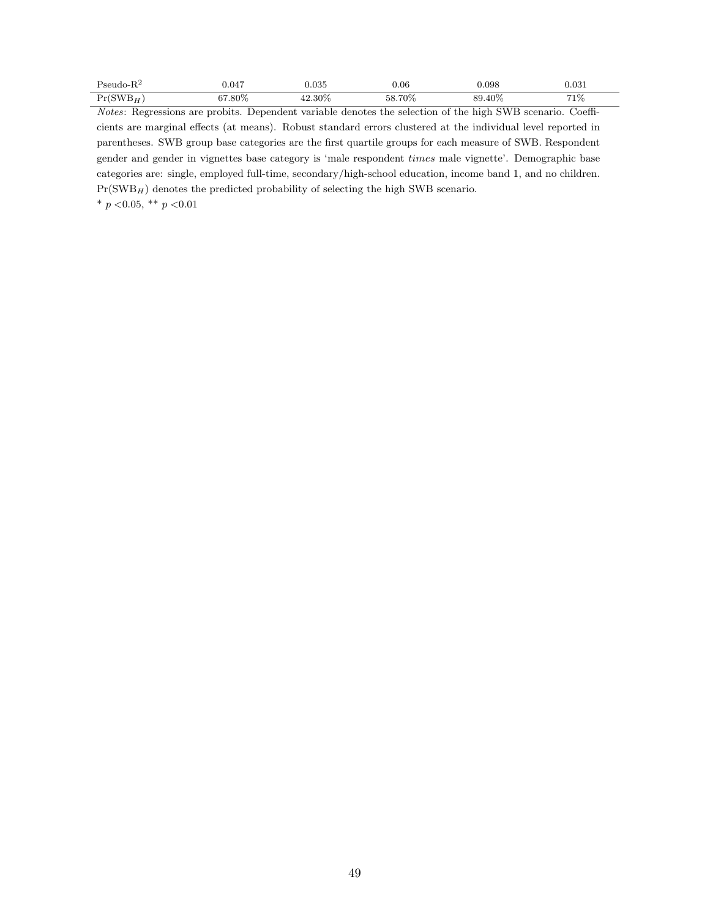| | | | | | |
|---|---|---|---|---|---|
| Pseudo-$R^2$ | 0.047 | 0.035 | 0.06 | 0.098 | 0.031 |
| $Pr(SWB_H)$ | 67.80% | 42.30% | 58.70% | 89.40% | 71% |

*Notes*: Regressions are probits. Dependent variable denotes the selection of the high SWB scenario. Coefficients are marginal effects (at means). Robust standard errors clustered at the individual level reported in parentheses. SWB group base categories are the first quartile groups for each measure of SWB. Respondent gender and gender in vignettes base category is 'male respondent *times* male vignette'. Demographic base categories are: single, employed full-time, secondary/high-school education, income band 1, and no children. $Pr(SWB_H)$ denotes the predicted probability of selecting the high SWB scenario.

* $p < 0.05$, ** $p < 0.01$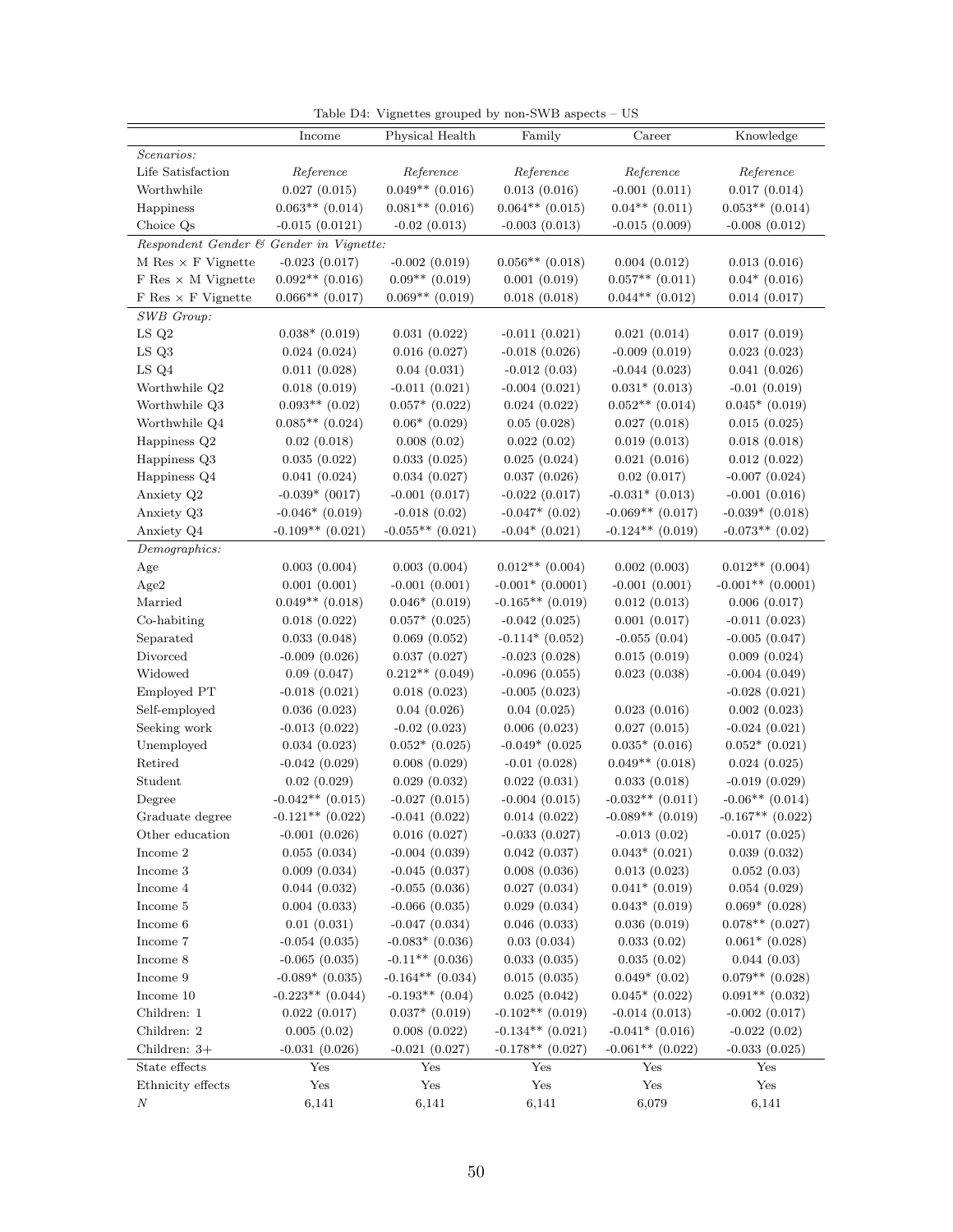Table D4: Vignettes grouped by non-SWB aspects – US

| | Income | Physical Health | Family | Career | Knowledge |
|---|---|---|---|---|---|
| *Scenarios:* | | | | | |
| Life Satisfaction | *Reference* | *Reference* | *Reference* | *Reference* | *Reference* |
| Worthwhile | 0.027 (0.015) | 0.049** (0.016) | 0.013 (0.016) | -0.001 (0.011) | 0.017 (0.014) |
| Happiness | 0.063** (0.014) | 0.081** (0.016) | 0.064** (0.015) | 0.04** (0.011) | 0.053** (0.014) |
| Choice Qs | -0.015 (0.0121) | -0.02 (0.013) | -0.003 (0.013) | -0.015 (0.009) | -0.008 (0.012) |
| *Respondent Gender & Gender in Vignette:* | | | | | |
| M Res × F Vignette | -0.023 (0.017) | -0.002 (0.019) | 0.056** (0.018) | 0.004 (0.012) | 0.013 (0.016) |
| F Res × M Vignette | 0.092** (0.016) | 0.09** (0.019) | 0.001 (0.019) | 0.057** (0.011) | 0.04* (0.016) |
| F Res × F Vignette | 0.066** (0.017) | 0.069** (0.019) | 0.018 (0.018) | 0.044** (0.012) | 0.014 (0.017) |
| *SWB Group:* | | | | | |
| LS Q2 | 0.038* (0.019) | 0.031 (0.022) | -0.011 (0.021) | 0.021 (0.014) | 0.017 (0.019) |
| LS Q3 | 0.024 (0.024) | 0.016 (0.027) | -0.018 (0.026) | -0.009 (0.019) | 0.023 (0.023) |
| LS Q4 | 0.011 (0.028) | 0.04 (0.031) | -0.012 (0.03) | -0.044 (0.023) | 0.041 (0.026) |
| Worthwhile Q2 | 0.018 (0.019) | -0.011 (0.021) | -0.004 (0.021) | 0.031* (0.013) | -0.01 (0.019) |
| Worthwhile Q3 | 0.093** (0.02) | 0.057* (0.022) | 0.024 (0.022) | 0.052** (0.014) | 0.045* (0.019) |
| Worthwhile Q4 | 0.085** (0.024) | 0.06* (0.029) | 0.05 (0.028) | 0.027 (0.018) | 0.015 (0.025) |
| Happiness Q2 | 0.02 (0.018) | 0.008 (0.02) | 0.022 (0.02) | 0.019 (0.013) | 0.018 (0.018) |
| Happiness Q3 | 0.035 (0.022) | 0.033 (0.025) | 0.025 (0.024) | 0.021 (0.016) | 0.012 (0.022) |
| Happiness Q4 | 0.041 (0.024) | 0.034 (0.027) | 0.037 (0.026) | 0.02 (0.017) | -0.007 (0.024) |
| Anxiety Q2 | -0.039* (0017) | -0.001 (0.017) | -0.022 (0.017) | -0.031* (0.013) | -0.001 (0.016) |
| Anxiety Q3 | -0.046* (0.019) | -0.018 (0.02) | -0.047* (0.02) | -0.069** (0.017) | -0.039* (0.018) |
| Anxiety Q4 | -0.109** (0.021) | -0.055** (0.021) | -0.04* (0.021) | -0.124** (0.019) | -0.073** (0.02) |
| *Demographics:* | | | | | |
| Age | 0.003 (0.004) | 0.003 (0.004) | 0.012** (0.004) | 0.002 (0.003) | 0.012** (0.004) |
| Age2 | 0.001 (0.001) | -0.001 (0.001) | -0.001* (0.0001) | -0.001 (0.001) | -0.001** (0.0001) |
| Married | 0.049** (0.018) | 0.046* (0.019) | -0.165** (0.019) | 0.012 (0.013) | 0.006 (0.017) |
| Co-habiting | 0.018 (0.022) | 0.057* (0.025) | -0.042 (0.025) | 0.001 (0.017) | -0.011 (0.023) |
| Separated | 0.033 (0.048) | 0.069 (0.052) | -0.114* (0.052) | -0.055 (0.04) | -0.005 (0.047) |
| Divorced | -0.009 (0.026) | 0.037 (0.027) | -0.023 (0.028) | 0.015 (0.019) | 0.009 (0.024) |
| Widowed | 0.09 (0.047) | 0.212** (0.049) | -0.096 (0.055) | 0.023 (0.038) | -0.004 (0.049) |
| Employed PT | -0.018 (0.021) | 0.018 (0.023) | -0.005 (0.023) | | -0.028 (0.021) |
| Self-employed | 0.036 (0.023) | 0.04 (0.026) | 0.04 (0.025) | 0.023 (0.016) | 0.002 (0.023) |
| Seeking work | -0.013 (0.022) | -0.02 (0.023) | 0.006 (0.023) | 0.027 (0.015) | -0.024 (0.021) |
| Unemployed | 0.034 (0.023) | 0.052* (0.025) | -0.049* (0.025 | 0.035* (0.016) | 0.052* (0.021) |
| Retired | -0.042 (0.029) | 0.008 (0.029) | -0.01 (0.028) | 0.049** (0.018) | 0.024 (0.025) |
| Student | 0.02 (0.029) | 0.029 (0.032) | 0.022 (0.031) | 0.033 (0.018) | -0.019 (0.029) |
| Degree | -0.042** (0.015) | -0.027 (0.015) | -0.004 (0.015) | -0.032** (0.011) | -0.06** (0.014) |
| Graduate degree | -0.121** (0.022) | -0.041 (0.022) | 0.014 (0.022) | -0.089** (0.019) | -0.167** (0.022) |
| Other education | -0.001 (0.026) | 0.016 (0.027) | -0.033 (0.027) | -0.013 (0.02) | -0.017 (0.025) |
| Income 2 | 0.055 (0.034) | -0.004 (0.039) | 0.042 (0.037) | 0.043* (0.021) | 0.039 (0.032) |
| Income 3 | 0.009 (0.034) | -0.045 (0.037) | 0.008 (0.036) | 0.013 (0.023) | 0.052 (0.03) |
| Income 4 | 0.044 (0.032) | -0.055 (0.036) | 0.027 (0.034) | 0.041* (0.019) | 0.054 (0.029) |
| Income 5 | 0.004 (0.033) | -0.066 (0.035) | 0.029 (0.034) | 0.043* (0.019) | 0.069* (0.028) |
| Income 6 | 0.01 (0.031) | -0.047 (0.034) | 0.046 (0.033) | 0.036 (0.019) | 0.078** (0.027) |
| Income 7 | -0.054 (0.035) | -0.083* (0.036) | 0.03 (0.034) | 0.033 (0.02) | 0.061* (0.028) |
| Income 8 | -0.065 (0.035) | -0.11** (0.036) | 0.033 (0.035) | 0.035 (0.02) | 0.044 (0.03) |
| Income 9 | -0.089* (0.035) | -0.164** (0.034) | 0.015 (0.035) | 0.049* (0.02) | 0.079** (0.028) |
| Income 10 | -0.223** (0.044) | -0.193** (0.04) | 0.025 (0.042) | 0.045* (0.022) | 0.091** (0.032) |
| Children: 1 | 0.022 (0.017) | 0.037* (0.019) | -0.102** (0.019) | -0.014 (0.013) | -0.002 (0.017) |
| Children: 2 | 0.005 (0.02) | 0.008 (0.022) | -0.134** (0.021) | -0.041* (0.016) | -0.022 (0.02) |
| Children: 3+ | -0.031 (0.026) | -0.021 (0.027) | -0.178** (0.027) | -0.061** (0.022) | -0.033 (0.025) |
| State effects | Yes | Yes | Yes | Yes | Yes |
| Ethnicity effects | Yes | Yes | Yes | Yes | Yes |
| $N$ | 6,141 | 6,141 | 6,141 | 6,079 | 6,141 |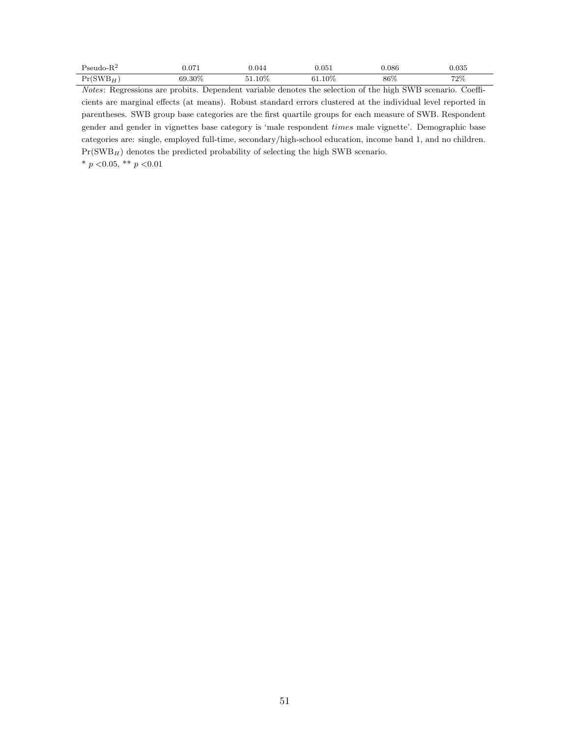|  |  |  |  |  |  |
|---|---|---|---|---|---|
| Pseudo-$R^2$ | 0.071 | 0.044 | 0.051 | 0.086 | 0.035 |
| $Pr(SWB_H)$ | 69.30% | 51.10% | 61.10% | 86% | 72% |

*Notes*: Regressions are probits. Dependent variable denotes the selection of the high SWB scenario. Coefficients are marginal effects (at means). Robust standard errors clustered at the individual level reported in parentheses. SWB group base categories are the first quartile groups for each measure of SWB. Respondent gender and gender in vignettes base category is 'male respondent *times* male vignette'. Demographic base categories are: single, employed full-time, secondary/high-school education, income band 1, and no children. $Pr(SWB_H)$ denotes the predicted probability of selecting the high SWB scenario.

\* $p < 0.05$, \*\* $p < 0.01$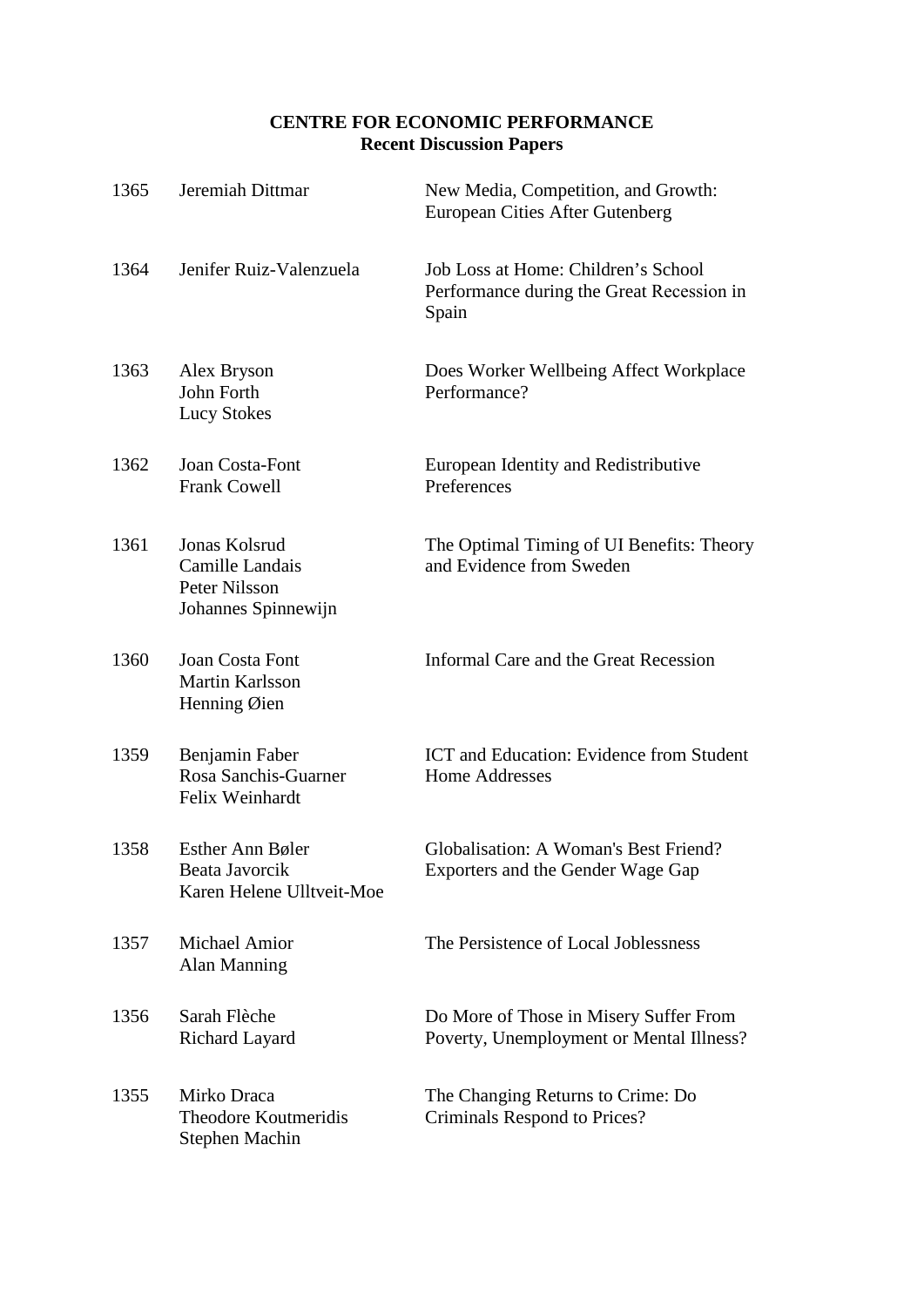**CENTRE FOR ECONOMIC PERFORMANCE**
**Recent Discussion Papers**

| | | |
|---|---|---|
| 1365 | Jeremiah Dittmar | New Media, Competition, and Growth: European Cities After Gutenberg |
| 1364 | Jenifer Ruiz-Valenzuela | Job Loss at Home: Children's School Performance during the Great Recession in Spain |
| 1363 | Alex Bryson<br>John Forth<br>Lucy Stokes | Does Worker Wellbeing Affect Workplace Performance? |
| 1362 | Joan Costa-Font<br>Frank Cowell | European Identity and Redistributive Preferences |
| 1361 | Jonas Kolsrud<br>Camille Landais<br>Peter Nilsson<br>Johannes Spinnewijn | The Optimal Timing of UI Benefits: Theory and Evidence from Sweden |
| 1360 | Joan Costa Font<br>Martin Karlsson<br>Henning Øien | Informal Care and the Great Recession |
| 1359 | Benjamin Faber<br>Rosa Sanchis-Guarner<br>Felix Weinhardt | ICT and Education: Evidence from Student Home Addresses |
| 1358 | Esther Ann Bøler<br>Beata Javorcik<br>Karen Helene Ulltveit-Moe | Globalisation: A Woman's Best Friend? Exporters and the Gender Wage Gap |
| 1357 | Michael Amior<br>Alan Manning | The Persistence of Local Joblessness |
| 1356 | Sarah Flèche<br>Richard Layard | Do More of Those in Misery Suffer From Poverty, Unemployment or Mental Illness? |
| 1355 | Mirko Draca<br>Theodore Koutmeridis<br>Stephen Machin | The Changing Returns to Crime: Do Criminals Respond to Prices? |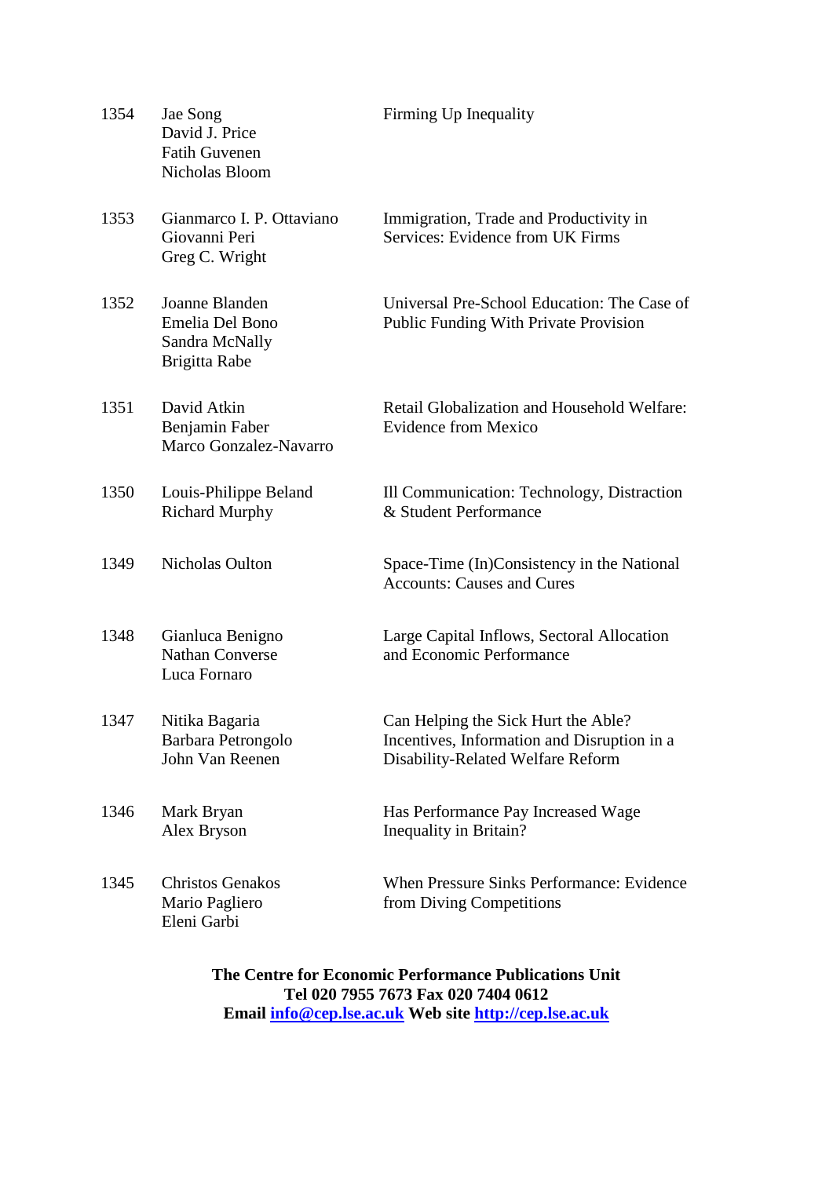| | | |
|---|---|---|
| 1354 | Jae Song<br>David J. Price<br>Fatih Guvenen<br>Nicholas Bloom | Firming Up Inequality |
| 1353 | Gianmarco I. P. Ottaviano<br>Giovanni Peri<br>Greg C. Wright | Immigration, Trade and Productivity in Services: Evidence from UK Firms |
| 1352 | Joanne Blanden<br>Emelia Del Bono<br>Sandra McNally<br>Brigitta Rabe | Universal Pre-School Education: The Case of Public Funding With Private Provision |
| 1351 | David Atkin<br>Benjamin Faber<br>Marco Gonzalez-Navarro | Retail Globalization and Household Welfare: Evidence from Mexico |
| 1350 | Louis-Philippe Beland<br>Richard Murphy | Ill Communication: Technology, Distraction & Student Performance |
| 1349 | Nicholas Oulton | Space-Time (In)Consistency in the National Accounts: Causes and Cures |
| 1348 | Gianluca Benigno<br>Nathan Converse<br>Luca Fornaro | Large Capital Inflows, Sectoral Allocation and Economic Performance |
| 1347 | Nitika Bagaria<br>Barbara Petrongolo<br>John Van Reenen | Can Helping the Sick Hurt the Able? Incentives, Information and Disruption in a Disability-Related Welfare Reform |
| 1346 | Mark Bryan<br>Alex Bryson | Has Performance Pay Increased Wage Inequality in Britain? |
| 1345 | Christos Genakos<br>Mario Pagliero<br>Eleni Garbi | When Pressure Sinks Performance: Evidence from Diving Competitions |

**The Centre for Economic Performance Publications Unit**
**Tel 020 7955 7673 Fax 020 7404 0612**
**Email [info@cep.lse.ac.uk](mailto:info@cep.lse.ac.uk) Web site [http://cep.lse.ac.uk](http://cep.lse.ac.uk)**